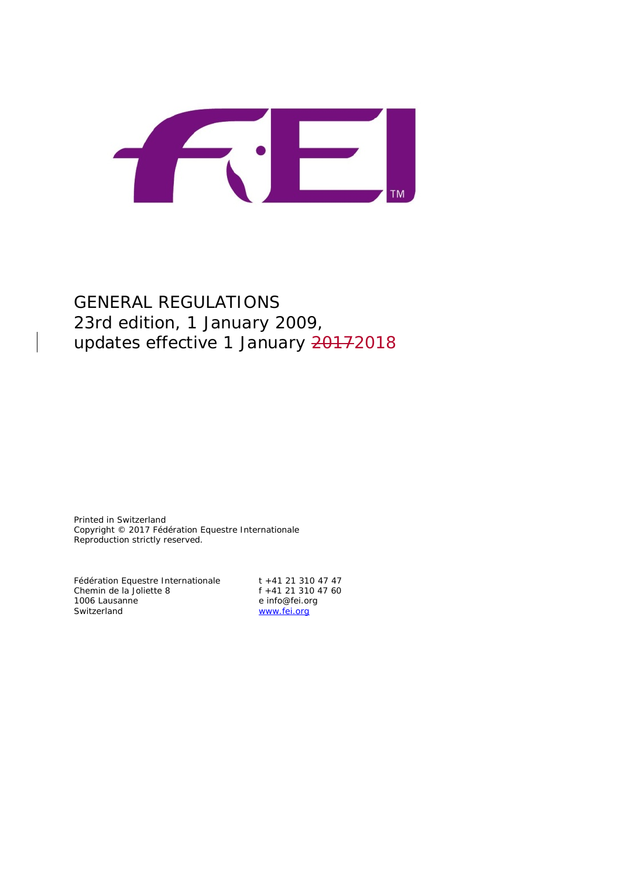# GENERAL REGULATIONS

23rd edition, 1 January 2009,
updates effective 1 January ~~2017~~2018

Printed in Switzerland
Copyright © 2017 Fédération Equestre Internationale
Reproduction strictly reserved.

Fédération Equestre Internationale
Chemin de la Joliette 8
1006 Lausanne
Switzerland

t +41 21 310 47 47
f +41 21 310 47 60
e info@fei.org
www.fei.org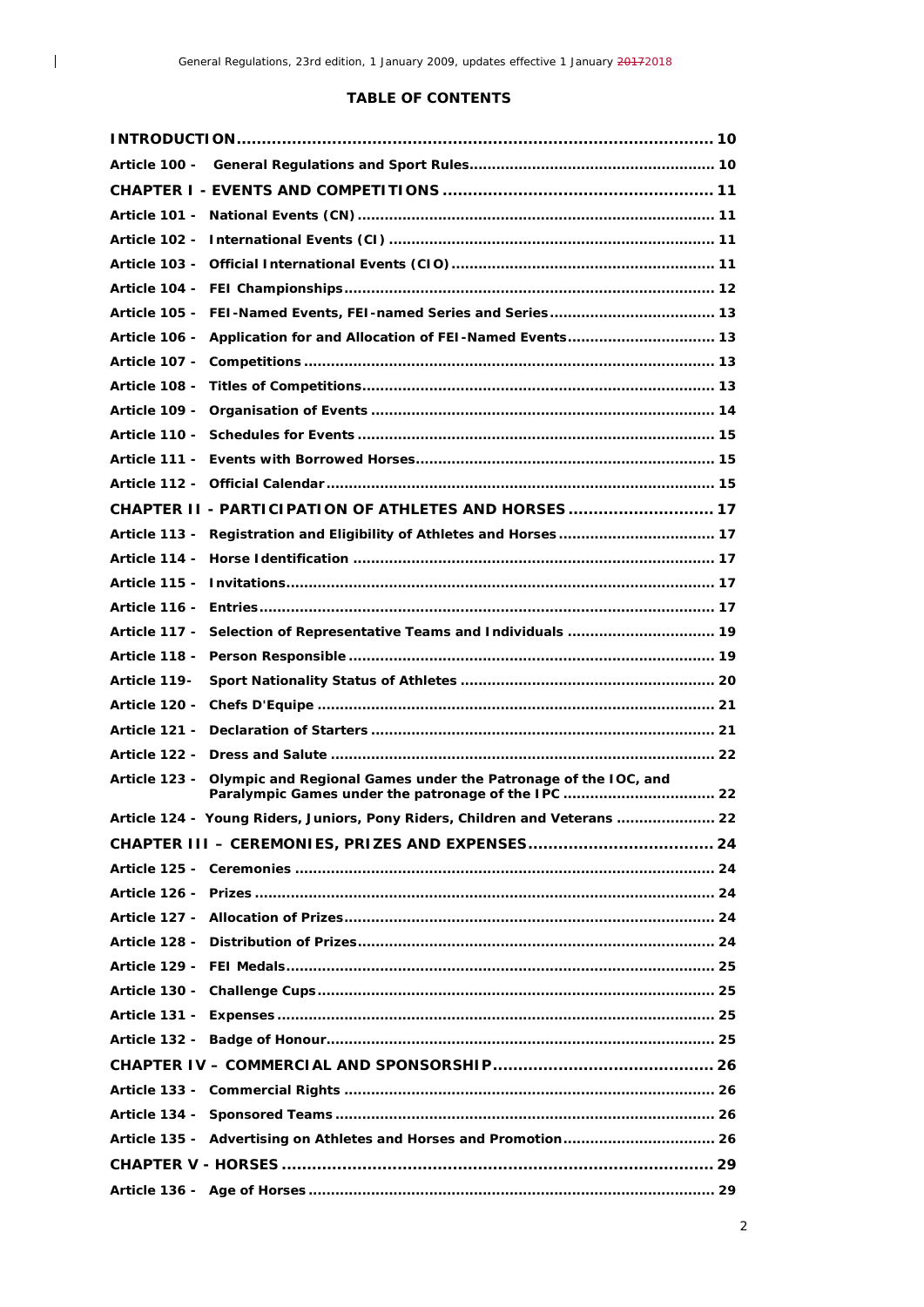# TABLE OF CONTENTS

| | | |
|---|---|---|
| **INTRODUCTION** | | 10 |
| **Article 100 -** | **General Regulations and Sport Rules** | 10 |
| **CHAPTER I - EVENTS AND COMPETITIONS** | | 11 |
| **Article 101 -** | **National Events (CN)** | 11 |
| **Article 102 -** | **International Events (CI)** | 11 |
| **Article 103 -** | **Official International Events (CIO)** | 11 |
| **Article 104 -** | **FEI Championships** | 12 |
| **Article 105 -** | **FEI-Named Events, FEI-named Series and Series** | 13 |
| **Article 106 -** | **Application for and Allocation of FEI-Named Events** | 13 |
| **Article 107 -** | **Competitions** | 13 |
| **Article 108 -** | **Titles of Competitions** | 13 |
| **Article 109 -** | **Organisation of Events** | 14 |
| **Article 110 -** | **Schedules for Events** | 15 |
| **Article 111 -** | **Events with Borrowed Horses** | 15 |
| **Article 112 -** | **Official Calendar** | 15 |
| **CHAPTER II - PARTICIPATION OF ATHLETES AND HORSES** | | 17 |
| **Article 113 -** | **Registration and Eligibility of Athletes and Horses** | 17 |
| **Article 114 -** | **Horse Identification** | 17 |
| **Article 115 -** | **Invitations** | 17 |
| **Article 116 -** | **Entries** | 17 |
| **Article 117 -** | **Selection of Representative Teams and Individuals** | 19 |
| **Article 118 -** | **Person Responsible** | 19 |
| **Article 119-** | **Sport Nationality Status of Athletes** | 20 |
| **Article 120 -** | **Chefs D'Equipe** | 21 |
| **Article 121 -** | **Declaration of Starters** | 21 |
| **Article 122 -** | **Dress and Salute** | 22 |
| **Article 123 -** | **Olympic and Regional Games under the Patronage of the IOC, and Paralympic Games under the patronage of the IPC** | 22 |
| **Article 124 -** | **Young Riders, Juniors, Pony Riders, Children and Veterans** | 22 |
| **CHAPTER III – CEREMONIES, PRIZES AND EXPENSES** | | 24 |
| **Article 125 -** | **Ceremonies** | 24 |
| **Article 126 -** | **Prizes** | 24 |
| **Article 127 -** | **Allocation of Prizes** | 24 |
| **Article 128 -** | **Distribution of Prizes** | 24 |
| **Article 129 -** | **FEI Medals** | 25 |
| **Article 130 -** | **Challenge Cups** | 25 |
| **Article 131 -** | **Expenses** | 25 |
| **Article 132 -** | **Badge of Honour** | 25 |
| **CHAPTER IV – COMMERCIAL AND SPONSORSHIP** | | 26 |
| **Article 133 -** | **Commercial Rights** | 26 |
| **Article 134 -** | **Sponsored Teams** | 26 |
| **Article 135 -** | **Advertising on Athletes and Horses and Promotion** | 26 |
| **CHAPTER V - HORSES** | | 29 |
| **Article 136 -** | **Age of Horses** | 29 |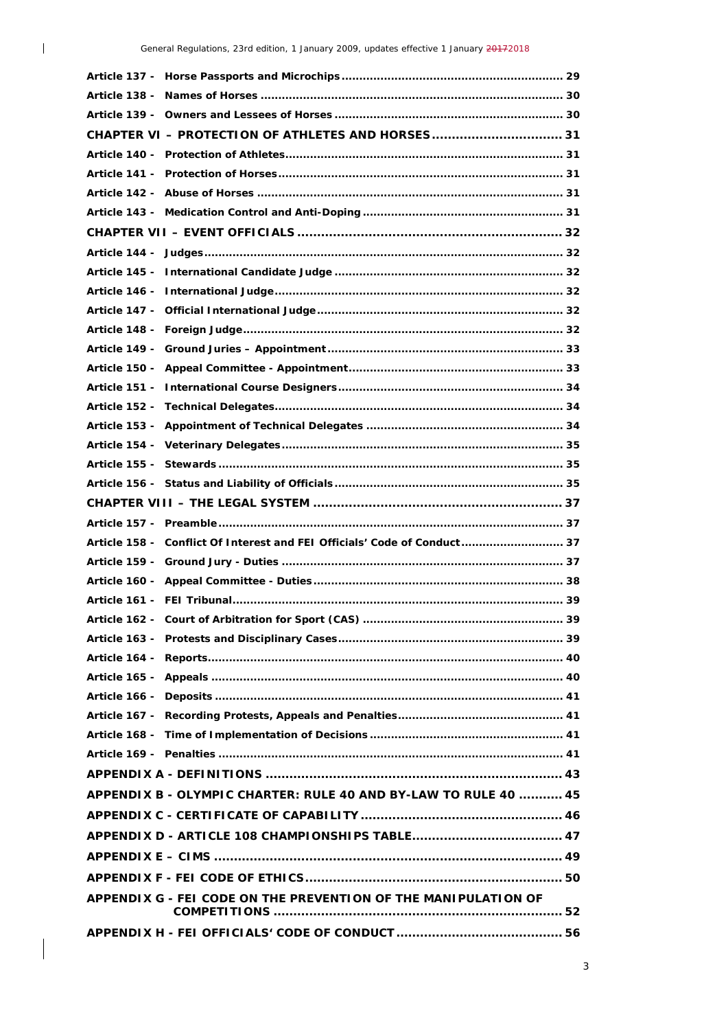**Article 137 - Horse Passports and Microchips** ............................................ 29

**Article 138 - Names of Horses** .................................................................... 30

**Article 139 - Owners and Lessees of Horses** ............................................... 30

**CHAPTER VI – PROTECTION OF ATHLETES AND HORSES** ............................... 31

**Article 140 - Protection of Athletes** ............................................................. 31

**Article 141 - Protection of Horses** ............................................................... 31

**Article 142 - Abuse of Horses** ..................................................................... 31

**Article 143 - Medication Control and Anti-Doping** ........................................ 31

**CHAPTER VII – EVENT OFFICIALS** ................................................................. 32

**Article 144 - Judges** .................................................................................... 32

**Article 145 - International Candidate Judge** ................................................ 32

**Article 146 - International Judge** ................................................................ 32

**Article 147 - Official International Judge** ..................................................... 32

**Article 148 - Foreign Judge** .......................................................................... 32

**Article 149 - Ground Juries – Appointment** .................................................. 33

**Article 150 - Appeal Committee - Appointment** ............................................ 33

**Article 151 - International Course Designers** ............................................... 34

**Article 152 - Technical Delegates** ................................................................ 34

**Article 153 - Appointment of Technical Delegates** ....................................... 34

**Article 154 - Veterinary Delegates** .............................................................. 35

**Article 155 - Stewards** ................................................................................ 35

**Article 156 - Status and Liability of Officials** ................................................ 35

**CHAPTER VIII – THE LEGAL SYSTEM** .............................................................. 37

**Article 157 - Preamble** ................................................................................ 37

**Article 158 - Conflict Of Interest and FEI Officials' Code of Conduct** ............................ 37

**Article 159 - Ground Jury - Duties** ............................................................... 37

**Article 160 - Appeal Committee - Duties** ...................................................... 38

**Article 161 - FEI Tribunal** ............................................................................ 39

**Article 162 - Court of Arbitration for Sport (CAS)** ........................................ 39

**Article 163 - Protests and Disciplinary Cases** ............................................... 39

**Article 164 - Reports** ................................................................................... 40

**Article 165 - Appeals** .................................................................................. 40

**Article 166 - Deposits** ................................................................................. 41

**Article 167 - Recording Protests, Appeals and Penalties** .............................. 41

**Article 168 - Time of Implementation of Decisions** ...................................... 41

**Article 169 - Penalties** ................................................................................ 41

**APPENDIX A - DEFINITIONS** .......................................................................... 43

**APPENDIX B - OLYMPIC CHARTER: RULE 40 AND BY-LAW TO RULE 40** ........... 45

**APPENDIX C - CERTIFICATE OF CAPABILITY** ................................................... 46

**APPENDIX D - ARTICLE 108 CHAMPIONSHIPS TABLE** ..................................... 47

**APPENDIX E – CIMS** ........................................................................................ 49

**APPENDIX F - FEI CODE OF ETHICS** ................................................................ 50

**APPENDIX G - FEI CODE ON THE PREVENTION OF THE MANIPULATION OF COMPETITIONS** ........................................................................ 52

**APPENDIX H - FEI OFFICIALS' CODE OF CONDUCT** ......................................... 56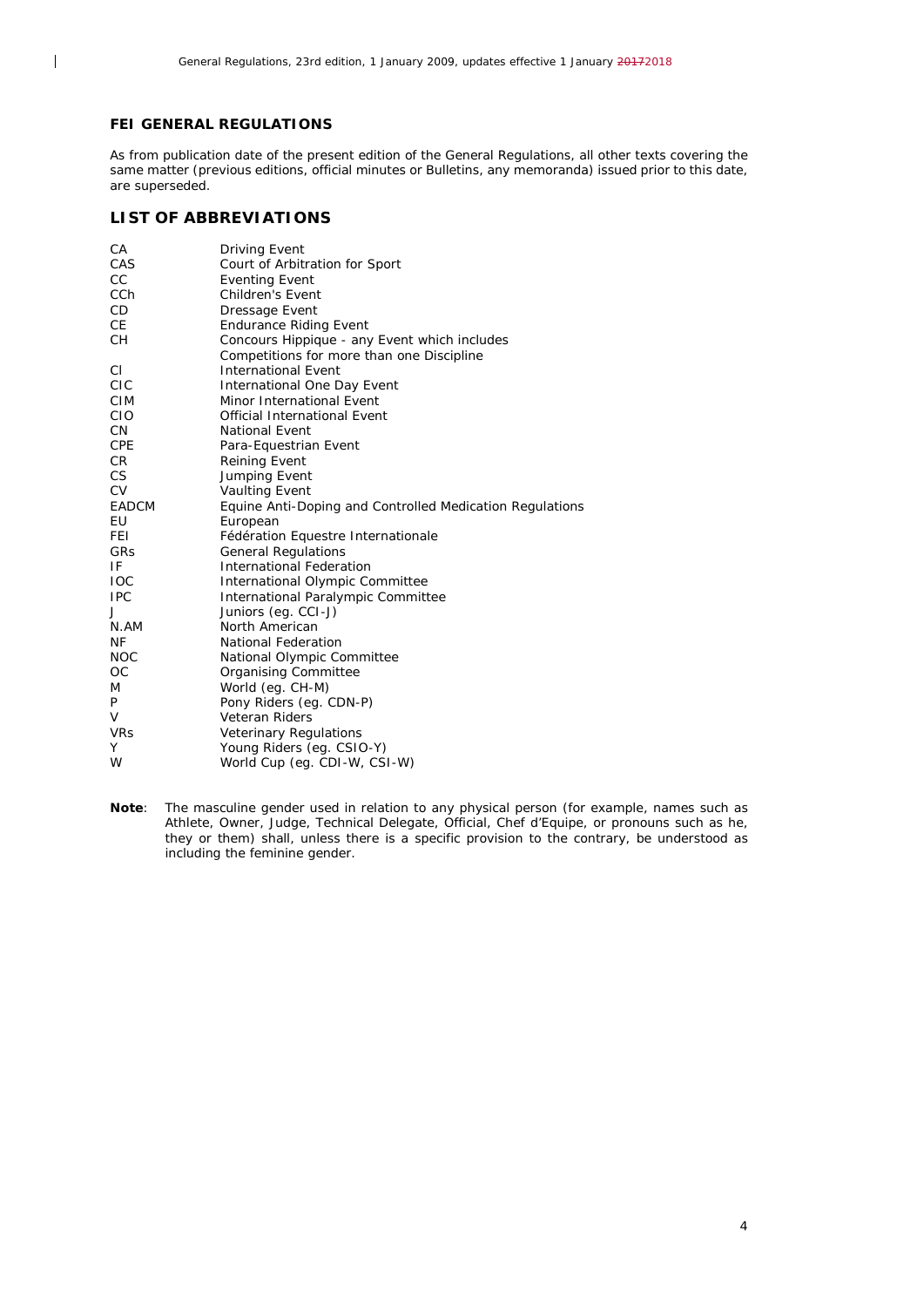## FEI GENERAL REGULATIONS

As from publication date of the present edition of the General Regulations, all other texts covering the same matter (previous editions, official minutes or Bulletins, any memoranda) issued prior to this date, are superseded.

## LIST OF ABBREVIATIONS

| | |
|---|---|
| CA | Driving Event |
| CAS | Court of Arbitration for Sport |
| CC | Eventing Event |
| CCh | Children's Event |
| CD | Dressage Event |
| CE | Endurance Riding Event |
| CH | Concours Hippique - any Event which includes Competitions for more than one Discipline |
| CI | International Event |
| CIC | International One Day Event |
| CIM | Minor International Event |
| CIO | Official International Event |
| CN | National Event |
| CPE | Para-Equestrian Event |
| CR | Reining Event |
| CS | Jumping Event |
| CV | Vaulting Event |
| EADCM | Equine Anti-Doping and Controlled Medication Regulations |
| EU | European |
| FEI | Fédération Equestre Internationale |
| GRs | General Regulations |
| IF | International Federation |
| IOC | International Olympic Committee |
| IPC | International Paralympic Committee |
| J | Juniors (eg. CCI-J) |
| N.AM | North American |
| NF | National Federation |
| NOC | National Olympic Committee |
| OC | Organising Committee |
| M | World (eg. CH-M) |
| P | Pony Riders (eg. CDN-P) |
| V | Veteran Riders |
| VRs | Veterinary Regulations |
| Y | Young Riders (eg. CSIO-Y) |
| W | World Cup (eg. CDI-W, CSI-W) |

**Note**: The masculine gender used in relation to any physical person (for example, names such as Athlete, Owner, Judge, Technical Delegate, Official, Chef d'Equipe, or pronouns such as he, they or them) shall, unless there is a specific provision to the contrary, be understood as including the feminine gender.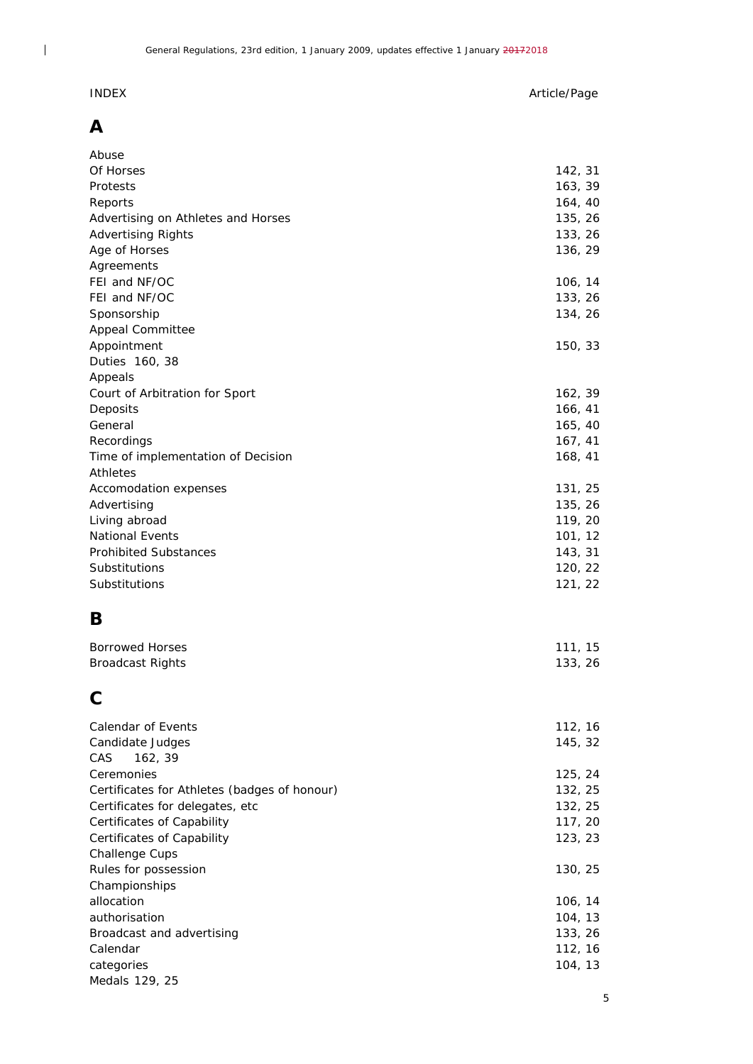INDEX | Article/Page

## A

| | |
|---|---|
| Abuse | |
| Of Horses | 142, 31 |
| Protests | 163, 39 |
| Reports | 164, 40 |
| Advertising on Athletes and Horses | 135, 26 |
| Advertising Rights | 133, 26 |
| Age of Horses | 136, 29 |
| Agreements | |
| FEI and NF/OC | 106, 14 |
| FEI and NF/OC | 133, 26 |
| Sponsorship | 134, 26 |
| Appeal Committee | |
| Appointment | 150, 33 |
| Duties 160, 38 | |
| Appeals | |
| Court of Arbitration for Sport | 162, 39 |
| Deposits | 166, 41 |
| General | 165, 40 |
| Recordings | 167, 41 |
| Time of implementation of Decision | 168, 41 |
| Athletes | |
| Accomodation expenses | 131, 25 |
| Advertising | 135, 26 |
| Living abroad | 119, 20 |
| National Events | 101, 12 |
| Prohibited Substances | 143, 31 |
| Substitutions | 120, 22 |
| Substitutions | 121, 22 |

## B

| | |
|---|---|
| Borrowed Horses | 111, 15 |
| Broadcast Rights | 133, 26 |

## C

| | |
|---|---|
| Calendar of Events | 112, 16 |
| Candidate Judges | 145, 32 |
| CAS 162, 39 | |
| Ceremonies | 125, 24 |
| Certificates for Athletes (badges of honour) | 132, 25 |
| Certificates for delegates, etc | 132, 25 |
| Certificates of Capability | 117, 20 |
| Certificates of Capability | 123, 23 |
| Challenge Cups | |
| Rules for possession | 130, 25 |
| Championships | |
| allocation | 106, 14 |
| authorisation | 104, 13 |
| Broadcast and advertising | 133, 26 |
| Calendar | 112, 16 |
| categories | 104, 13 |
| Medals 129, 25 | |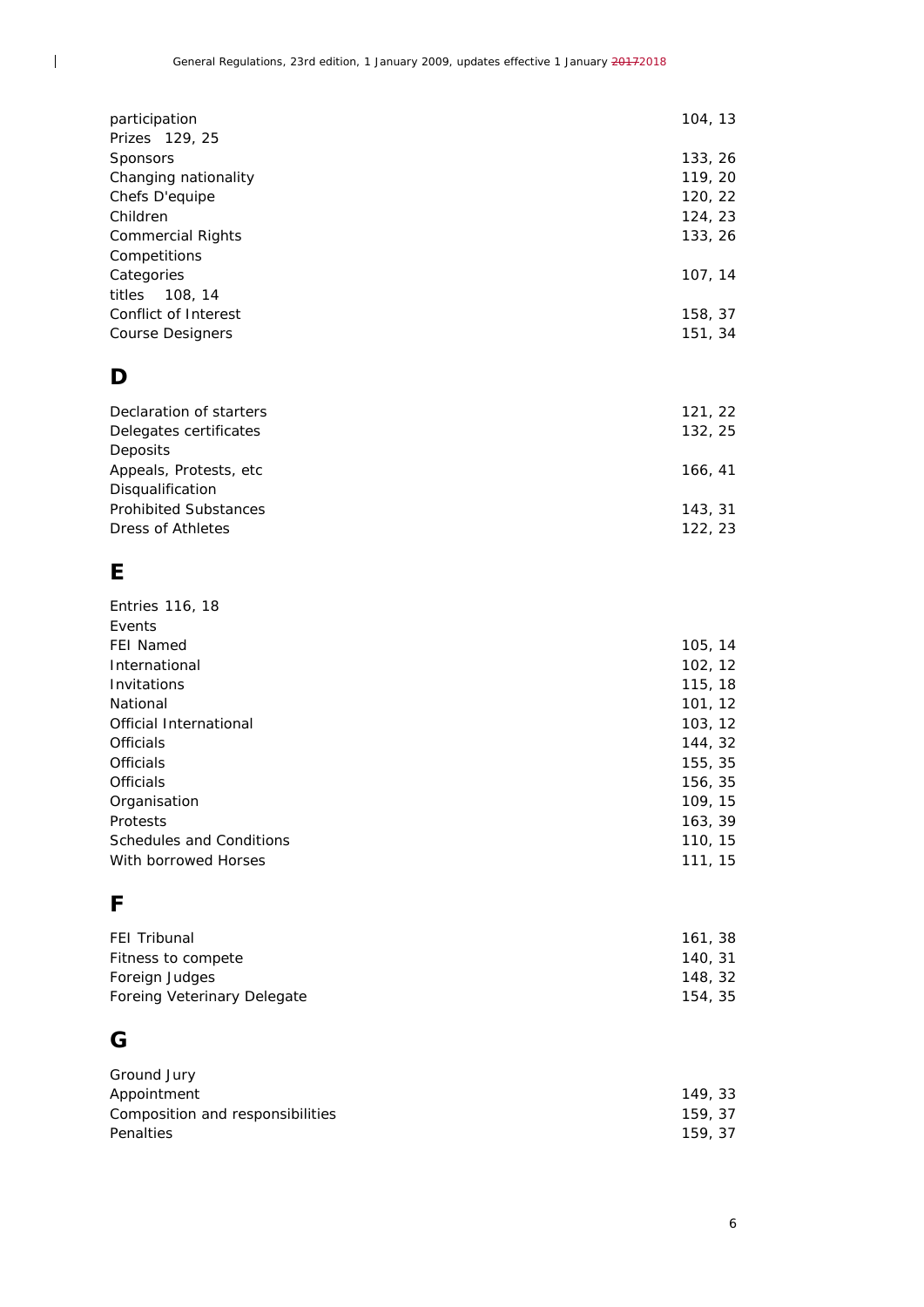participation 104, 13
Prizes 129, 25
Sponsors 133, 26
Changing nationality 119, 20
Chefs D'equipe 120, 22
Children 124, 23
Commercial Rights 133, 26
Competitions
Categories 107, 14
titles 108, 14
Conflict of Interest 158, 37
Course Designers 151, 34

## D

Declaration of starters 121, 22
Delegates certificates 132, 25
Deposits
Appeals, Protests, etc 166, 41
Disqualification
Prohibited Substances 143, 31
Dress of Athletes 122, 23

## E

Entries 116, 18
Events
FEI Named 105, 14
International 102, 12
Invitations 115, 18
National 101, 12
Official International 103, 12
Officials 144, 32
Officials 155, 35
Officials 156, 35
Organisation 109, 15
Protests 163, 39
Schedules and Conditions 110, 15
With borrowed Horses 111, 15

## F

FEI Tribunal 161, 38
Fitness to compete 140, 31
Foreign Judges 148, 32
Foreing Veterinary Delegate 154, 35

## G

Ground Jury
Appointment 149, 33
Composition and responsibilities 159, 37
Penalties 159, 37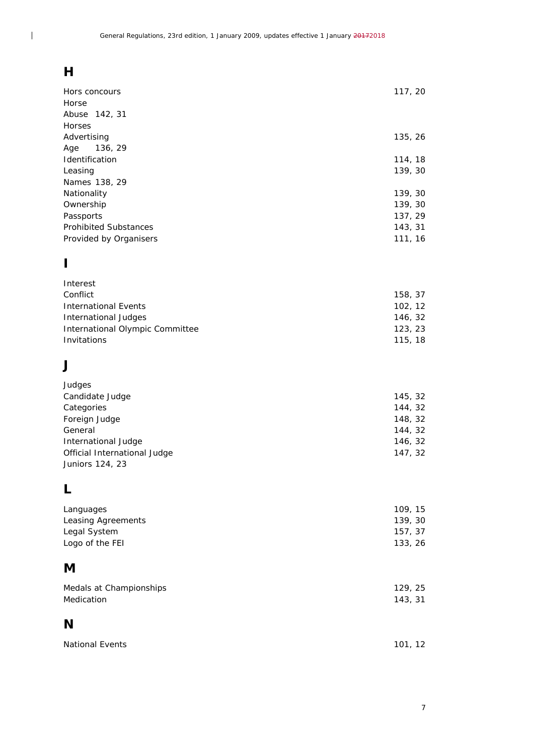## H

Hors concours 117, 20
Horse
Abuse 142, 31
Horses
Advertising 135, 26
Age 136, 29
Identification 114, 18
Leasing 139, 30
Names 138, 29
Nationality 139, 30
Ownership 139, 30
Passports 137, 29
Prohibited Substances 143, 31
Provided by Organisers 111, 16

## I

Interest
Conflict 158, 37
International Events 102, 12
International Judges 146, 32
International Olympic Committee 123, 23
Invitations 115, 18

## J

Judges
Candidate Judge 145, 32
Categories 144, 32
Foreign Judge 148, 32
General 144, 32
International Judge 146, 32
Official International Judge 147, 32
Juniors 124, 23

## L

Languages 109, 15
Leasing Agreements 139, 30
Legal System 157, 37
Logo of the FEI 133, 26

## M

Medals at Championships 129, 25
Medication 143, 31

## N

National Events 101, 12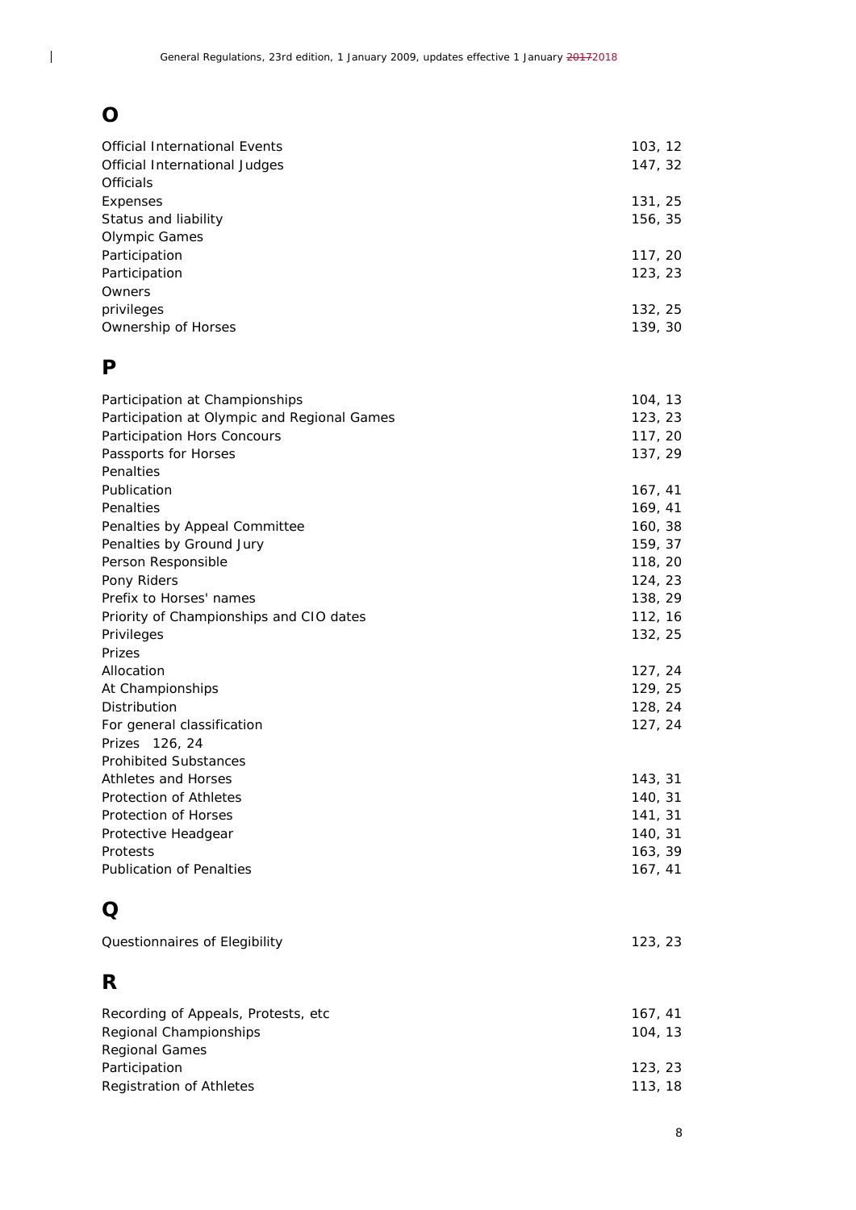# O

| | |
|---|---|
| Official International Events | 103, 12 |
| Official International Judges | 147, 32 |
| Officials | |
| Expenses | 131, 25 |
| Status and liability | 156, 35 |
| Olympic Games | |
| Participation | 117, 20 |
| Participation | 123, 23 |
| Owners | |
| privileges | 132, 25 |
| Ownership of Horses | 139, 30 |

# P

| | |
|---|---|
| Participation at Championships | 104, 13 |
| Participation at Olympic and Regional Games | 123, 23 |
| Participation Hors Concours | 117, 20 |
| Passports for Horses | 137, 29 |
| Penalties | |
| Publication | 167, 41 |
| Penalties | 169, 41 |
| Penalties by Appeal Committee | 160, 38 |
| Penalties by Ground Jury | 159, 37 |
| Person Responsible | 118, 20 |
| Pony Riders | 124, 23 |
| Prefix to Horses' names | 138, 29 |
| Priority of Championships and CIO dates | 112, 16 |
| Privileges | 132, 25 |
| Prizes | |
| Allocation | 127, 24 |
| At Championships | 129, 25 |
| Distribution | 128, 24 |
| For general classification | 127, 24 |
| Prizes 126, 24 | |
| Prohibited Substances | |
| Athletes and Horses | 143, 31 |
| Protection of Athletes | 140, 31 |
| Protection of Horses | 141, 31 |
| Protective Headgear | 140, 31 |
| Protests | 163, 39 |
| Publication of Penalties | 167, 41 |

# Q

| | |
|---|---|
| Questionnaires of Elegibility | 123, 23 |

# R

| | |
|---|---|
| Recording of Appeals, Protests, etc | 167, 41 |
| Regional Championships | 104, 13 |
| Regional Games | |
| Participation | 123, 23 |
| Registration of Athletes | 113, 18 |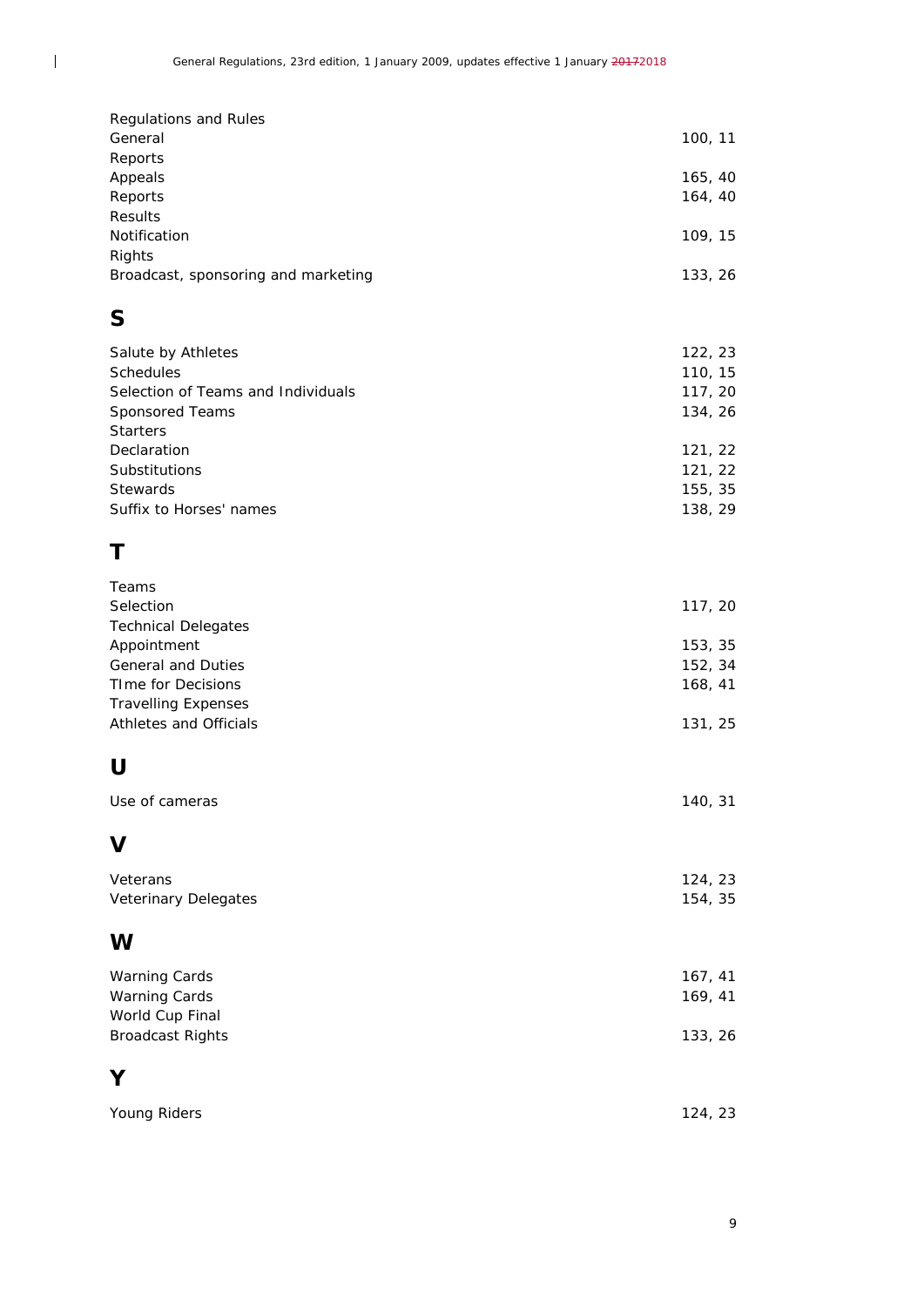| | |
|---|---|
| Regulations and Rules | |
| General | 100, 11 |
| Reports | |
| Appeals | 165, 40 |
| Reports | 164, 40 |
| Results | |
| Notification | 109, 15 |
| Rights | |
| Broadcast, sponsoring and marketing | 133, 26 |

## S

| | |
|---|---|
| Salute by Athletes | 122, 23 |
| Schedules | 110, 15 |
| Selection of Teams and Individuals | 117, 20 |
| Sponsored Teams | 134, 26 |
| Starters | |
| Declaration | 121, 22 |
| Substitutions | 121, 22 |
| Stewards | 155, 35 |
| Suffix to Horses' names | 138, 29 |

## T

| | |
|---|---|
| Teams | |
| Selection | 117, 20 |
| Technical Delegates | |
| Appointment | 153, 35 |
| General and Duties | 152, 34 |
| TIme for Decisions | 168, 41 |
| Travelling Expenses | |
| Athletes and Officials | 131, 25 |

## U

| | |
|---|---|
| Use of cameras | 140, 31 |

## V

| | |
|---|---|
| Veterans | 124, 23 |
| Veterinary Delegates | 154, 35 |

## W

| | |
|---|---|
| Warning Cards | 167, 41 |
| Warning Cards | 169, 41 |
| World Cup Final | |
| Broadcast Rights | 133, 26 |

## Y

| | |
|---|---|
| Young Riders | 124, 23 |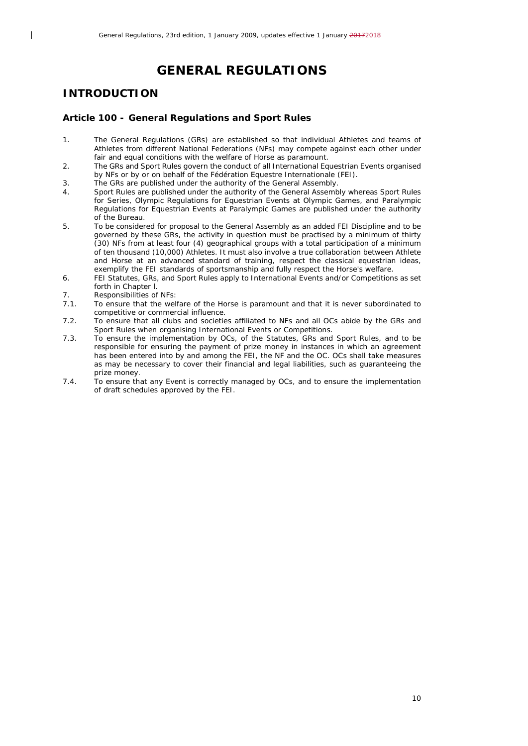# GENERAL REGULATIONS

## INTRODUCTION

### Article 100 - General Regulations and Sport Rules

1. The General Regulations (GRs) are established so that individual Athletes and teams of Athletes from different National Federations (NFs) may compete against each other under fair and equal conditions with the welfare of Horse as paramount.
2. The GRs and Sport Rules govern the conduct of all International Equestrian Events organised by NFs or by or on behalf of the Fédération Equestre Internationale (FEI).
3. The GRs are published under the authority of the General Assembly.
4. Sport Rules are published under the authority of the General Assembly whereas Sport Rules for Series, Olympic Regulations for Equestrian Events at Olympic Games, and Paralympic Regulations for Equestrian Events at Paralympic Games are published under the authority of the Bureau.
5. To be considered for proposal to the General Assembly as an added FEI Discipline and to be governed by these GRs, the activity in question must be practised by a minimum of thirty (30) NFs from at least four (4) geographical groups with a total participation of a minimum of ten thousand (10,000) Athletes. It must also involve a true collaboration between Athlete and Horse at an advanced standard of training, respect the classical equestrian ideas, exemplify the FEI standards of sportsmanship and fully respect the Horse's welfare.
6. FEI Statutes, GRs, and Sport Rules apply to International Events and/or Competitions as set forth in Chapter I.
7. Responsibilities of NFs:

7.1. To ensure that the welfare of the Horse is paramount and that it is never subordinated to competitive or commercial influence.

7.2. To ensure that all clubs and societies affiliated to NFs and all OCs abide by the GRs and Sport Rules when organising International Events or Competitions.

7.3. To ensure the implementation by OCs, of the Statutes, GRs and Sport Rules, and to be responsible for ensuring the payment of prize money in instances in which an agreement has been entered into by and among the FEI, the NF and the OC. OCs shall take measures as may be necessary to cover their financial and legal liabilities, such as guaranteeing the prize money.

7.4. To ensure that any Event is correctly managed by OCs, and to ensure the implementation of draft schedules approved by the FEI.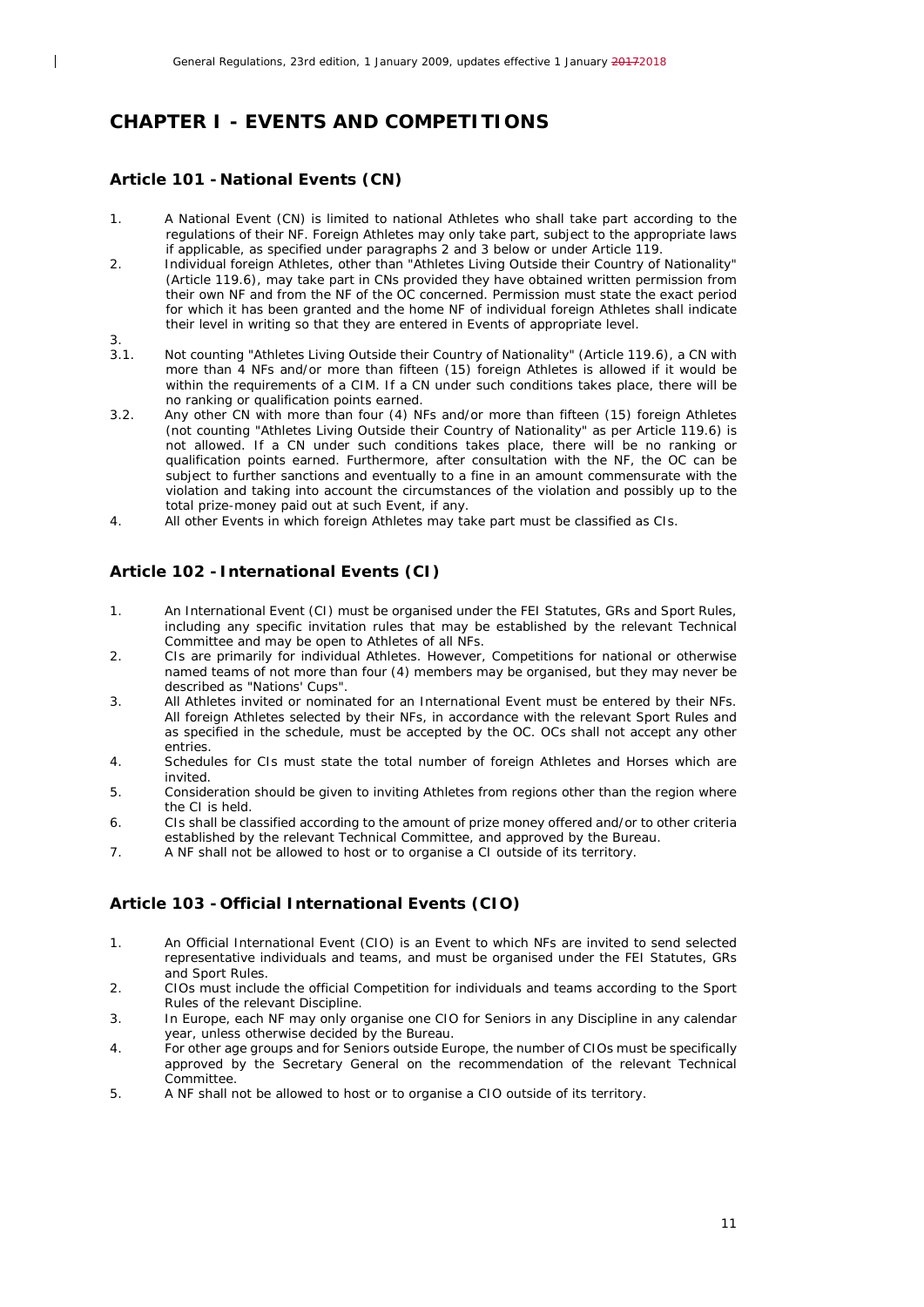# CHAPTER I - EVENTS AND COMPETITIONS

## Article 101 - National Events (CN)

1. A National Event (CN) is limited to national Athletes who shall take part according to the regulations of their NF. Foreign Athletes may only take part, subject to the appropriate laws if applicable, as specified under paragraphs 2 and 3 below or under Article 119.
2. Individual foreign Athletes, other than "Athletes Living Outside their Country of Nationality" (Article 119.6), may take part in CNs provided they have obtained written permission from their own NF and from the NF of the OC concerned. Permission must state the exact period for which it has been granted and the home NF of individual foreign Athletes shall indicate their level in writing so that they are entered in Events of appropriate level.
3.

3.1. Not counting "Athletes Living Outside their Country of Nationality" (Article 119.6), a CN with more than 4 NFs and/or more than fifteen (15) foreign Athletes is allowed if it would be within the requirements of a CIM. If a CN under such conditions takes place, there will be no ranking or qualification points earned.

3.2. Any other CN with more than four (4) NFs and/or more than fifteen (15) foreign Athletes (not counting "Athletes Living Outside their Country of Nationality" as per Article 119.6) is not allowed. If a CN under such conditions takes place, there will be no ranking or qualification points earned. Furthermore, after consultation with the NF, the OC can be subject to further sanctions and eventually to a fine in an amount commensurate with the violation and taking into account the circumstances of the violation and possibly up to the total prize-money paid out at such Event, if any.

4. All other Events in which foreign Athletes may take part must be classified as CIs.

## Article 102 - International Events (CI)

1. An International Event (CI) must be organised under the FEI Statutes, GRs and Sport Rules, including any specific invitation rules that may be established by the relevant Technical Committee and may be open to Athletes of all NFs.
2. CIs are primarily for individual Athletes. However, Competitions for national or otherwise named teams of not more than four (4) members may be organised, but they may never be described as "Nations' Cups".
3. All Athletes invited or nominated for an International Event must be entered by their NFs. All foreign Athletes selected by their NFs, in accordance with the relevant Sport Rules and as specified in the schedule, must be accepted by the OC. OCs shall not accept any other entries.
4. Schedules for CIs must state the total number of foreign Athletes and Horses which are invited.
5. Consideration should be given to inviting Athletes from regions other than the region where the CI is held.
6. CIs shall be classified according to the amount of prize money offered and/or to other criteria established by the relevant Technical Committee, and approved by the Bureau.
7. A NF shall not be allowed to host or to organise a CI outside of its territory.

## Article 103 - Official International Events (CIO)

1. An Official International Event (CIO) is an Event to which NFs are invited to send selected representative individuals and teams, and must be organised under the FEI Statutes, GRs and Sport Rules.
2. CIOs must include the official Competition for individuals and teams according to the Sport Rules of the relevant Discipline.
3. In Europe, each NF may only organise one CIO for Seniors in any Discipline in any calendar year, unless otherwise decided by the Bureau.
4. For other age groups and for Seniors outside Europe, the number of CIOs must be specifically approved by the Secretary General on the recommendation of the relevant Technical Committee.
5. A NF shall not be allowed to host or to organise a CIO outside of its territory.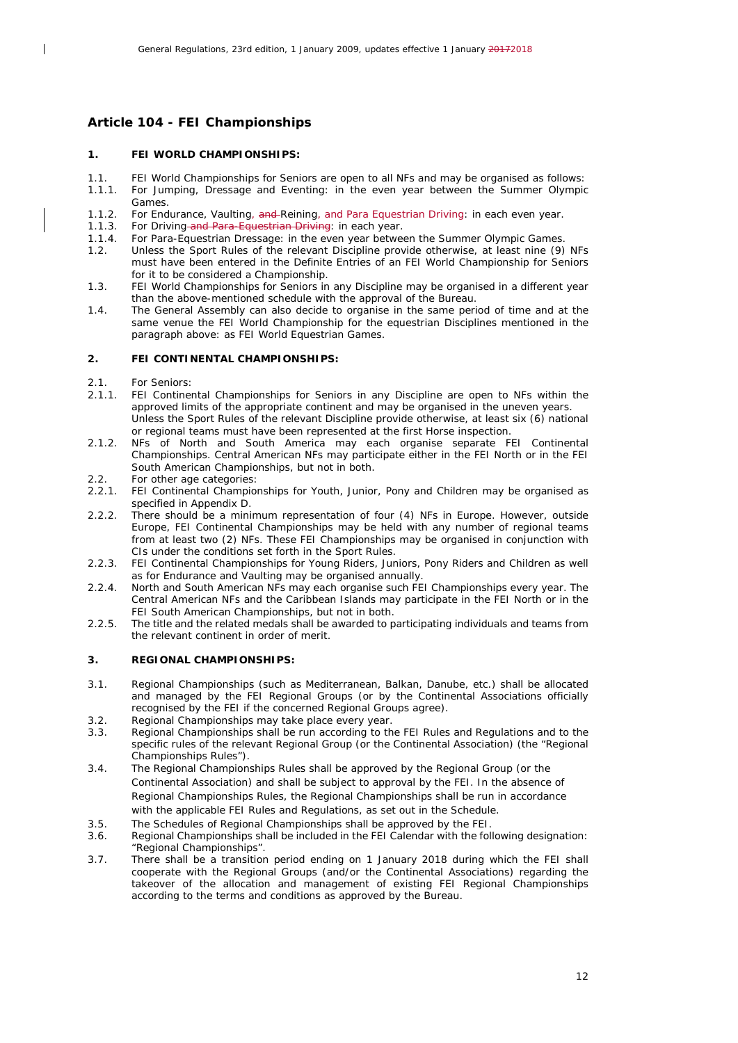## Article 104 - FEI Championships

### 1. FEI WORLD CHAMPIONSHIPS:

1.1. FEI World Championships for Seniors are open to all NFs and may be organised as follows:

1.1.1. For Jumping, Dressage and Eventing: in the even year between the Summer Olympic Games.

1.1.2. For Endurance, Vaulting, ~~and~~ Reining, and Para Equestrian Driving: in each even year.

1.1.3. For Driving ~~and Para-Equestrian Driving~~: in each year.

1.1.4. For Para-Equestrian Dressage: in the even year between the Summer Olympic Games.

1.2. Unless the Sport Rules of the relevant Discipline provide otherwise, at least nine (9) NFs must have been entered in the Definite Entries of an FEI World Championship for Seniors for it to be considered a Championship.

1.3. FEI World Championships for Seniors in any Discipline may be organised in a different year than the above-mentioned schedule with the approval of the Bureau.

1.4. The General Assembly can also decide to organise in the same period of time and at the same venue the FEI World Championship for the equestrian Disciplines mentioned in the paragraph above: as FEI World Equestrian Games.

### 2. FEI CONTINENTAL CHAMPIONSHIPS:

2.1. For Seniors:

2.1.1. FEI Continental Championships for Seniors in any Discipline are open to NFs within the approved limits of the appropriate continent and may be organised in the uneven years. Unless the Sport Rules of the relevant Discipline provide otherwise, at least six (6) national or regional teams must have been represented at the first Horse inspection.

2.1.2. NFs of North and South America may each organise separate FEI Continental Championships. Central American NFs may participate either in the FEI North or in the FEI South American Championships, but not in both.

2.2. For other age categories:

2.2.1. FEI Continental Championships for Youth, Junior, Pony and Children may be organised as specified in Appendix D.

2.2.2. There should be a minimum representation of four (4) NFs in Europe. However, outside Europe, FEI Continental Championships may be held with any number of regional teams from at least two (2) NFs. These FEI Championships may be organised in conjunction with CIs under the conditions set forth in the Sport Rules.

2.2.3. FEI Continental Championships for Young Riders, Juniors, Pony Riders and Children as well as for Endurance and Vaulting may be organised annually.

2.2.4. North and South American NFs may each organise such FEI Championships every year. The Central American NFs and the Caribbean Islands may participate in the FEI North or in the FEI South American Championships, but not in both.

2.2.5. The title and the related medals shall be awarded to participating individuals and teams from the relevant continent in order of merit.

### 3. REGIONAL CHAMPIONSHIPS:

3.1. Regional Championships (such as Mediterranean, Balkan, Danube, etc.) shall be allocated and managed by the FEI Regional Groups (or by the Continental Associations officially recognised by the FEI if the concerned Regional Groups agree).

3.2. Regional Championships may take place every year.

3.3. Regional Championships shall be run according to the FEI Rules and Regulations and to the specific rules of the relevant Regional Group (or the Continental Association) (the "Regional Championships Rules").

3.4. The Regional Championships Rules shall be approved by the Regional Group (or the Continental Association) and shall be subject to approval by the FEI. In the absence of Regional Championships Rules, the Regional Championships shall be run in accordance with the applicable FEI Rules and Regulations, as set out in the Schedule.

3.5. The Schedules of Regional Championships shall be approved by the FEI.

3.6. Regional Championships shall be included in the FEI Calendar with the following designation: "Regional Championships".

3.7. There shall be a transition period ending on 1 January 2018 during which the FEI shall cooperate with the Regional Groups (and/or the Continental Associations) regarding the takeover of the allocation and management of existing FEI Regional Championships according to the terms and conditions as approved by the Bureau.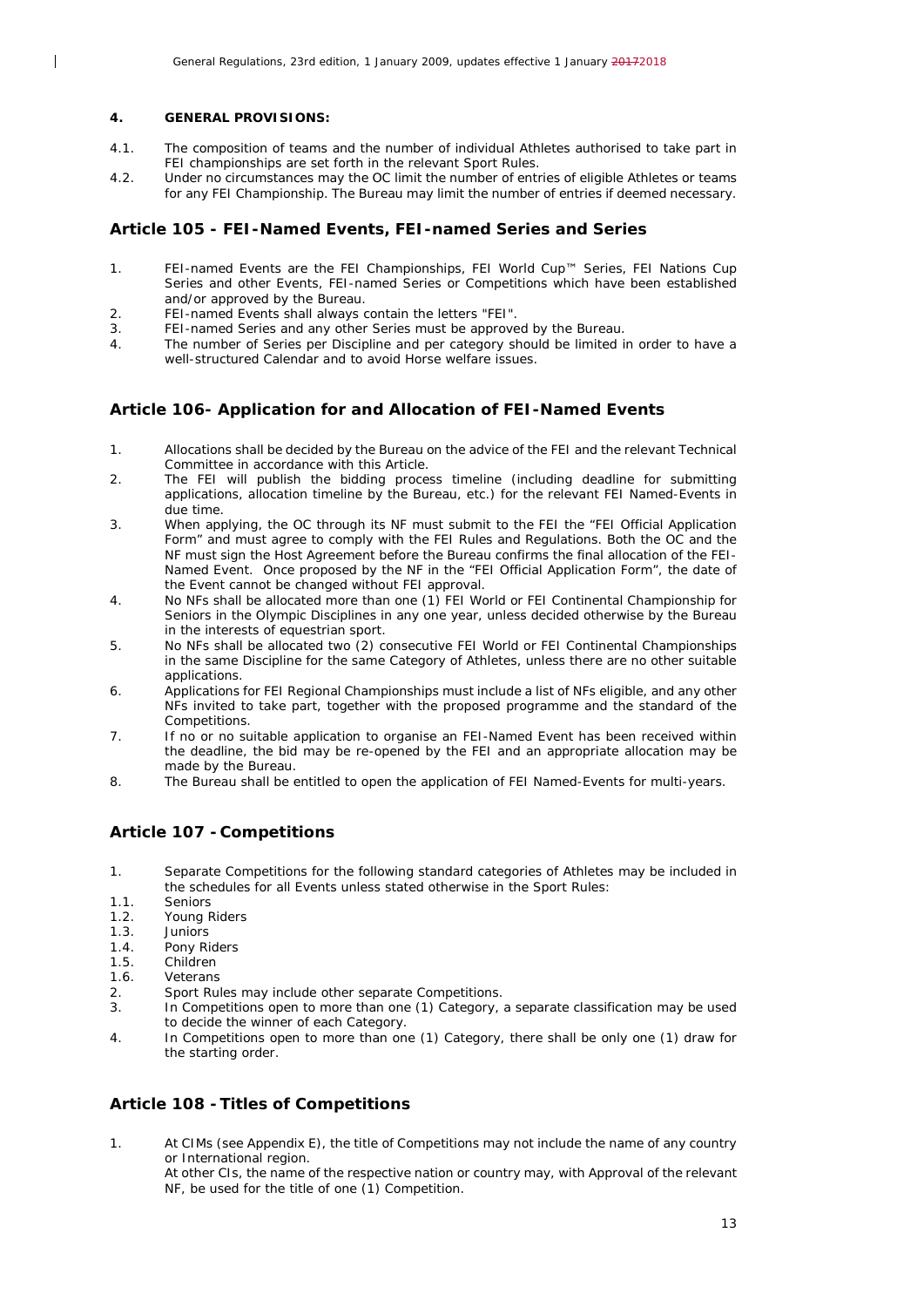**4. GENERAL PROVISIONS:**

4.1. The composition of teams and the number of individual Athletes authorised to take part in FEI championships are set forth in the relevant Sport Rules.

4.2. Under no circumstances may the OC limit the number of entries of eligible Athletes or teams for any FEI Championship. The Bureau may limit the number of entries if deemed necessary.

## Article 105 - FEI-Named Events, FEI-named Series and Series

1. FEI-named Events are the FEI Championships, FEI World Cup™ Series, FEI Nations Cup Series and other Events, FEI-named Series or Competitions which have been established and/or approved by the Bureau.
2. FEI-named Events shall always contain the letters "FEI".
3. FEI-named Series and any other Series must be approved by the Bureau.
4. The number of Series per Discipline and per category should be limited in order to have a well-structured Calendar and to avoid Horse welfare issues.

## Article 106- Application for and Allocation of FEI-Named Events

1. Allocations shall be decided by the Bureau on the advice of the FEI and the relevant Technical Committee in accordance with this Article.
2. The FEI will publish the bidding process timeline (including deadline for submitting applications, allocation timeline by the Bureau, etc.) for the relevant FEI Named-Events in due time.
3. When applying, the OC through its NF must submit to the FEI the "FEI Official Application Form" and must agree to comply with the FEI Rules and Regulations. Both the OC and the NF must sign the Host Agreement before the Bureau confirms the final allocation of the FEI-Named Event. Once proposed by the NF in the "FEI Official Application Form", the date of the Event cannot be changed without FEI approval.
4. No NFs shall be allocated more than one (1) FEI World or FEI Continental Championship for Seniors in the Olympic Disciplines in any one year, unless decided otherwise by the Bureau in the interests of equestrian sport.
5. No NFs shall be allocated two (2) consecutive FEI World or FEI Continental Championships in the same Discipline for the same Category of Athletes, unless there are no other suitable applications.
6. Applications for FEI Regional Championships must include a list of NFs eligible, and any other NFs invited to take part, together with the proposed programme and the standard of the Competitions.
7. If no or no suitable application to organise an FEI-Named Event has been received within the deadline, the bid may be re-opened by the FEI and an appropriate allocation may be made by the Bureau.
8. The Bureau shall be entitled to open the application of FEI Named-Events for multi-years.

## Article 107 - Competitions

1. Separate Competitions for the following standard categories of Athletes may be included in the schedules for all Events unless stated otherwise in the Sport Rules:
   - 1.1. Seniors
   - 1.2. Young Riders
   - 1.3. Juniors
   - 1.4. Pony Riders
   - 1.5. Children
   - 1.6. Veterans
2. Sport Rules may include other separate Competitions.
3. In Competitions open to more than one (1) Category, a separate classification may be used to decide the winner of each Category.
4. In Competitions open to more than one (1) Category, there shall be only one (1) draw for the starting order.

## Article 108 - Titles of Competitions

1. At CIMs (see Appendix E), the title of Competitions may not include the name of any country or International region.
   At other CIs, the name of the respective nation or country may, with Approval of the relevant NF, be used for the title of one (1) Competition.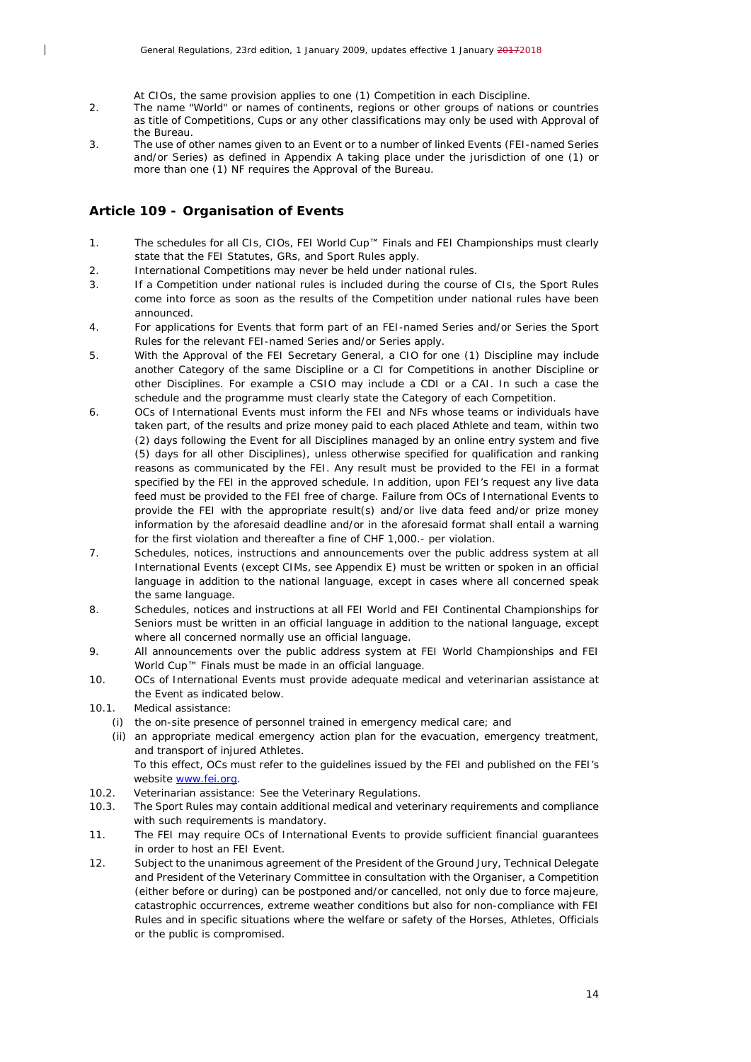At CIOs, the same provision applies to one (1) Competition in each Discipline.

2. The name "World" or names of continents, regions or other groups of nations or countries as title of Competitions, Cups or any other classifications may only be used with Approval of the Bureau.
3. The use of other names given to an Event or to a number of linked Events (FEI-named Series and/or Series) as defined in Appendix A taking place under the jurisdiction of one (1) or more than one (1) NF requires the Approval of the Bureau.

## Article 109 - Organisation of Events

1. The schedules for all CIs, CIOs, FEI World Cup™ Finals and FEI Championships must clearly state that the FEI Statutes, GRs, and Sport Rules apply.
2. International Competitions may never be held under national rules.
3. If a Competition under national rules is included during the course of CIs, the Sport Rules come into force as soon as the results of the Competition under national rules have been announced.
4. For applications for Events that form part of an FEI-named Series and/or Series the Sport Rules for the relevant FEI-named Series and/or Series apply.
5. With the Approval of the FEI Secretary General, a CIO for one (1) Discipline may include another Category of the same Discipline or a CI for Competitions in another Discipline or other Disciplines. For example a CSIO may include a CDI or a CAI. In such a case the schedule and the programme must clearly state the Category of each Competition.
6. OCs of International Events must inform the FEI and NFs whose teams or individuals have taken part, of the results and prize money paid to each placed Athlete and team, within two (2) days following the Event for all Disciplines managed by an online entry system and five (5) days for all other Disciplines), unless otherwise specified for qualification and ranking reasons as communicated by the FEI. Any result must be provided to the FEI in a format specified by the FEI in the approved schedule. In addition, upon FEI's request any live data feed must be provided to the FEI free of charge. Failure from OCs of International Events to provide the FEI with the appropriate result(s) and/or live data feed and/or prize money information by the aforesaid deadline and/or in the aforesaid format shall entail a warning for the first violation and thereafter a fine of CHF 1,000.- per violation.
7. Schedules, notices, instructions and announcements over the public address system at all International Events (except CIMs, see Appendix E) must be written or spoken in an official language in addition to the national language, except in cases where all concerned speak the same language.
8. Schedules, notices and instructions at all FEI World and FEI Continental Championships for Seniors must be written in an official language in addition to the national language, except where all concerned normally use an official language.
9. All announcements over the public address system at FEI World Championships and FEI World Cup™ Finals must be made in an official language.
10. OCs of International Events must provide adequate medical and veterinarian assistance at the Event as indicated below.

10.1. Medical assistance:

   (i) the on-site presence of personnel trained in emergency medical care; and

   (ii) an appropriate medical emergency action plan for the evacuation, emergency treatment, and transport of injured Athletes.

   To this effect, OCs must refer to the guidelines issued by the FEI and published on the FEI's website [www.fei.org](http://www.fei.org).

10.2. Veterinarian assistance: See the Veterinary Regulations.

10.3. The Sport Rules may contain additional medical and veterinary requirements and compliance with such requirements is mandatory.

11. The FEI may require OCs of International Events to provide sufficient financial guarantees in order to host an FEI Event.
12. Subject to the unanimous agreement of the President of the Ground Jury, Technical Delegate and President of the Veterinary Committee in consultation with the Organiser, a Competition (either before or during) can be postponed and/or cancelled, not only due to force majeure, catastrophic occurrences, extreme weather conditions but also for non-compliance with FEI Rules and in specific situations where the welfare or safety of the Horses, Athletes, Officials or the public is compromised.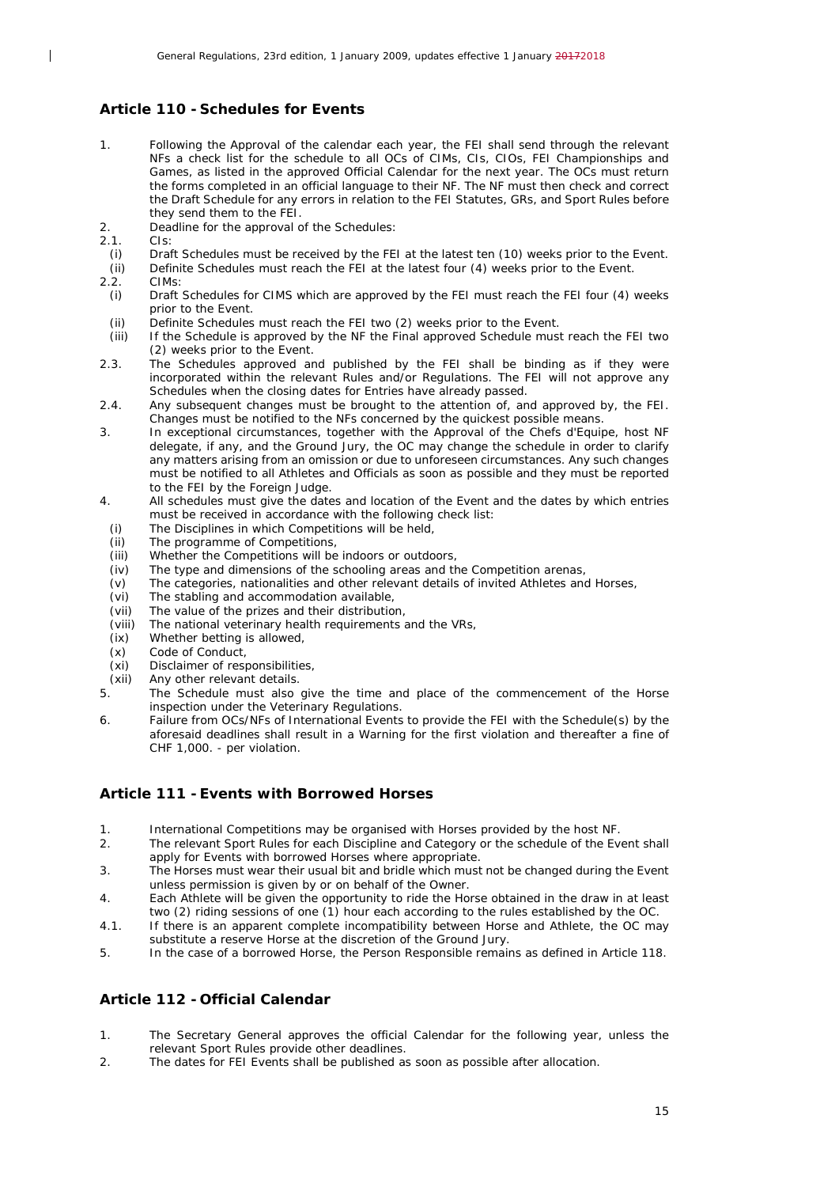## Article 110 - Schedules for Events

1. Following the Approval of the calendar each year, the FEI shall send through the relevant NFs a check list for the schedule to all OCs of CIMs, CIs, CIOs, FEI Championships and Games, as listed in the approved Official Calendar for the next year. The OCs must return the forms completed in an official language to their NF. The NF must then check and correct the Draft Schedule for any errors in relation to the FEI Statutes, GRs, and Sport Rules before they send them to the FEI.
2. Deadline for the approval of the Schedules:
2.1. CIs:
   (i) Draft Schedules must be received by the FEI at the latest ten (10) weeks prior to the Event.
   (ii) Definite Schedules must reach the FEI at the latest four (4) weeks prior to the Event.
2.2. CIMs:
   (i) Draft Schedules for CIMS which are approved by the FEI must reach the FEI four (4) weeks prior to the Event.
   (ii) Definite Schedules must reach the FEI two (2) weeks prior to the Event.
   (iii) If the Schedule is approved by the NF the Final approved Schedule must reach the FEI two (2) weeks prior to the Event.
2.3. The Schedules approved and published by the FEI shall be binding as if they were incorporated within the relevant Rules and/or Regulations. The FEI will not approve any Schedules when the closing dates for Entries have already passed.
2.4. Any subsequent changes must be brought to the attention of, and approved by, the FEI. Changes must be notified to the NFs concerned by the quickest possible means.
3. In exceptional circumstances, together with the Approval of the Chefs d'Equipe, host NF delegate, if any, and the Ground Jury, the OC may change the schedule in order to clarify any matters arising from an omission or due to unforeseen circumstances. Any such changes must be notified to all Athletes and Officials as soon as possible and they must be reported to the FEI by the Foreign Judge.
4. All schedules must give the dates and location of the Event and the dates by which entries must be received in accordance with the following check list:
   (i) The Disciplines in which Competitions will be held,
   (ii) The programme of Competitions,
   (iii) Whether the Competitions will be indoors or outdoors,
   (iv) The type and dimensions of the schooling areas and the Competition arenas,
   (v) The categories, nationalities and other relevant details of invited Athletes and Horses,
   (vi) The stabling and accommodation available,
   (vii) The value of the prizes and their distribution,
   (viii) The national veterinary health requirements and the VRs,
   (ix) Whether betting is allowed,
   (x) Code of Conduct,
   (xi) Disclaimer of responsibilities,
   (xii) Any other relevant details.
5. The Schedule must also give the time and place of the commencement of the Horse inspection under the Veterinary Regulations.
6. Failure from OCs/NFs of International Events to provide the FEI with the Schedule(s) by the aforesaid deadlines shall result in a Warning for the first violation and thereafter a fine of CHF 1,000. - per violation.

## Article 111 - Events with Borrowed Horses

1. International Competitions may be organised with Horses provided by the host NF.
2. The relevant Sport Rules for each Discipline and Category or the schedule of the Event shall apply for Events with borrowed Horses where appropriate.
3. The Horses must wear their usual bit and bridle which must not be changed during the Event unless permission is given by or on behalf of the Owner.
4. Each Athlete will be given the opportunity to ride the Horse obtained in the draw in at least two (2) riding sessions of one (1) hour each according to the rules established by the OC.
4.1. If there is an apparent complete incompatibility between Horse and Athlete, the OC may substitute a reserve Horse at the discretion of the Ground Jury.
5. In the case of a borrowed Horse, the Person Responsible remains as defined in Article 118.

## Article 112 - Official Calendar

1. The Secretary General approves the official Calendar for the following year, unless the relevant Sport Rules provide other deadlines.
2. The dates for FEI Events shall be published as soon as possible after allocation.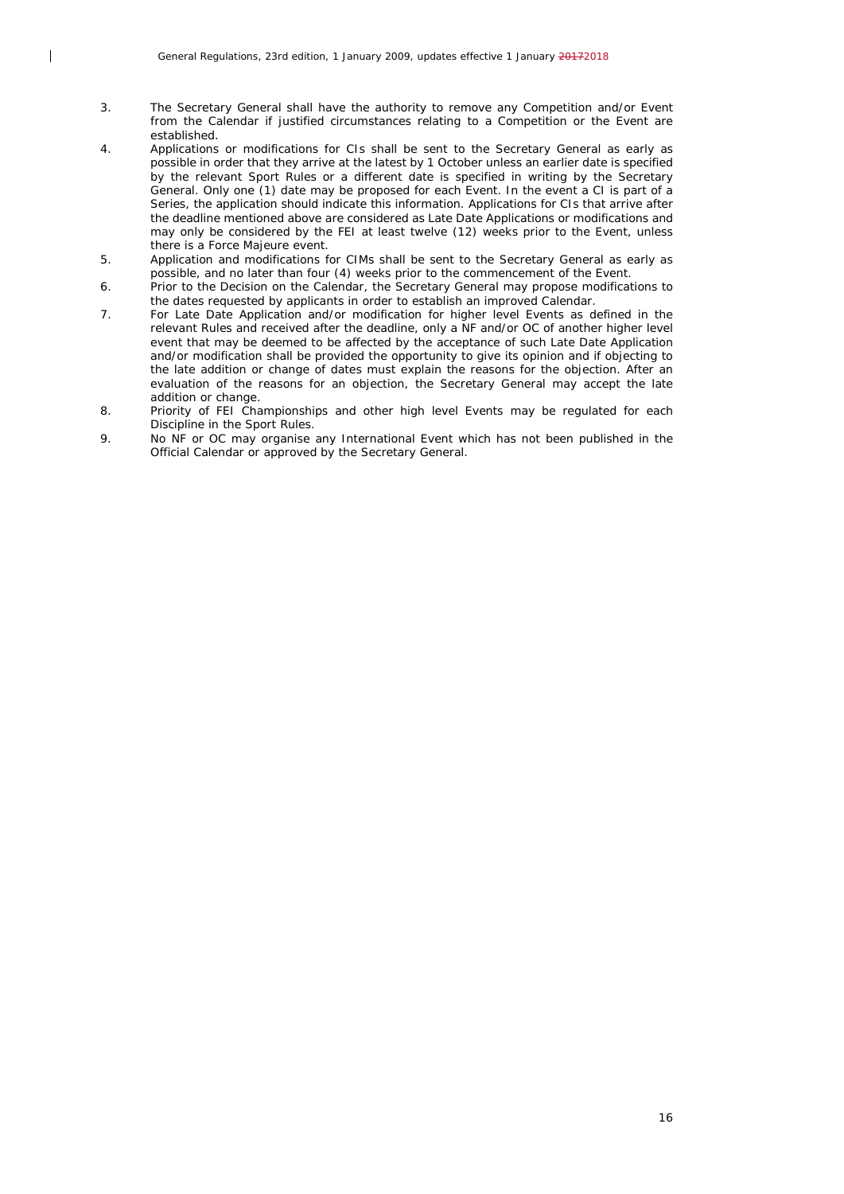3. The Secretary General shall have the authority to remove any Competition and/or Event from the Calendar if justified circumstances relating to a Competition or the Event are established.
4. Applications or modifications for CIs shall be sent to the Secretary General as early as possible in order that they arrive at the latest by 1 October unless an earlier date is specified by the relevant Sport Rules or a different date is specified in writing by the Secretary General. Only one (1) date may be proposed for each Event. In the event a CI is part of a Series, the application should indicate this information. Applications for CIs that arrive after the deadline mentioned above are considered as Late Date Applications or modifications and may only be considered by the FEI at least twelve (12) weeks prior to the Event, unless there is a Force Majeure event.
5. Application and modifications for CIMs shall be sent to the Secretary General as early as possible, and no later than four (4) weeks prior to the commencement of the Event.
6. Prior to the Decision on the Calendar, the Secretary General may propose modifications to the dates requested by applicants in order to establish an improved Calendar.
7. For Late Date Application and/or modification for higher level Events as defined in the relevant Rules and received after the deadline, only a NF and/or OC of another higher level event that may be deemed to be affected by the acceptance of such Late Date Application and/or modification shall be provided the opportunity to give its opinion and if objecting to the late addition or change of dates must explain the reasons for the objection. After an evaluation of the reasons for an objection, the Secretary General may accept the late addition or change.
8. Priority of FEI Championships and other high level Events may be regulated for each Discipline in the Sport Rules.
9. No NF or OC may organise any International Event which has not been published in the Official Calendar or approved by the Secretary General.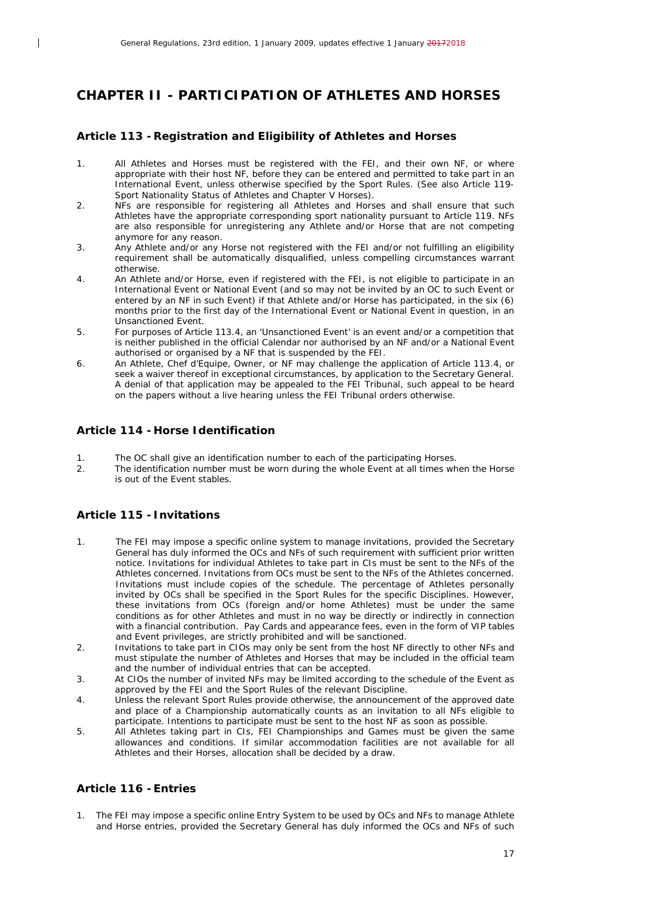# CHAPTER II - PARTICIPATION OF ATHLETES AND HORSES

## Article 113 - Registration and Eligibility of Athletes and Horses

1. All Athletes and Horses must be registered with the FEI, and their own NF, or where appropriate with their host NF, before they can be entered and permitted to take part in an International Event, unless otherwise specified by the Sport Rules. (See also Article 119- Sport Nationality Status of Athletes and Chapter V Horses).
2. NFs are responsible for registering all Athletes and Horses and shall ensure that such Athletes have the appropriate corresponding sport nationality pursuant to Article 119. NFs are also responsible for unregistering any Athlete and/or Horse that are not competing anymore for any reason.
3. Any Athlete and/or any Horse not registered with the FEI and/or not fulfilling an eligibility requirement shall be automatically disqualified, unless compelling circumstances warrant otherwise.
4. An Athlete and/or Horse, even if registered with the FEI, is not eligible to participate in an International Event or National Event (and so may not be invited by an OC to such Event or entered by an NF in such Event) if that Athlete and/or Horse has participated, in the six (6) months prior to the first day of the International Event or National Event in question, in an Unsanctioned Event.
5. For purposes of Article 113.4, an 'Unsanctioned Event' is an event and/or a competition that is neither published in the official Calendar nor authorised by an NF and/or a National Event authorised or organised by a NF that is suspended by the FEI.
6. An Athlete, Chef d'Equipe, Owner, or NF may challenge the application of Article 113.4, or seek a waiver thereof in exceptional circumstances, by application to the Secretary General. A denial of that application may be appealed to the FEI Tribunal, such appeal to be heard on the papers without a live hearing unless the FEI Tribunal orders otherwise.

## Article 114 - Horse Identification

1. The OC shall give an identification number to each of the participating Horses.
2. The identification number must be worn during the whole Event at all times when the Horse is out of the Event stables.

## Article 115 - Invitations

1. The FEI may impose a specific online system to manage invitations, provided the Secretary General has duly informed the OCs and NFs of such requirement with sufficient prior written notice. Invitations for individual Athletes to take part in CIs must be sent to the NFs of the Athletes concerned. Invitations from OCs must be sent to the NFs of the Athletes concerned. Invitations must include copies of the schedule. The percentage of Athletes personally invited by OCs shall be specified in the Sport Rules for the specific Disciplines. However, these invitations from OCs (foreign and/or home Athletes) must be under the same conditions as for other Athletes and must in no way be directly or indirectly in connection with a financial contribution. Pay Cards and appearance fees, even in the form of VIP tables and Event privileges, are strictly prohibited and will be sanctioned.
2. Invitations to take part in CIOs may only be sent from the host NF directly to other NFs and must stipulate the number of Athletes and Horses that may be included in the official team and the number of individual entries that can be accepted.
3. At CIOs the number of invited NFs may be limited according to the schedule of the Event as approved by the FEI and the Sport Rules of the relevant Discipline.
4. Unless the relevant Sport Rules provide otherwise, the announcement of the approved date and place of a Championship automatically counts as an invitation to all NFs eligible to participate. Intentions to participate must be sent to the host NF as soon as possible.
5. All Athletes taking part in CIs, FEI Championships and Games must be given the same allowances and conditions. If similar accommodation facilities are not available for all Athletes and their Horses, allocation shall be decided by a draw.

## Article 116 - Entries

1. The FEI may impose a specific online Entry System to be used by OCs and NFs to manage Athlete and Horse entries, provided the Secretary General has duly informed the OCs and NFs of such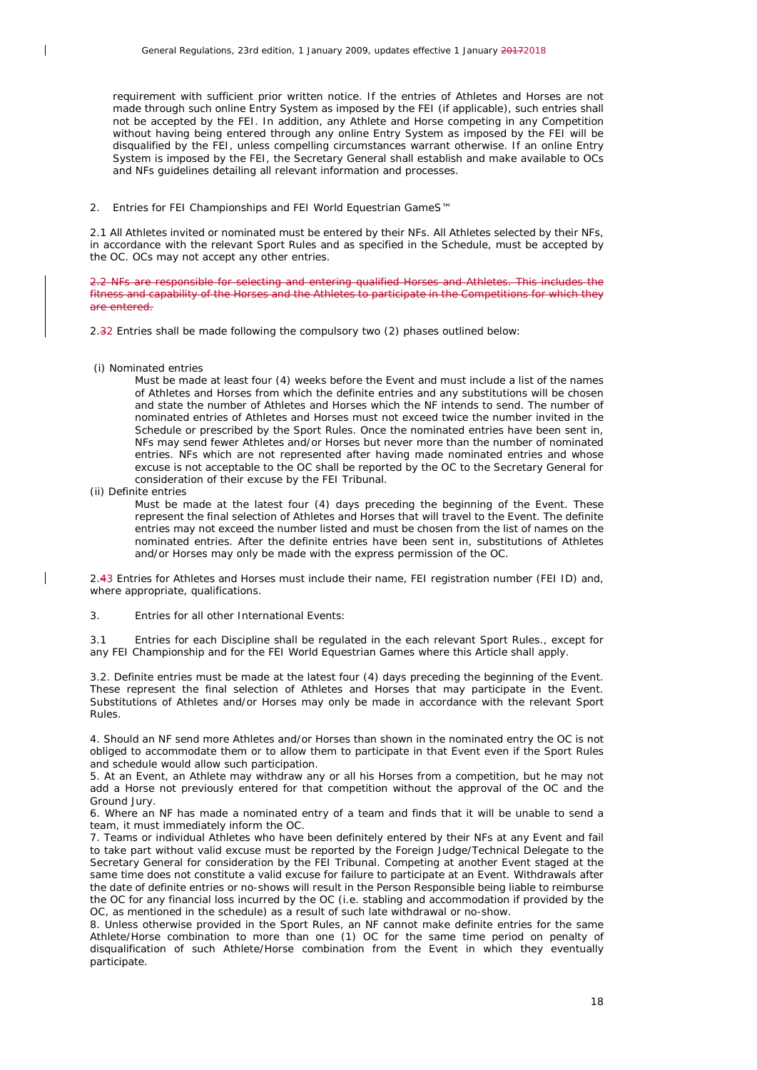requirement with sufficient prior written notice. If the entries of Athletes and Horses are not made through such online Entry System as imposed by the FEI (if applicable), such entries shall not be accepted by the FEI. In addition, any Athlete and Horse competing in any Competition without having being entered through any online Entry System as imposed by the FEI will be disqualified by the FEI, unless compelling circumstances warrant otherwise. If an online Entry System is imposed by the FEI, the Secretary General shall establish and make available to OCs and NFs guidelines detailing all relevant information and processes.

2. Entries for FEI Championships and FEI World Equestrian GameS™

2.1 All Athletes invited or nominated must be entered by their NFs. All Athletes selected by their NFs, in accordance with the relevant Sport Rules and as specified in the Schedule, must be accepted by the OC. OCs may not accept any other entries.

~~2.2 NFs are responsible for selecting and entering qualified Horses and Athletes. This includes the fitness and capability of the Horses and the Athletes to participate in the Competitions for which they are entered.~~

2.~~3~~2 Entries shall be made following the compulsory two (2) phases outlined below:

(i) Nominated entries

Must be made at least four (4) weeks before the Event and must include a list of the names of Athletes and Horses from which the definite entries and any substitutions will be chosen and state the number of Athletes and Horses which the NF intends to send. The number of nominated entries of Athletes and Horses must not exceed twice the number invited in the Schedule or prescribed by the Sport Rules. Once the nominated entries have been sent in, NFs may send fewer Athletes and/or Horses but never more than the number of nominated entries. NFs which are not represented after having made nominated entries and whose excuse is not acceptable to the OC shall be reported by the OC to the Secretary General for consideration of their excuse by the FEI Tribunal.

(ii) Definite entries

Must be made at the latest four (4) days preceding the beginning of the Event. These represent the final selection of Athletes and Horses that will travel to the Event. The definite entries may not exceed the number listed and must be chosen from the list of names on the nominated entries. After the definite entries have been sent in, substitutions of Athletes and/or Horses may only be made with the express permission of the OC.

2.~~4~~3 Entries for Athletes and Horses must include their name, FEI registration number (FEI ID) and, where appropriate, qualifications.

3. Entries for all other International Events:

3.1 Entries for each Discipline shall be regulated in the each relevant Sport Rules., except for any FEI Championship and for the FEI World Equestrian Games where this Article shall apply.

3.2. Definite entries must be made at the latest four (4) days preceding the beginning of the Event. These represent the final selection of Athletes and Horses that may participate in the Event. Substitutions of Athletes and/or Horses may only be made in accordance with the relevant Sport Rules.

4. Should an NF send more Athletes and/or Horses than shown in the nominated entry the OC is not obliged to accommodate them or to allow them to participate in that Event even if the Sport Rules and schedule would allow such participation.

5. At an Event, an Athlete may withdraw any or all his Horses from a competition, but he may not add a Horse not previously entered for that competition without the approval of the OC and the Ground Jury.

6. Where an NF has made a nominated entry of a team and finds that it will be unable to send a team, it must immediately inform the OC.

7. Teams or individual Athletes who have been definitely entered by their NFs at any Event and fail to take part without valid excuse must be reported by the Foreign Judge/Technical Delegate to the Secretary General for consideration by the FEI Tribunal. Competing at another Event staged at the same time does not constitute a valid excuse for failure to participate at an Event. Withdrawals after the date of definite entries or no-shows will result in the Person Responsible being liable to reimburse the OC for any financial loss incurred by the OC (i.e. stabling and accommodation if provided by the OC, as mentioned in the schedule) as a result of such late withdrawal or no-show.

8. Unless otherwise provided in the Sport Rules, an NF cannot make definite entries for the same Athlete/Horse combination to more than one (1) OC for the same time period on penalty of disqualification of such Athlete/Horse combination from the Event in which they eventually participate.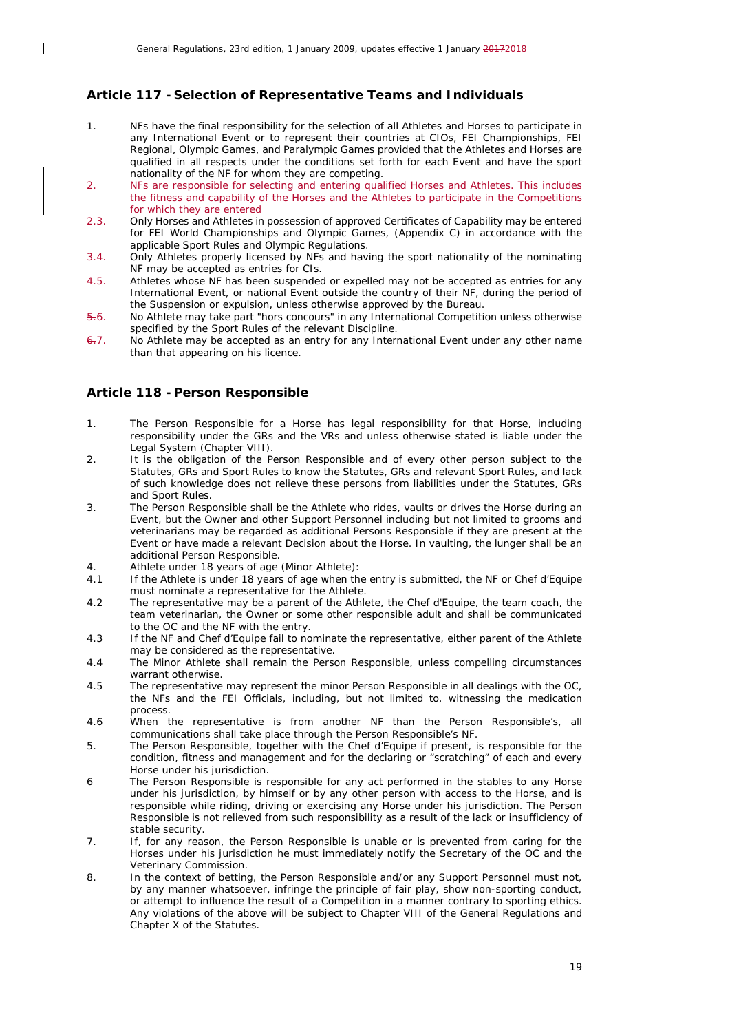## Article 117 - Selection of Representative Teams and Individuals

1. NFs have the final responsibility for the selection of all Athletes and Horses to participate in any International Event or to represent their countries at CIOs, FEI Championships, FEI Regional, Olympic Games, and Paralympic Games provided that the Athletes and Horses are qualified in all respects under the conditions set forth for each Event and have the sport nationality of the NF for whom they are competing.
2. NFs are responsible for selecting and entering qualified Horses and Athletes. This includes the fitness and capability of the Horses and the Athletes to participate in the Competitions for which they are entered
3. Only Horses and Athletes in possession of approved Certificates of Capability may be entered for FEI World Championships and Olympic Games, (Appendix C) in accordance with the applicable Sport Rules and Olympic Regulations.
4. Only Athletes properly licensed by NFs and having the sport nationality of the nominating NF may be accepted as entries for CIs.
5. Athletes whose NF has been suspended or expelled may not be accepted as entries for any International Event, or national Event outside the country of their NF, during the period of the Suspension or expulsion, unless otherwise approved by the Bureau.
6. No Athlete may take part "hors concours" in any International Competition unless otherwise specified by the Sport Rules of the relevant Discipline.
7. No Athlete may be accepted as an entry for any International Event under any other name than that appearing on his licence.

## Article 118 - Person Responsible

1. The Person Responsible for a Horse has legal responsibility for that Horse, including responsibility under the GRs and the VRs and unless otherwise stated is liable under the Legal System (Chapter VIII).
2. It is the obligation of the Person Responsible and of every other person subject to the Statutes, GRs and Sport Rules to know the Statutes, GRs and relevant Sport Rules, and lack of such knowledge does not relieve these persons from liabilities under the Statutes, GRs and Sport Rules.
3. The Person Responsible shall be the Athlete who rides, vaults or drives the Horse during an Event, but the Owner and other Support Personnel including but not limited to grooms and veterinarians may be regarded as additional Persons Responsible if they are present at the Event or have made a relevant Decision about the Horse. In vaulting, the lunger shall be an additional Person Responsible.
4. Athlete under 18 years of age (Minor Athlete):

4.1 If the Athlete is under 18 years of age when the entry is submitted, the NF or Chef d'Equipe must nominate a representative for the Athlete.

4.2 The representative may be a parent of the Athlete, the Chef d'Equipe, the team coach, the team veterinarian, the Owner or some other responsible adult and shall be communicated to the OC and the NF with the entry.

4.3 If the NF and Chef d'Equipe fail to nominate the representative, either parent of the Athlete may be considered as the representative.

4.4 The Minor Athlete shall remain the Person Responsible, unless compelling circumstances warrant otherwise.

4.5 The representative may represent the minor Person Responsible in all dealings with the OC, the NFs and the FEI Officials, including, but not limited to, witnessing the medication process.

4.6 When the representative is from another NF than the Person Responsible's, all communications shall take place through the Person Responsible's NF.

5. The Person Responsible, together with the Chef d'Equipe if present, is responsible for the condition, fitness and management and for the declaring or "scratching" of each and every Horse under his jurisdiction.
6. The Person Responsible is responsible for any act performed in the stables to any Horse under his jurisdiction, by himself or by any other person with access to the Horse, and is responsible while riding, driving or exercising any Horse under his jurisdiction. The Person Responsible is not relieved from such responsibility as a result of the lack or insufficiency of stable security.
7. If, for any reason, the Person Responsible is unable or is prevented from caring for the Horses under his jurisdiction he must immediately notify the Secretary of the OC and the Veterinary Commission.
8. In the context of betting, the Person Responsible and/or any Support Personnel must not, by any manner whatsoever, infringe the principle of fair play, show non-sporting conduct, or attempt to influence the result of a Competition in a manner contrary to sporting ethics. Any violations of the above will be subject to Chapter VIII of the General Regulations and Chapter X of the Statutes.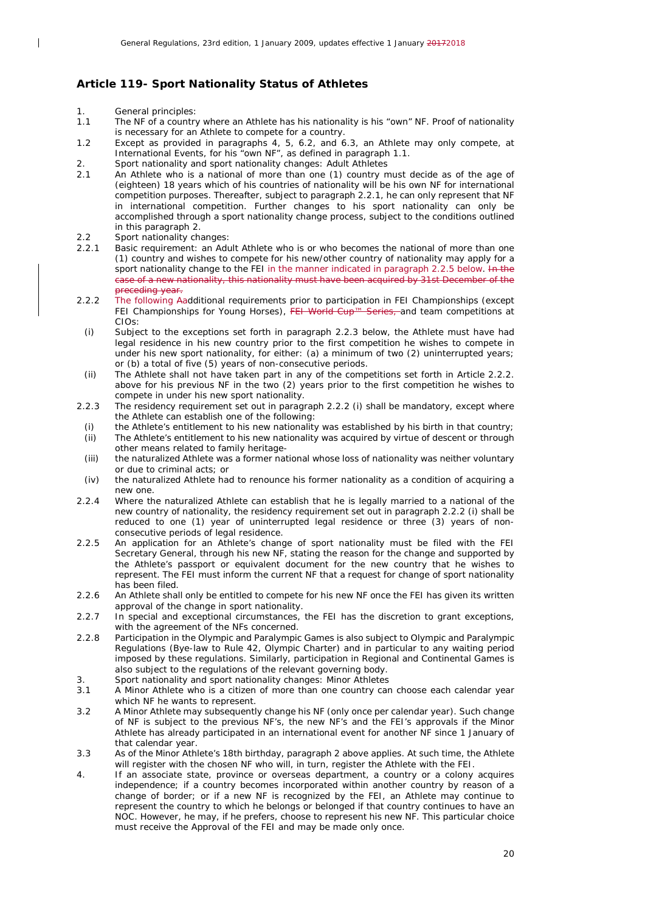## Article 119- Sport Nationality Status of Athletes

1. General principles:

1.1 The NF of a country where an Athlete has his nationality is his "own" NF. Proof of nationality is necessary for an Athlete to compete for a country.

1.2 Except as provided in paragraphs 4, 5, 6.2, and 6.3, an Athlete may only compete, at International Events, for his "own NF", as defined in paragraph 1.1.

2. Sport nationality and sport nationality changes: Adult Athletes

2.1 An Athlete who is a national of more than one (1) country must decide as of the age of (eighteen) 18 years which of his countries of nationality will be his own NF for international competition purposes. Thereafter, subject to paragraph 2.2.1, he can only represent that NF in international competition. Further changes to his sport nationality can only be accomplished through a sport nationality change process, subject to the conditions outlined in this paragraph 2.

2.2 Sport nationality changes:

2.2.1 Basic requirement: an Adult Athlete who is or who becomes the national of more than one (1) country and wishes to compete for his new/other country of nationality may apply for a sport nationality change to the FEI in the manner indicated in paragraph 2.2.5 below. ~~In the case of a new nationality, this nationality must have been acquired by 31st December of the preceding year.~~

2.2.2 The following ~~A~~additional requirements prior to participation in FEI Championships (except FEI Championships for Young Horses), ~~FEI World Cup™ Series,~~ and team competitions at CIOs:

(i) Subject to the exceptions set forth in paragraph 2.2.3 below, the Athlete must have had legal residence in his new country prior to the first competition he wishes to compete in under his new sport nationality, for either: (a) a minimum of two (2) uninterrupted years; or (b) a total of five (5) years of non-consecutive periods.

(ii) The Athlete shall not have taken part in any of the competitions set forth in Article 2.2.2. above for his previous NF in the two (2) years prior to the first competition he wishes to compete in under his new sport nationality.

2.2.3 The residency requirement set out in paragraph 2.2.2 (i) shall be mandatory, except where the Athlete can establish one of the following:

(i) the Athlete's entitlement to his new nationality was established by his birth in that country;

(ii) The Athlete's entitlement to his new nationality was acquired by virtue of descent or through other means related to family heritage-

(iii) the naturalized Athlete was a former national whose loss of nationality was neither voluntary or due to criminal acts; or

(iv) the naturalized Athlete had to renounce his former nationality as a condition of acquiring a new one.

2.2.4 Where the naturalized Athlete can establish that he is legally married to a national of the new country of nationality, the residency requirement set out in paragraph 2.2.2 (i) shall be reduced to one (1) year of uninterrupted legal residence or three (3) years of non-consecutive periods of legal residence.

2.2.5 An application for an Athlete's change of sport nationality must be filed with the FEI Secretary General, through his new NF, stating the reason for the change and supported by the Athlete's passport or equivalent document for the new country that he wishes to represent. The FEI must inform the current NF that a request for change of sport nationality has been filed.

2.2.6 An Athlete shall only be entitled to compete for his new NF once the FEI has given its written approval of the change in sport nationality.

2.2.7 In special and exceptional circumstances, the FEI has the discretion to grant exceptions, with the agreement of the NFs concerned.

2.2.8 Participation in the Olympic and Paralympic Games is also subject to Olympic and Paralympic Regulations (Bye-law to Rule 42, Olympic Charter) and in particular to any waiting period imposed by these regulations. Similarly, participation in Regional and Continental Games is also subject to the regulations of the relevant governing body.

3. Sport nationality and sport nationality changes: Minor Athletes

3.1 A Minor Athlete who is a citizen of more than one country can choose each calendar year which NF he wants to represent.

3.2 A Minor Athlete may subsequently change his NF (only once per calendar year). Such change of NF is subject to the previous NF's, the new NF's and the FEI's approvals if the Minor Athlete has already participated in an international event for another NF since 1 January of that calendar year.

3.3 As of the Minor Athlete's 18th birthday, paragraph 2 above applies. At such time, the Athlete will register with the chosen NF who will, in turn, register the Athlete with the FEI.

4. If an associate state, province or overseas department, a country or a colony acquires independence; if a country becomes incorporated within another country by reason of a change of border; or if a new NF is recognized by the FEI, an Athlete may continue to represent the country to which he belongs or belonged if that country continues to have an NOC. However, he may, if he prefers, choose to represent his new NF. This particular choice must receive the Approval of the FEI and may be made only once.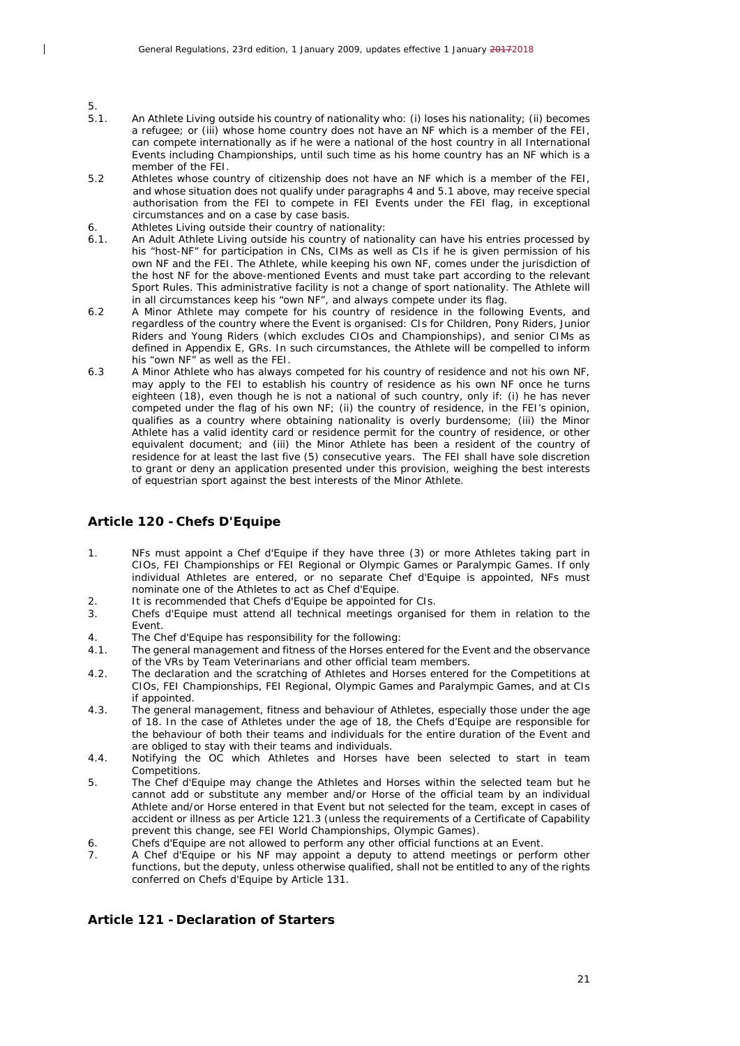5.

5.1. An Athlete Living outside his country of nationality who: (i) loses his nationality; (ii) becomes a refugee; or (iii) whose home country does not have an NF which is a member of the FEI, can compete internationally as if he were a national of the host country in all International Events including Championships, until such time as his home country has an NF which is a member of the FEI.

5.2 Athletes whose country of citizenship does not have an NF which is a member of the FEI, and whose situation does not qualify under paragraphs 4 and 5.1 above, may receive special authorisation from the FEI to compete in FEI Events under the FEI flag, in exceptional circumstances and on a case by case basis.

6. Athletes Living outside their country of nationality:

6.1. An Adult Athlete Living outside his country of nationality can have his entries processed by his "host-NF" for participation in CNs, CIMs as well as CIs if he is given permission of his own NF and the FEI. The Athlete, while keeping his own NF, comes under the jurisdiction of the host NF for the above-mentioned Events and must take part according to the relevant Sport Rules. This administrative facility is not a change of sport nationality. The Athlete will in all circumstances keep his "own NF", and always compete under its flag.

6.2 A Minor Athlete may compete for his country of residence in the following Events, and regardless of the country where the Event is organised: CIs for Children, Pony Riders, Junior Riders and Young Riders (which excludes CIOs and Championships), and senior CIMs as defined in Appendix E, GRs. In such circumstances, the Athlete will be compelled to inform his "own NF" as well as the FEI.

6.3 A Minor Athlete who has always competed for his country of residence and not his own NF, may apply to the FEI to establish his country of residence as his own NF once he turns eighteen (18), even though he is not a national of such country, only if: (i) he has never competed under the flag of his own NF; (ii) the country of residence, in the FEI's opinion, qualifies as a country where obtaining nationality is overly burdensome; (iii) the Minor Athlete has a valid identity card or residence permit for the country of residence, or other equivalent document; and (iii) the Minor Athlete has been a resident of the country of residence for at least the last five (5) consecutive years. The FEI shall have sole discretion to grant or deny an application presented under this provision, weighing the best interests of equestrian sport against the best interests of the Minor Athlete.

## Article 120 - Chefs D'Equipe

1. NFs must appoint a Chef d'Equipe if they have three (3) or more Athletes taking part in CIOs, FEI Championships or FEI Regional or Olympic Games or Paralympic Games. If only individual Athletes are entered, or no separate Chef d'Equipe is appointed, NFs must nominate one of the Athletes to act as Chef d'Equipe.

2. It is recommended that Chefs d'Equipe be appointed for CIs.

3. Chefs d'Equipe must attend all technical meetings organised for them in relation to the Event.

4. The Chef d'Equipe has responsibility for the following:

4.1. The general management and fitness of the Horses entered for the Event and the observance of the VRs by Team Veterinarians and other official team members.

4.2. The declaration and the scratching of Athletes and Horses entered for the Competitions at CIOs, FEI Championships, FEI Regional, Olympic Games and Paralympic Games, and at CIs if appointed.

4.3. The general management, fitness and behaviour of Athletes, especially those under the age of 18. In the case of Athletes under the age of 18, the Chefs d'Equipe are responsible for the behaviour of both their teams and individuals for the entire duration of the Event and are obliged to stay with their teams and individuals.

4.4. Notifying the OC which Athletes and Horses have been selected to start in team Competitions.

5. The Chef d'Equipe may change the Athletes and Horses within the selected team but he cannot add or substitute any member and/or Horse of the official team by an individual Athlete and/or Horse entered in that Event but not selected for the team, except in cases of accident or illness as per Article 121.3 (unless the requirements of a Certificate of Capability prevent this change, see FEI World Championships, Olympic Games).

6. Chefs d'Equipe are not allowed to perform any other official functions at an Event.

7. A Chef d'Equipe or his NF may appoint a deputy to attend meetings or perform other functions, but the deputy, unless otherwise qualified, shall not be entitled to any of the rights conferred on Chefs d'Equipe by Article 131.

## Article 121 - Declaration of Starters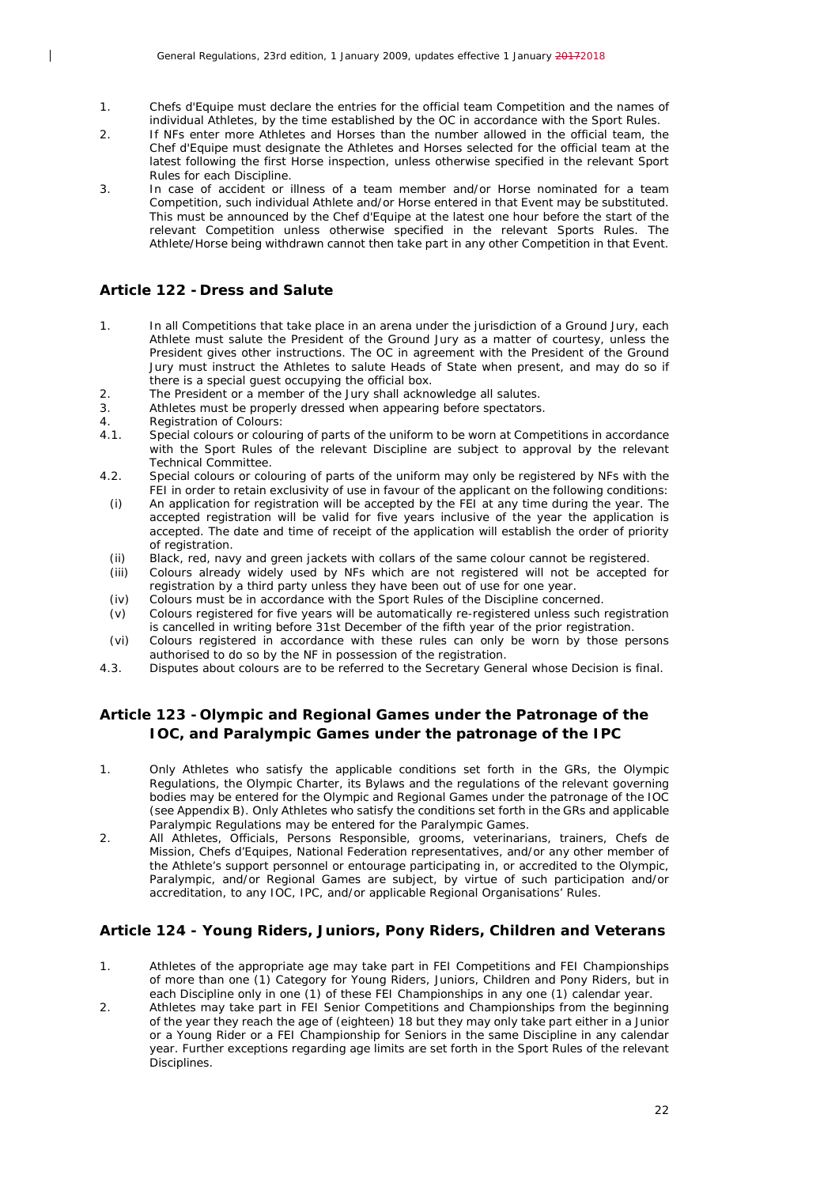1. Chefs d'Equipe must declare the entries for the official team Competition and the names of individual Athletes, by the time established by the OC in accordance with the Sport Rules.
2. If NFs enter more Athletes and Horses than the number allowed in the official team, the Chef d'Equipe must designate the Athletes and Horses selected for the official team at the latest following the first Horse inspection, unless otherwise specified in the relevant Sport Rules for each Discipline.
3. In case of accident or illness of a team member and/or Horse nominated for a team Competition, such individual Athlete and/or Horse entered in that Event may be substituted. This must be announced by the Chef d'Equipe at the latest one hour before the start of the relevant Competition unless otherwise specified in the relevant Sports Rules. The Athlete/Horse being withdrawn cannot then take part in any other Competition in that Event.

## Article 122 - Dress and Salute

1. In all Competitions that take place in an arena under the jurisdiction of a Ground Jury, each Athlete must salute the President of the Ground Jury as a matter of courtesy, unless the President gives other instructions. The OC in agreement with the President of the Ground Jury must instruct the Athletes to salute Heads of State when present, and may do so if there is a special guest occupying the official box.
2. The President or a member of the Jury shall acknowledge all salutes.
3. Athletes must be properly dressed when appearing before spectators.
4. Registration of Colours:

4.1. Special colours or colouring of parts of the uniform to be worn at Competitions in accordance with the Sport Rules of the relevant Discipline are subject to approval by the relevant Technical Committee.

4.2. Special colours or colouring of parts of the uniform may only be registered by NFs with the FEI in order to retain exclusivity of use in favour of the applicant on the following conditions:

- (i) An application for registration will be accepted by the FEI at any time during the year. The accepted registration will be valid for five years inclusive of the year the application is accepted. The date and time of receipt of the application will establish the order of priority of registration.
- (ii) Black, red, navy and green jackets with collars of the same colour cannot be registered.
- (iii) Colours already widely used by NFs which are not registered will not be accepted for registration by a third party unless they have been out of use for one year.
- (iv) Colours must be in accordance with the Sport Rules of the Discipline concerned.
- (v) Colours registered for five years will be automatically re-registered unless such registration is cancelled in writing before 31st December of the fifth year of the prior registration.
- (vi) Colours registered in accordance with these rules can only be worn by those persons authorised to do so by the NF in possession of the registration.

4.3. Disputes about colours are to be referred to the Secretary General whose Decision is final.

## Article 123 - Olympic and Regional Games under the Patronage of the IOC, and Paralympic Games under the patronage of the IPC

1. Only Athletes who satisfy the applicable conditions set forth in the GRs, the Olympic Regulations, the Olympic Charter, its Bylaws and the regulations of the relevant governing bodies may be entered for the Olympic and Regional Games under the patronage of the IOC (see Appendix B). Only Athletes who satisfy the conditions set forth in the GRs and applicable Paralympic Regulations may be entered for the Paralympic Games.
2. All Athletes, Officials, Persons Responsible, grooms, veterinarians, trainers, Chefs de Mission, Chefs d'Equipes, National Federation representatives, and/or any other member of the Athlete's support personnel or entourage participating in, or accredited to the Olympic, Paralympic, and/or Regional Games are subject, by virtue of such participation and/or accreditation, to any IOC, IPC, and/or applicable Regional Organisations' Rules.

## Article 124 - Young Riders, Juniors, Pony Riders, Children and Veterans

1. Athletes of the appropriate age may take part in FEI Competitions and FEI Championships of more than one (1) Category for Young Riders, Juniors, Children and Pony Riders, but in each Discipline only in one (1) of these FEI Championships in any one (1) calendar year.
2. Athletes may take part in FEI Senior Competitions and Championships from the beginning of the year they reach the age of (eighteen) 18 but they may only take part either in a Junior or a Young Rider or a FEI Championship for Seniors in the same Discipline in any calendar year. Further exceptions regarding age limits are set forth in the Sport Rules of the relevant Disciplines.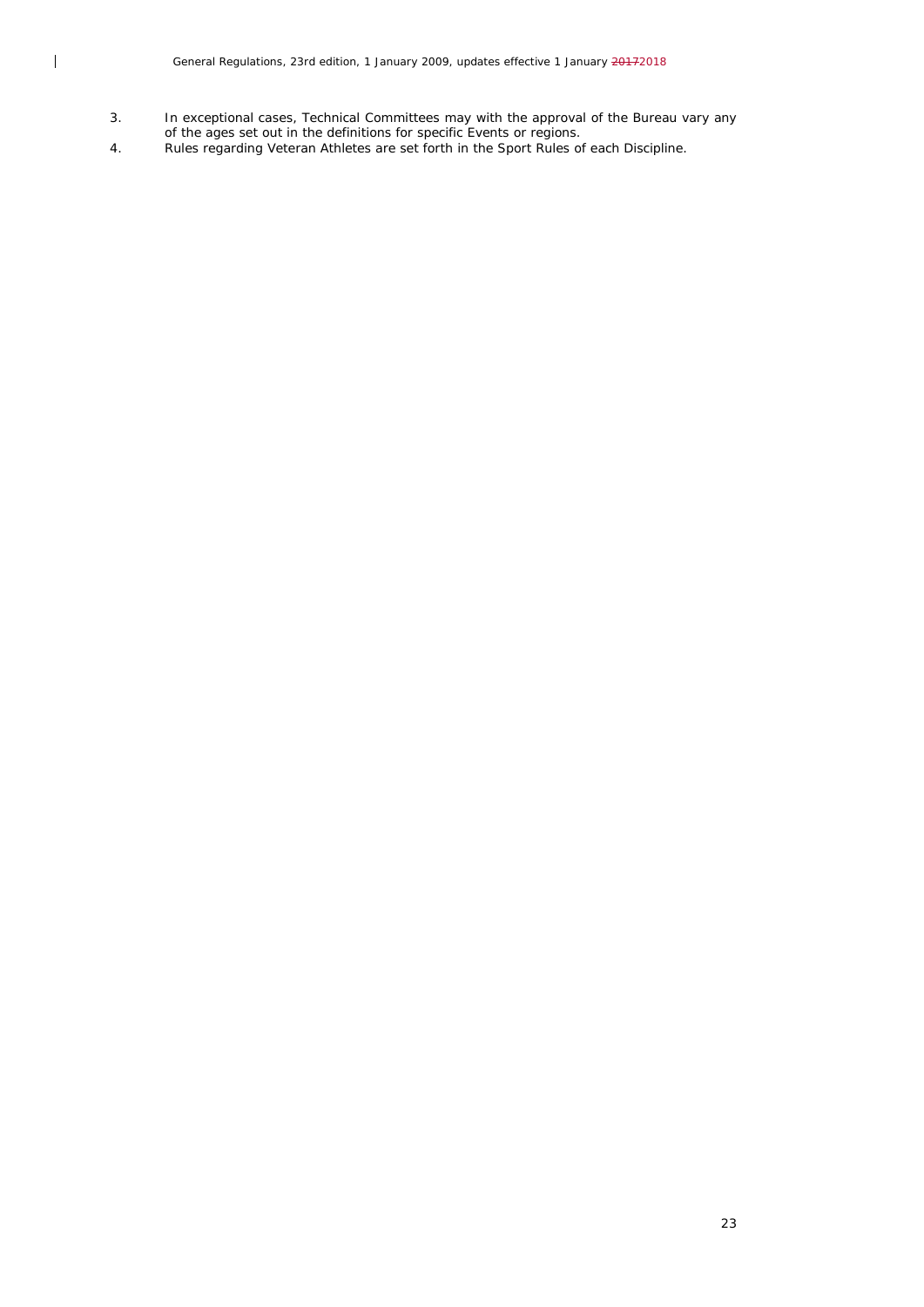3. In exceptional cases, Technical Committees may with the approval of the Bureau vary any of the ages set out in the definitions for specific Events or regions.
4. Rules regarding Veteran Athletes are set forth in the Sport Rules of each Discipline.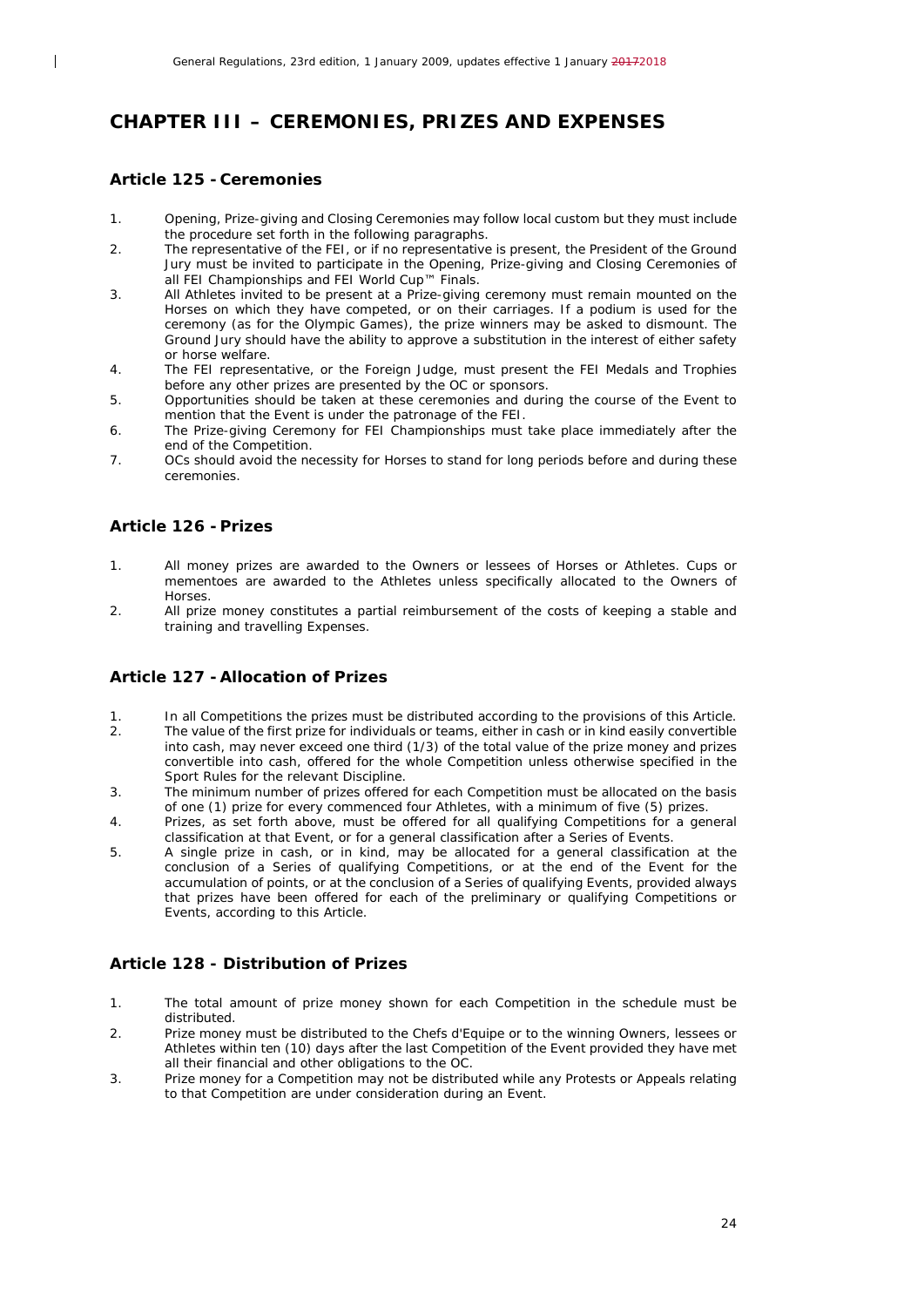## CHAPTER III – CEREMONIES, PRIZES AND EXPENSES

### Article 125 - Ceremonies

1. Opening, Prize-giving and Closing Ceremonies may follow local custom but they must include the procedure set forth in the following paragraphs.
2. The representative of the FEI, or if no representative is present, the President of the Ground Jury must be invited to participate in the Opening, Prize-giving and Closing Ceremonies of all FEI Championships and FEI World Cup™ Finals.
3. All Athletes invited to be present at a Prize-giving ceremony must remain mounted on the Horses on which they have competed, or on their carriages. If a podium is used for the ceremony (as for the Olympic Games), the prize winners may be asked to dismount. The Ground Jury should have the ability to approve a substitution in the interest of either safety or horse welfare.
4. The FEI representative, or the Foreign Judge, must present the FEI Medals and Trophies before any other prizes are presented by the OC or sponsors.
5. Opportunities should be taken at these ceremonies and during the course of the Event to mention that the Event is under the patronage of the FEI.
6. The Prize-giving Ceremony for FEI Championships must take place immediately after the end of the Competition.
7. OCs should avoid the necessity for Horses to stand for long periods before and during these ceremonies.

### Article 126 - Prizes

1. All money prizes are awarded to the Owners or lessees of Horses or Athletes. Cups or mementoes are awarded to the Athletes unless specifically allocated to the Owners of Horses.
2. All prize money constitutes a partial reimbursement of the costs of keeping a stable and training and travelling Expenses.

### Article 127 - Allocation of Prizes

1. In all Competitions the prizes must be distributed according to the provisions of this Article.
2. The value of the first prize for individuals or teams, either in cash or in kind easily convertible into cash, may never exceed one third (1/3) of the total value of the prize money and prizes convertible into cash, offered for the whole Competition unless otherwise specified in the Sport Rules for the relevant Discipline.
3. The minimum number of prizes offered for each Competition must be allocated on the basis of one (1) prize for every commenced four Athletes, with a minimum of five (5) prizes.
4. Prizes, as set forth above, must be offered for all qualifying Competitions for a general classification at that Event, or for a general classification after a Series of Events.
5. A single prize in cash, or in kind, may be allocated for a general classification at the conclusion of a Series of qualifying Competitions, or at the end of the Event for the accumulation of points, or at the conclusion of a Series of qualifying Events, provided always that prizes have been offered for each of the preliminary or qualifying Competitions or Events, according to this Article.

### Article 128 - Distribution of Prizes

1. The total amount of prize money shown for each Competition in the schedule must be distributed.
2. Prize money must be distributed to the Chefs d'Equipe or to the winning Owners, lessees or Athletes within ten (10) days after the last Competition of the Event provided they have met all their financial and other obligations to the OC.
3. Prize money for a Competition may not be distributed while any Protests or Appeals relating to that Competition are under consideration during an Event.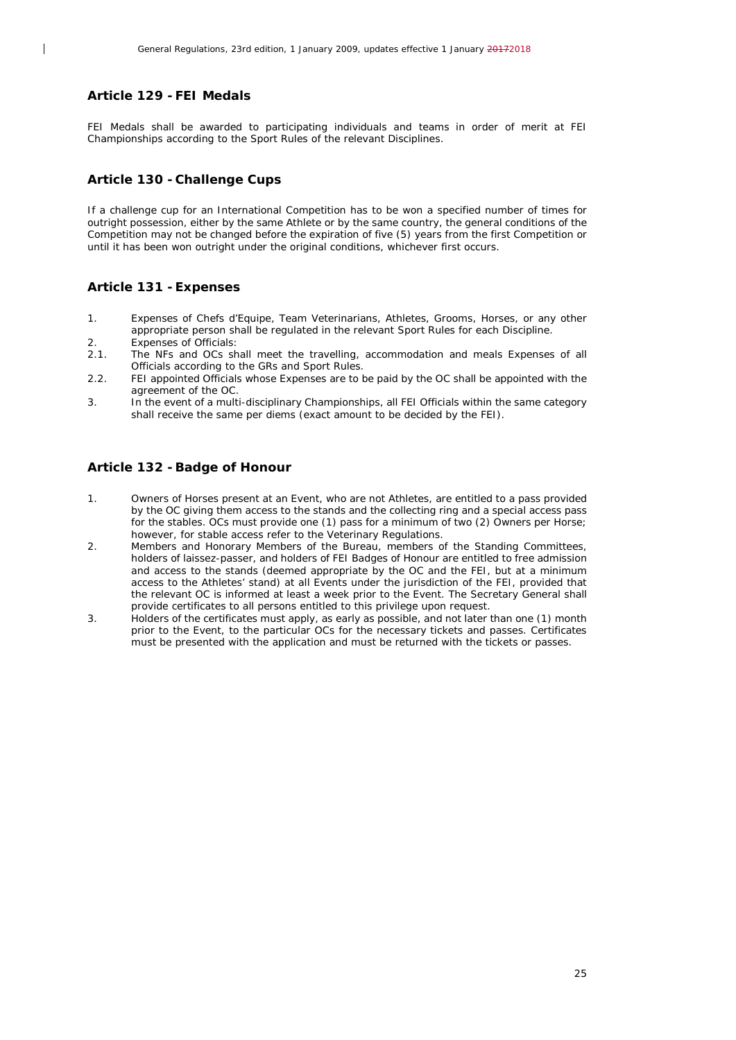## Article 129 - FEI Medals

FEI Medals shall be awarded to participating individuals and teams in order of merit at FEI Championships according to the Sport Rules of the relevant Disciplines.

## Article 130 - Challenge Cups

If a challenge cup for an International Competition has to be won a specified number of times for outright possession, either by the same Athlete or by the same country, the general conditions of the Competition may not be changed before the expiration of five (5) years from the first Competition or until it has been won outright under the original conditions, whichever first occurs.

## Article 131 - Expenses

1. Expenses of Chefs d'Equipe, Team Veterinarians, Athletes, Grooms, Horses, or any other appropriate person shall be regulated in the relevant Sport Rules for each Discipline.
2. Expenses of Officials:
2.1. The NFs and OCs shall meet the travelling, accommodation and meals Expenses of all Officials according to the GRs and Sport Rules.
2.2. FEI appointed Officials whose Expenses are to be paid by the OC shall be appointed with the agreement of the OC.
3. In the event of a multi-disciplinary Championships, all FEI Officials within the same category shall receive the same per diems (exact amount to be decided by the FEI).

## Article 132 - Badge of Honour

1. Owners of Horses present at an Event, who are not Athletes, are entitled to a pass provided by the OC giving them access to the stands and the collecting ring and a special access pass for the stables. OCs must provide one (1) pass for a minimum of two (2) Owners per Horse; however, for stable access refer to the Veterinary Regulations.
2. Members and Honorary Members of the Bureau, members of the Standing Committees, holders of laissez-passer, and holders of FEI Badges of Honour are entitled to free admission and access to the stands (deemed appropriate by the OC and the FEI, but at a minimum access to the Athletes' stand) at all Events under the jurisdiction of the FEI, provided that the relevant OC is informed at least a week prior to the Event. The Secretary General shall provide certificates to all persons entitled to this privilege upon request.
3. Holders of the certificates must apply, as early as possible, and not later than one (1) month prior to the Event, to the particular OCs for the necessary tickets and passes. Certificates must be presented with the application and must be returned with the tickets or passes.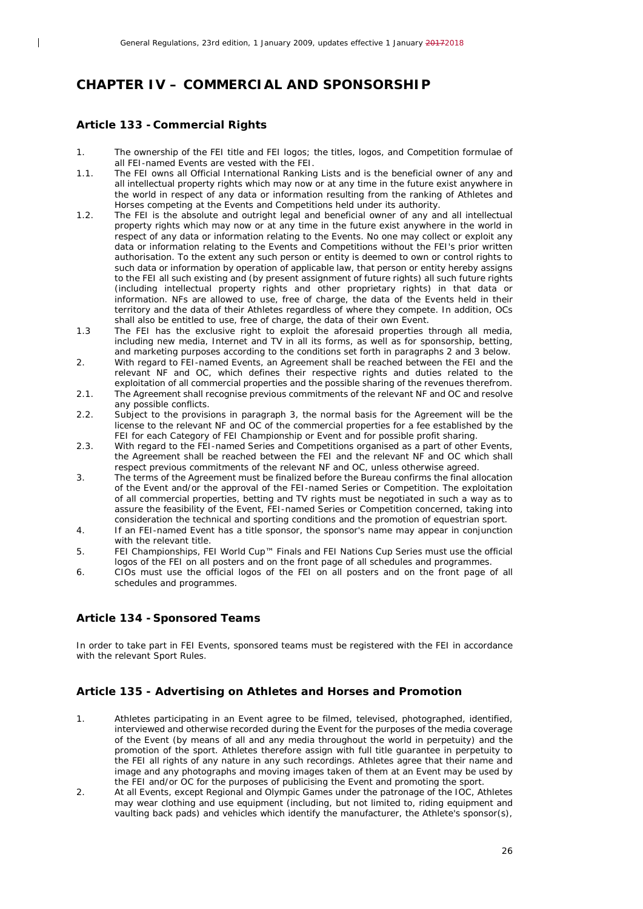# CHAPTER IV – COMMERCIAL AND SPONSORSHIP

## Article 133 - Commercial Rights

1. The ownership of the FEI title and FEI logos; the titles, logos, and Competition formulae of all FEI-named Events are vested with the FEI.

1.1. The FEI owns all Official International Ranking Lists and is the beneficial owner of any and all intellectual property rights which may now or at any time in the future exist anywhere in the world in respect of any data or information resulting from the ranking of Athletes and Horses competing at the Events and Competitions held under its authority.

1.2. The FEI is the absolute and outright legal and beneficial owner of any and all intellectual property rights which may now or at any time in the future exist anywhere in the world in respect of any data or information relating to the Events. No one may collect or exploit any data or information relating to the Events and Competitions without the FEI's prior written authorisation. To the extent any such person or entity is deemed to own or control rights to such data or information by operation of applicable law, that person or entity hereby assigns to the FEI all such existing and (by present assignment of future rights) all such future rights (including intellectual property rights and other proprietary rights) in that data or information. NFs are allowed to use, free of charge, the data of the Events held in their territory and the data of their Athletes regardless of where they compete. In addition, OCs shall also be entitled to use, free of charge, the data of their own Event.

1.3 The FEI has the exclusive right to exploit the aforesaid properties through all media, including new media, Internet and TV in all its forms, as well as for sponsorship, betting, and marketing purposes according to the conditions set forth in paragraphs 2 and 3 below.

2. With regard to FEI-named Events, an Agreement shall be reached between the FEI and the relevant NF and OC, which defines their respective rights and duties related to the exploitation of all commercial properties and the possible sharing of the revenues therefrom.

2.1. The Agreement shall recognise previous commitments of the relevant NF and OC and resolve any possible conflicts.

2.2. Subject to the provisions in paragraph 3, the normal basis for the Agreement will be the license to the relevant NF and OC of the commercial properties for a fee established by the FEI for each Category of FEI Championship or Event and for possible profit sharing.

2.3. With regard to the FEI-named Series and Competitions organised as a part of other Events, the Agreement shall be reached between the FEI and the relevant NF and OC which shall respect previous commitments of the relevant NF and OC, unless otherwise agreed.

3. The terms of the Agreement must be finalized before the Bureau confirms the final allocation of the Event and/or the approval of the FEI-named Series or Competition. The exploitation of all commercial properties, betting and TV rights must be negotiated in such a way as to assure the feasibility of the Event, FEI-named Series or Competition concerned, taking into consideration the technical and sporting conditions and the promotion of equestrian sport.

4. If an FEI-named Event has a title sponsor, the sponsor's name may appear in conjunction with the relevant title.

5. FEI Championships, FEI World Cup™ Finals and FEI Nations Cup Series must use the official logos of the FEI on all posters and on the front page of all schedules and programmes.

6. CIOs must use the official logos of the FEI on all posters and on the front page of all schedules and programmes.

## Article 134 - Sponsored Teams

In order to take part in FEI Events, sponsored teams must be registered with the FEI in accordance with the relevant Sport Rules.

## Article 135 - Advertising on Athletes and Horses and Promotion

1. Athletes participating in an Event agree to be filmed, televised, photographed, identified, interviewed and otherwise recorded during the Event for the purposes of the media coverage of the Event (by means of all and any media throughout the world in perpetuity) and the promotion of the sport. Athletes therefore assign with full title guarantee in perpetuity to the FEI all rights of any nature in any such recordings. Athletes agree that their name and image and any photographs and moving images taken of them at an Event may be used by the FEI and/or OC for the purposes of publicising the Event and promoting the sport.

2. At all Events, except Regional and Olympic Games under the patronage of the IOC, Athletes may wear clothing and use equipment (including, but not limited to, riding equipment and vaulting back pads) and vehicles which identify the manufacturer, the Athlete's sponsor(s),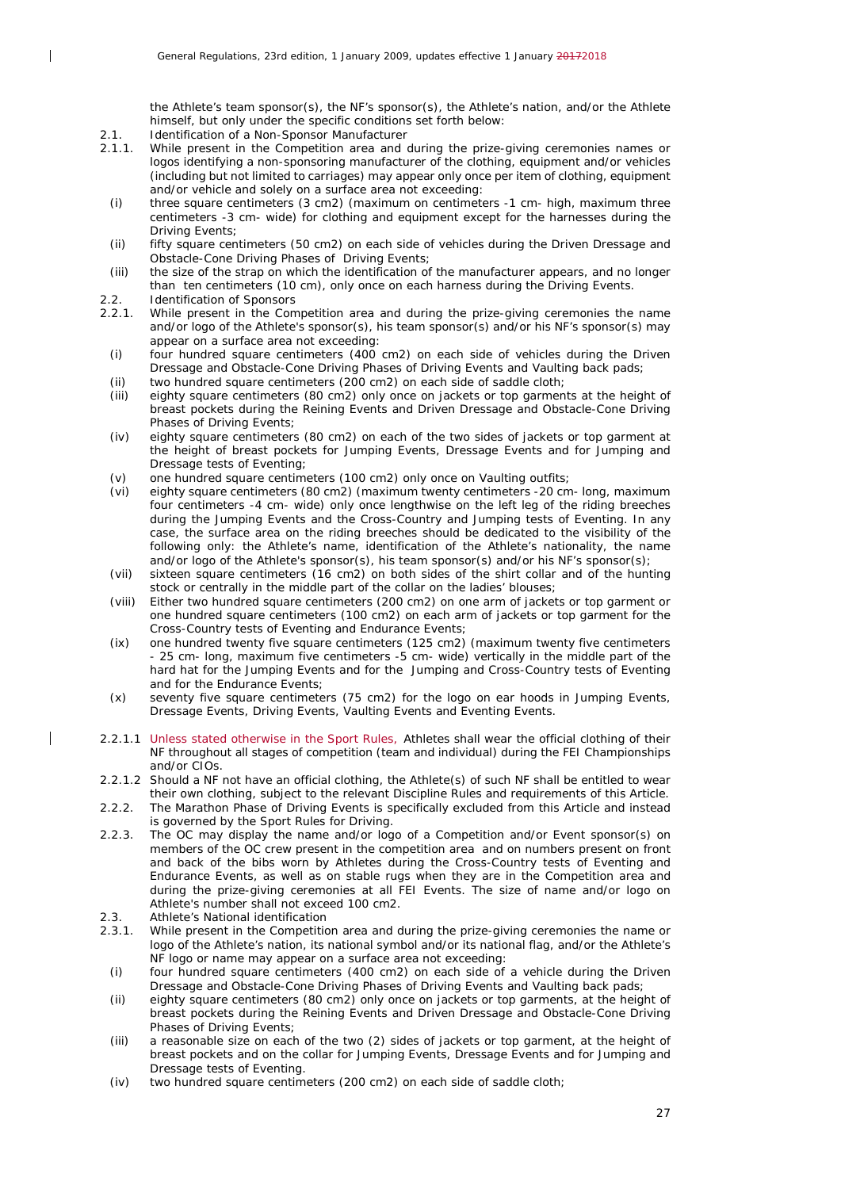the Athlete's team sponsor(s), the NF's sponsor(s), the Athlete's nation, and/or the Athlete himself, but only under the specific conditions set forth below:

2.1. Identification of a Non-Sponsor Manufacturer

2.1.1. While present in the Competition area and during the prize-giving ceremonies names or logos identifying a non-sponsoring manufacturer of the clothing, equipment and/or vehicles (including but not limited to carriages) may appear only once per item of clothing, equipment and/or vehicle and solely on a surface area not exceeding:

(i) three square centimeters (3 cm2) (maximum on centimeters -1 cm- high, maximum three centimeters -3 cm- wide) for clothing and equipment except for the harnesses during the Driving Events;

(ii) fifty square centimeters (50 cm2) on each side of vehicles during the Driven Dressage and Obstacle-Cone Driving Phases of Driving Events;

(iii) the size of the strap on which the identification of the manufacturer appears, and no longer than ten centimeters (10 cm), only once on each harness during the Driving Events.

2.2. Identification of Sponsors

2.2.1. While present in the Competition area and during the prize-giving ceremonies the name and/or logo of the Athlete's sponsor(s), his team sponsor(s) and/or his NF's sponsor(s) may appear on a surface area not exceeding:

(i) four hundred square centimeters (400 cm2) on each side of vehicles during the Driven Dressage and Obstacle-Cone Driving Phases of Driving Events and Vaulting back pads;

(ii) two hundred square centimeters (200 cm2) on each side of saddle cloth;

(iii) eighty square centimeters (80 cm2) only once on jackets or top garments at the height of breast pockets during the Reining Events and Driven Dressage and Obstacle-Cone Driving Phases of Driving Events;

(iv) eighty square centimeters (80 cm2) on each of the two sides of jackets or top garment at the height of breast pockets for Jumping Events, Dressage Events and for Jumping and Dressage tests of Eventing;

(v) one hundred square centimeters (100 cm2) only once on Vaulting outfits;

(vi) eighty square centimeters (80 cm2) (maximum twenty centimeters -20 cm- long, maximum four centimeters -4 cm- wide) only once lengthwise on the left leg of the riding breeches during the Jumping Events and the Cross-Country and Jumping tests of Eventing. In any case, the surface area on the riding breeches should be dedicated to the visibility of the following only: the Athlete's name, identification of the Athlete's nationality, the name and/or logo of the Athlete's sponsor(s), his team sponsor(s) and/or his NF's sponsor(s);

(vii) sixteen square centimeters (16 cm2) on both sides of the shirt collar and of the hunting stock or centrally in the middle part of the collar on the ladies' blouses;

(viii) Either two hundred square centimeters (200 cm2) on one arm of jackets or top garment or one hundred square centimeters (100 cm2) on each arm of jackets or top garment for the Cross-Country tests of Eventing and Endurance Events;

(ix) one hundred twenty five square centimeters (125 cm2) (maximum twenty five centimeters - 25 cm- long, maximum five centimeters -5 cm- wide) vertically in the middle part of the hard hat for the Jumping Events and for the Jumping and Cross-Country tests of Eventing and for the Endurance Events;

(x) seventy five square centimeters (75 cm2) for the logo on ear hoods in Jumping Events, Dressage Events, Driving Events, Vaulting Events and Eventing Events.

2.2.1.1 Unless stated otherwise in the Sport Rules, Athletes shall wear the official clothing of their NF throughout all stages of competition (team and individual) during the FEI Championships and/or CIOs.

2.2.1.2 Should a NF not have an official clothing, the Athlete(s) of such NF shall be entitled to wear their own clothing, subject to the relevant Discipline Rules and requirements of this Article.

2.2.2. The Marathon Phase of Driving Events is specifically excluded from this Article and instead is governed by the Sport Rules for Driving.

2.2.3. The OC may display the name and/or logo of a Competition and/or Event sponsor(s) on members of the OC crew present in the competition area and on numbers present on front and back of the bibs worn by Athletes during the Cross-Country tests of Eventing and Endurance Events, as well as on stable rugs when they are in the Competition area and during the prize-giving ceremonies at all FEI Events. The size of name and/or logo on Athlete's number shall not exceed 100 cm2.

2.3. Athlete's National identification

2.3.1. While present in the Competition area and during the prize-giving ceremonies the name or logo of the Athlete's nation, its national symbol and/or its national flag, and/or the Athlete's NF logo or name may appear on a surface area not exceeding:

(i) four hundred square centimeters (400 cm2) on each side of a vehicle during the Driven Dressage and Obstacle-Cone Driving Phases of Driving Events and Vaulting back pads;

(ii) eighty square centimeters (80 cm2) only once on jackets or top garments, at the height of breast pockets during the Reining Events and Driven Dressage and Obstacle-Cone Driving Phases of Driving Events;

(iii) a reasonable size on each of the two (2) sides of jackets or top garment, at the height of breast pockets and on the collar for Jumping Events, Dressage Events and for Jumping and Dressage tests of Eventing.

(iv) two hundred square centimeters (200 cm2) on each side of saddle cloth;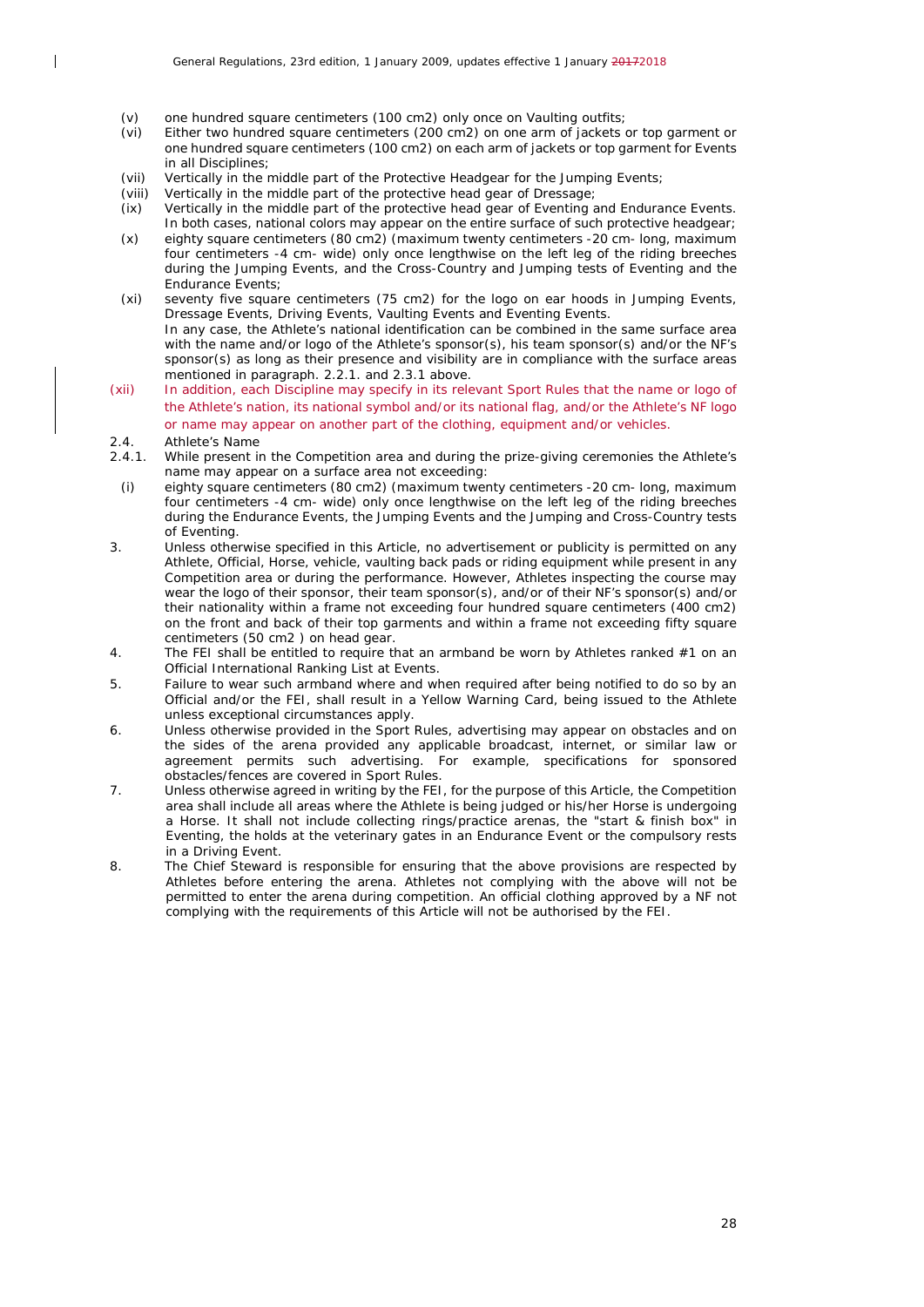(v) one hundred square centimeters (100 cm2) only once on Vaulting outfits;

(vi) Either two hundred square centimeters (200 cm2) on one arm of jackets or top garment or one hundred square centimeters (100 cm2) on each arm of jackets or top garment for Events in all Disciplines;

(vii) Vertically in the middle part of the Protective Headgear for the Jumping Events;

(viii) Vertically in the middle part of the protective head gear of Dressage;

(ix) Vertically in the middle part of the protective head gear of Eventing and Endurance Events. In both cases, national colors may appear on the entire surface of such protective headgear;

(x) eighty square centimeters (80 cm2) (maximum twenty centimeters -20 cm- long, maximum four centimeters -4 cm- wide) only once lengthwise on the left leg of the riding breeches during the Jumping Events, and the Cross-Country and Jumping tests of Eventing and the Endurance Events;

(xi) seventy five square centimeters (75 cm2) for the logo on ear hoods in Jumping Events, Dressage Events, Driving Events, Vaulting Events and Eventing Events.
In any case, the Athlete's national identification can be combined in the same surface area with the name and/or logo of the Athlete's sponsor(s), his team sponsor(s) and/or the NF's sponsor(s) as long as their presence and visibility are in compliance with the surface areas mentioned in paragraph. 2.2.1. and 2.3.1 above.

(xii) In addition, each Discipline may specify in its relevant Sport Rules that the name or logo of the Athlete's nation, its national symbol and/or its national flag, and/or the Athlete's NF logo or name may appear on another part of the clothing, equipment and/or vehicles.

2.4. Athlete's Name

2.4.1. While present in the Competition area and during the prize-giving ceremonies the Athlete's name may appear on a surface area not exceeding:

(i) eighty square centimeters (80 cm2) (maximum twenty centimeters -20 cm- long, maximum four centimeters -4 cm- wide) only once lengthwise on the left leg of the riding breeches during the Endurance Events, the Jumping Events and the Jumping and Cross-Country tests of Eventing.

3. Unless otherwise specified in this Article, no advertisement or publicity is permitted on any Athlete, Official, Horse, vehicle, vaulting back pads or riding equipment while present in any Competition area or during the performance. However, Athletes inspecting the course may wear the logo of their sponsor, their team sponsor(s), and/or of their NF's sponsor(s) and/or their nationality within a frame not exceeding four hundred square centimeters (400 cm2) on the front and back of their top garments and within a frame not exceeding fifty square centimeters (50 cm2 ) on head gear.

4. The FEI shall be entitled to require that an armband be worn by Athletes ranked #1 on an Official International Ranking List at Events.

5. Failure to wear such armband where and when required after being notified to do so by an Official and/or the FEI, shall result in a Yellow Warning Card, being issued to the Athlete unless exceptional circumstances apply.

6. Unless otherwise provided in the Sport Rules, advertising may appear on obstacles and on the sides of the arena provided any applicable broadcast, internet, or similar law or agreement permits such advertising. For example, specifications for sponsored obstacles/fences are covered in Sport Rules.

7. Unless otherwise agreed in writing by the FEI, for the purpose of this Article, the Competition area shall include all areas where the Athlete is being judged or his/her Horse is undergoing a Horse. It shall not include collecting rings/practice arenas, the "start & finish box" in Eventing, the holds at the veterinary gates in an Endurance Event or the compulsory rests in a Driving Event.

8. The Chief Steward is responsible for ensuring that the above provisions are respected by Athletes before entering the arena. Athletes not complying with the above will not be permitted to enter the arena during competition. An official clothing approved by a NF not complying with the requirements of this Article will not be authorised by the FEI.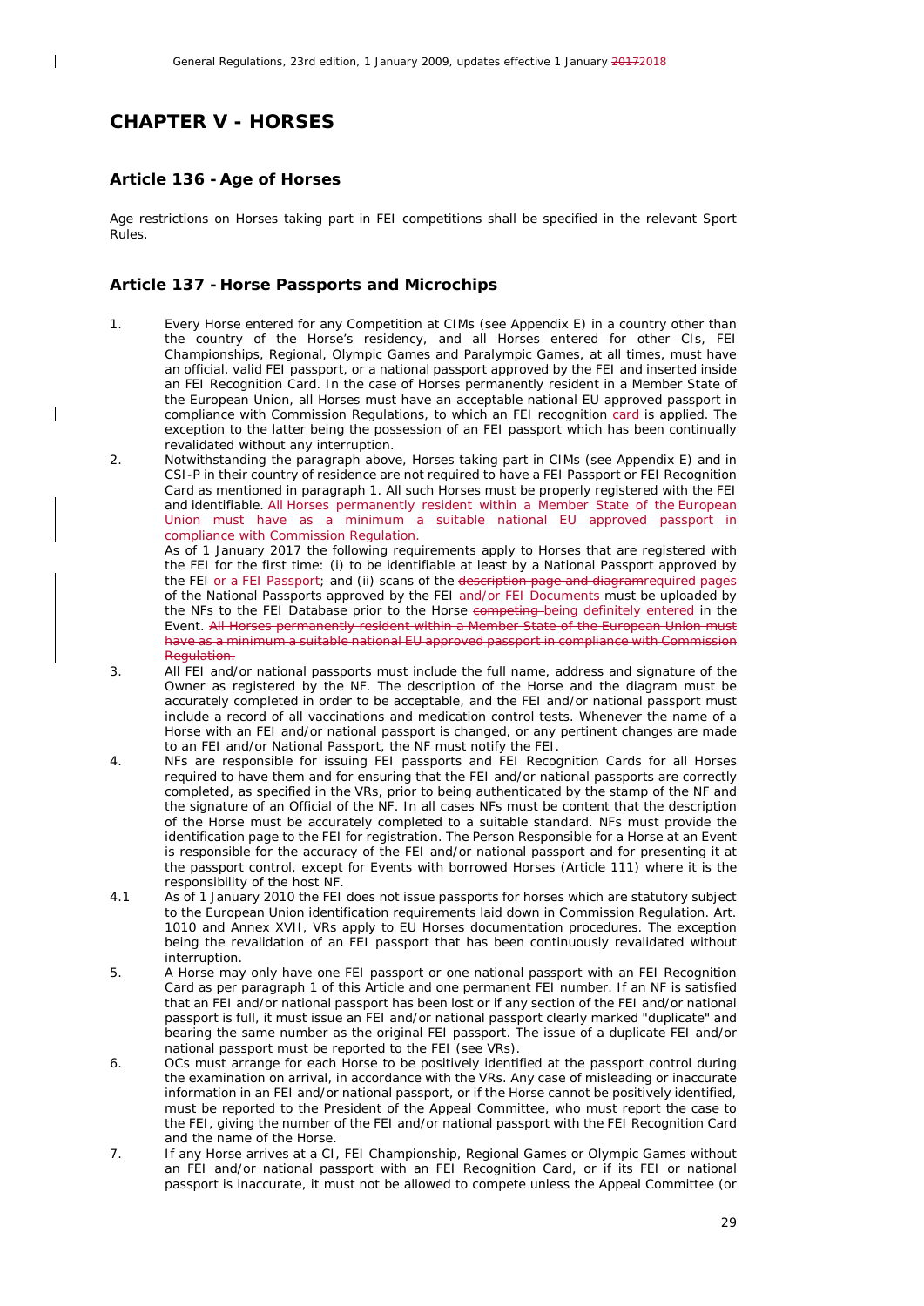# CHAPTER V - HORSES

## Article 136 - Age of Horses

Age restrictions on Horses taking part in FEI competitions shall be specified in the relevant Sport Rules.

## Article 137 - Horse Passports and Microchips

1. Every Horse entered for any Competition at CIMs (see Appendix E) in a country other than the country of the Horse's residency, and all Horses entered for other CIs, FEI Championships, Regional, Olympic Games and Paralympic Games, at all times, must have an official, valid FEI passport, or a national passport approved by the FEI and inserted inside an FEI Recognition Card. In the case of Horses permanently resident in a Member State of the European Union, all Horses must have an acceptable national EU approved passport in compliance with Commission Regulations, to which an FEI recognition card is applied. The exception to the latter being the possession of an FEI passport which has been continually revalidated without any interruption.

2. Notwithstanding the paragraph above, Horses taking part in CIMs (see Appendix E) and in CSI-P in their country of residence are not required to have a FEI Passport or FEI Recognition Card as mentioned in paragraph 1. All such Horses must be properly registered with the FEI and identifiable. All Horses permanently resident within a Member State of the European Union must have as a minimum a suitable national EU approved passport in compliance with Commission Regulation.

   As of 1 January 2017 the following requirements apply to Horses that are registered with the FEI for the first time: (i) to be identifiable at least by a National Passport approved by the FEI or a FEI Passport; and (ii) scans of the ~~description page and diagram~~required pages of the National Passports approved by the FEI and/or FEI Documents must be uploaded by the NFs to the FEI Database prior to the Horse ~~competing~~ being definitely entered in the Event. ~~All Horses permanently resident within a Member State of the European Union must have as a minimum a suitable national EU approved passport in compliance with Commission Regulation.~~

3. All FEI and/or national passports must include the full name, address and signature of the Owner as registered by the NF. The description of the Horse and the diagram must be accurately completed in order to be acceptable, and the FEI and/or national passport must include a record of all vaccinations and medication control tests. Whenever the name of a Horse with an FEI and/or national passport is changed, or any pertinent changes are made to an FEI and/or National Passport, the NF must notify the FEI.

4. NFs are responsible for issuing FEI passports and FEI Recognition Cards for all Horses required to have them and for ensuring that the FEI and/or national passports are correctly completed, as specified in the VRs, prior to being authenticated by the stamp of the NF and the signature of an Official of the NF. In all cases NFs must be content that the description of the Horse must be accurately completed to a suitable standard. NFs must provide the identification page to the FEI for registration. The Person Responsible for a Horse at an Event is responsible for the accuracy of the FEI and/or national passport and for presenting it at the passport control, except for Events with borrowed Horses (Article 111) where it is the responsibility of the host NF.

4.1 As of 1 January 2010 the FEI does not issue passports for horses which are statutory subject to the European Union identification requirements laid down in Commission Regulation. Art. 1010 and Annex XVII, VRs apply to EU Horses documentation procedures. The exception being the revalidation of an FEI passport that has been continuously revalidated without interruption.

5. A Horse may only have one FEI passport or one national passport with an FEI Recognition Card as per paragraph 1 of this Article and one permanent FEI number. If an NF is satisfied that an FEI and/or national passport has been lost or if any section of the FEI and/or national passport is full, it must issue an FEI and/or national passport clearly marked "duplicate" and bearing the same number as the original FEI passport. The issue of a duplicate FEI and/or national passport must be reported to the FEI (see VRs).

6. OCs must arrange for each Horse to be positively identified at the passport control during the examination on arrival, in accordance with the VRs. Any case of misleading or inaccurate information in an FEI and/or national passport, or if the Horse cannot be positively identified, must be reported to the President of the Appeal Committee, who must report the case to the FEI, giving the number of the FEI and/or national passport with the FEI Recognition Card and the name of the Horse.

7. If any Horse arrives at a CI, FEI Championship, Regional Games or Olympic Games without an FEI and/or national passport with an FEI Recognition Card, or if its FEI or national passport is inaccurate, it must not be allowed to compete unless the Appeal Committee (or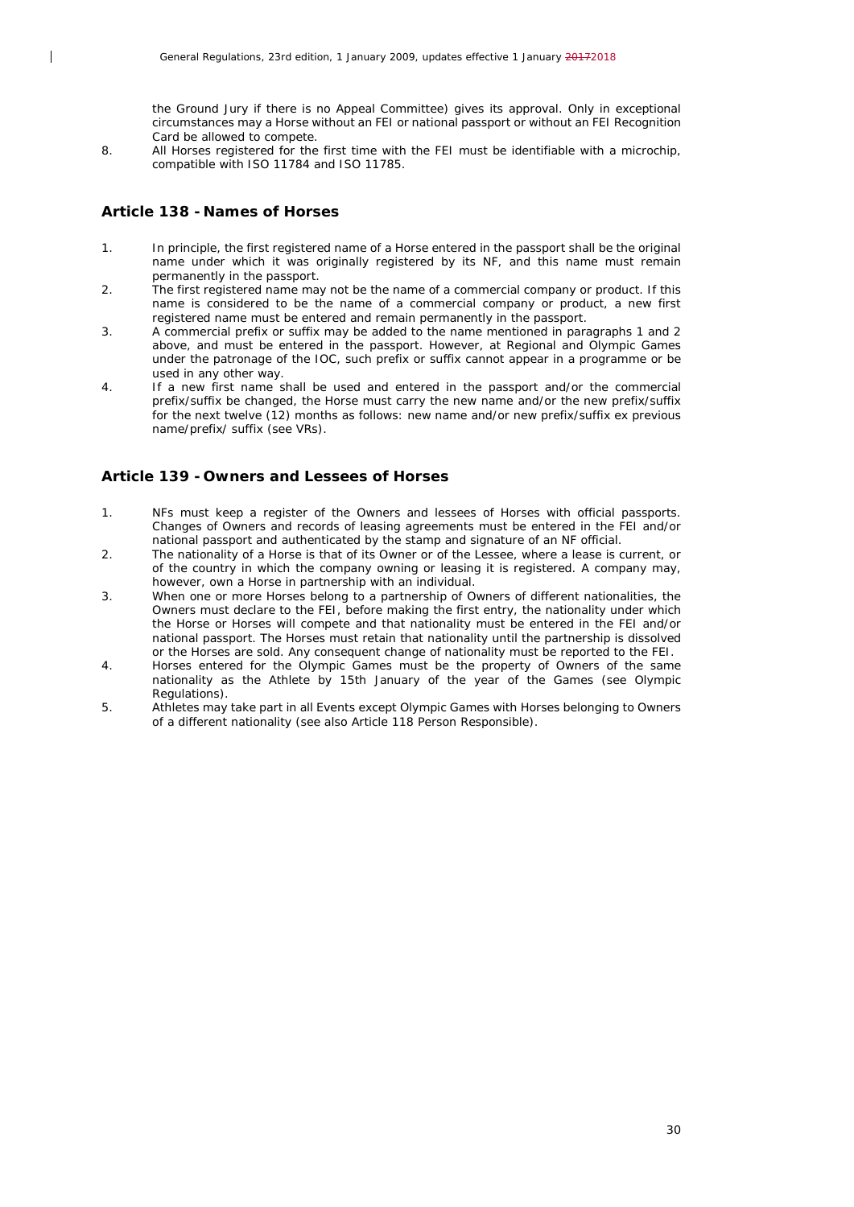the Ground Jury if there is no Appeal Committee) gives its approval. Only in exceptional circumstances may a Horse without an FEI or national passport or without an FEI Recognition Card be allowed to compete.

8. All Horses registered for the first time with the FEI must be identifiable with a microchip, compatible with ISO 11784 and ISO 11785.

## Article 138 - Names of Horses

1. In principle, the first registered name of a Horse entered in the passport shall be the original name under which it was originally registered by its NF, and this name must remain permanently in the passport.
2. The first registered name may not be the name of a commercial company or product. If this name is considered to be the name of a commercial company or product, a new first registered name must be entered and remain permanently in the passport.
3. A commercial prefix or suffix may be added to the name mentioned in paragraphs 1 and 2 above, and must be entered in the passport. However, at Regional and Olympic Games under the patronage of the IOC, such prefix or suffix cannot appear in a programme or be used in any other way.
4. If a new first name shall be used and entered in the passport and/or the commercial prefix/suffix be changed, the Horse must carry the new name and/or the new prefix/suffix for the next twelve (12) months as follows: new name and/or new prefix/suffix ex previous name/prefix/ suffix (see VRs).

## Article 139 - Owners and Lessees of Horses

1. NFs must keep a register of the Owners and lessees of Horses with official passports. Changes of Owners and records of leasing agreements must be entered in the FEI and/or national passport and authenticated by the stamp and signature of an NF official.
2. The nationality of a Horse is that of its Owner or of the Lessee, where a lease is current, or of the country in which the company owning or leasing it is registered. A company may, however, own a Horse in partnership with an individual.
3. When one or more Horses belong to a partnership of Owners of different nationalities, the Owners must declare to the FEI, before making the first entry, the nationality under which the Horse or Horses will compete and that nationality must be entered in the FEI and/or national passport. The Horses must retain that nationality until the partnership is dissolved or the Horses are sold. Any consequent change of nationality must be reported to the FEI.
4. Horses entered for the Olympic Games must be the property of Owners of the same nationality as the Athlete by 15th January of the year of the Games (see Olympic Regulations).
5. Athletes may take part in all Events except Olympic Games with Horses belonging to Owners of a different nationality (see also Article 118 Person Responsible).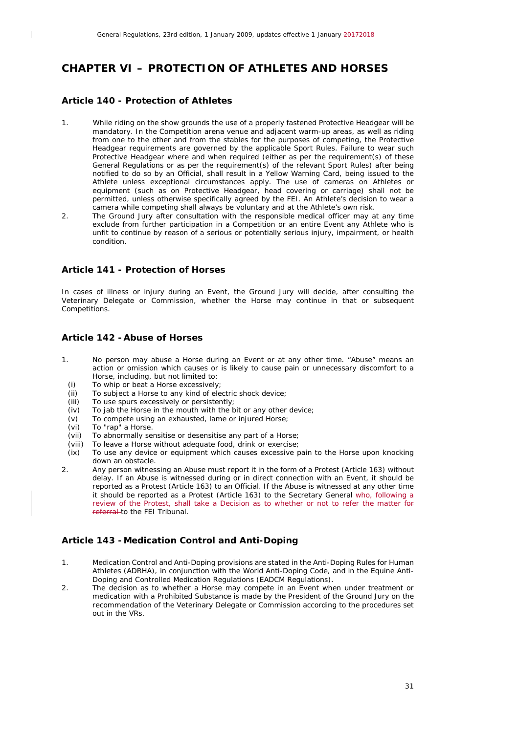# CHAPTER VI – PROTECTION OF ATHLETES AND HORSES

## Article 140 - Protection of Athletes

1. While riding on the show grounds the use of a properly fastened Protective Headgear will be mandatory. In the Competition arena venue and adjacent warm-up areas, as well as riding from one to the other and from the stables for the purposes of competing, the Protective Headgear requirements are governed by the applicable Sport Rules. Failure to wear such Protective Headgear where and when required (either as per the requirement(s) of these General Regulations or as per the requirement(s) of the relevant Sport Rules) after being notified to do so by an Official, shall result in a Yellow Warning Card, being issued to the Athlete unless exceptional circumstances apply. The use of cameras on Athletes or equipment (such as on Protective Headgear, head covering or carriage) shall not be permitted, unless otherwise specifically agreed by the FEI. An Athlete's decision to wear a camera while competing shall always be voluntary and at the Athlete's own risk.
2. The Ground Jury after consultation with the responsible medical officer may at any time exclude from further participation in a Competition or an entire Event any Athlete who is unfit to continue by reason of a serious or potentially serious injury, impairment, or health condition.

## Article 141 - Protection of Horses

In cases of illness or injury during an Event, the Ground Jury will decide, after consulting the Veterinary Delegate or Commission, whether the Horse may continue in that or subsequent Competitions.

## Article 142 - Abuse of Horses

1. No person may abuse a Horse during an Event or at any other time. "Abuse" means an action or omission which causes or is likely to cause pain or unnecessary discomfort to a Horse, including, but not limited to:
   - (i) To whip or beat a Horse excessively;
   - (ii) To subject a Horse to any kind of electric shock device;
   - (iii) To use spurs excessively or persistently;
   - (iv) To jab the Horse in the mouth with the bit or any other device;
   - (v) To compete using an exhausted, lame or injured Horse;
   - (vi) To "rap" a Horse.
   - (vii) To abnormally sensitise or desensitise any part of a Horse;
   - (viii) To leave a Horse without adequate food, drink or exercise;
   - (ix) To use any device or equipment which causes excessive pain to the Horse upon knocking down an obstacle.
2. Any person witnessing an Abuse must report it in the form of a Protest (Article 163) without delay. If an Abuse is witnessed during or in direct connection with an Event, it should be reported as a Protest (Article 163) to an Official. If the Abuse is witnessed at any other time it should be reported as a Protest (Article 163) to the Secretary General who, following a review of the Protest, shall take a Decision as to whether or not to refer the matter ~~for referral~~ to the FEI Tribunal.

## Article 143 - Medication Control and Anti-Doping

1. Medication Control and Anti-Doping provisions are stated in the Anti-Doping Rules for Human Athletes (ADRHA), in conjunction with the World Anti-Doping Code, and in the Equine Anti-Doping and Controlled Medication Regulations (EADCM Regulations).
2. The decision as to whether a Horse may compete in an Event when under treatment or medication with a Prohibited Substance is made by the President of the Ground Jury on the recommendation of the Veterinary Delegate or Commission according to the procedures set out in the VRs.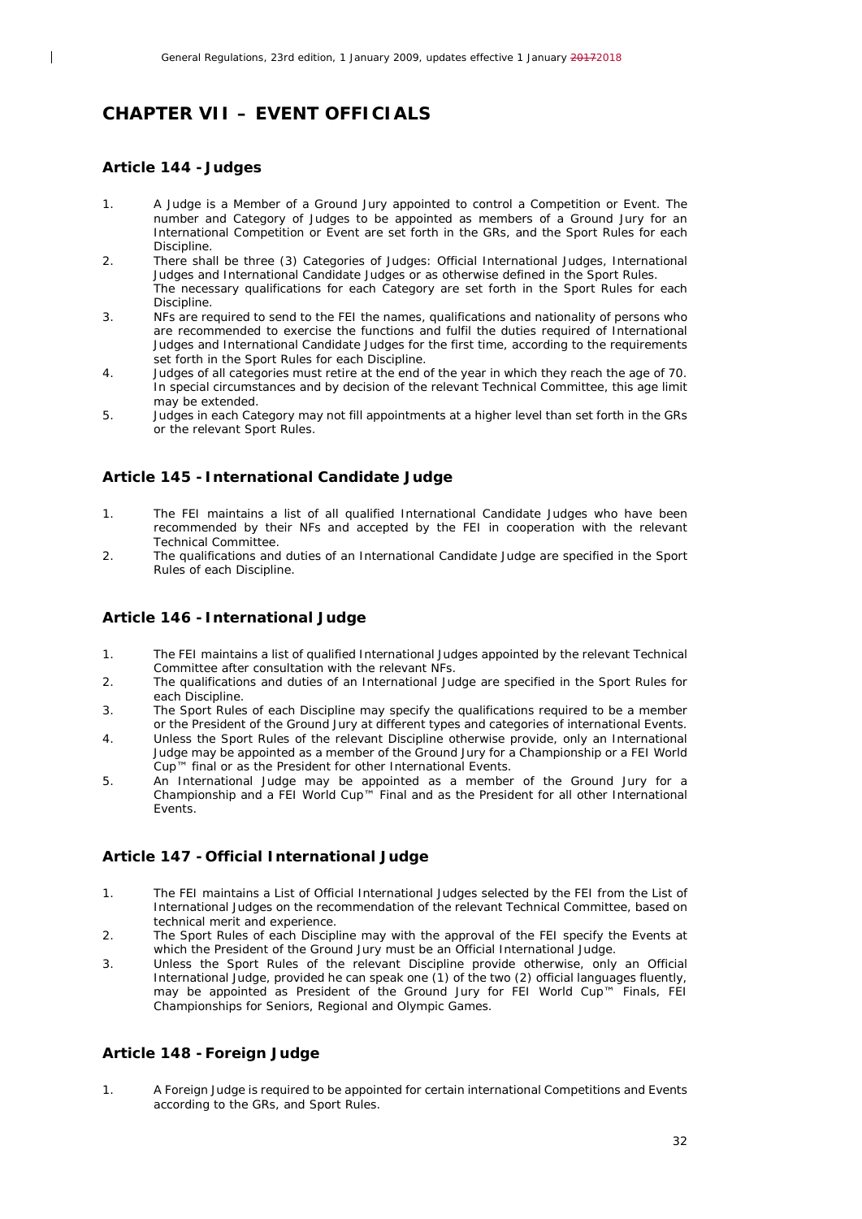# CHAPTER VII – EVENT OFFICIALS

## Article 144 - Judges

1. A Judge is a Member of a Ground Jury appointed to control a Competition or Event. The number and Category of Judges to be appointed as members of a Ground Jury for an International Competition or Event are set forth in the GRs, and the Sport Rules for each Discipline.
2. There shall be three (3) Categories of Judges: Official International Judges, International Judges and International Candidate Judges or as otherwise defined in the Sport Rules. The necessary qualifications for each Category are set forth in the Sport Rules for each Discipline.
3. NFs are required to send to the FEI the names, qualifications and nationality of persons who are recommended to exercise the functions and fulfil the duties required of International Judges and International Candidate Judges for the first time, according to the requirements set forth in the Sport Rules for each Discipline.
4. Judges of all categories must retire at the end of the year in which they reach the age of 70. In special circumstances and by decision of the relevant Technical Committee, this age limit may be extended.
5. Judges in each Category may not fill appointments at a higher level than set forth in the GRs or the relevant Sport Rules.

## Article 145 - International Candidate Judge

1. The FEI maintains a list of all qualified International Candidate Judges who have been recommended by their NFs and accepted by the FEI in cooperation with the relevant Technical Committee.
2. The qualifications and duties of an International Candidate Judge are specified in the Sport Rules of each Discipline.

## Article 146 - International Judge

1. The FEI maintains a list of qualified International Judges appointed by the relevant Technical Committee after consultation with the relevant NFs.
2. The qualifications and duties of an International Judge are specified in the Sport Rules for each Discipline.
3. The Sport Rules of each Discipline may specify the qualifications required to be a member or the President of the Ground Jury at different types and categories of international Events.
4. Unless the Sport Rules of the relevant Discipline otherwise provide, only an International Judge may be appointed as a member of the Ground Jury for a Championship or a FEI World Cup™ final or as the President for other International Events.
5. An International Judge may be appointed as a member of the Ground Jury for a Championship and a FEI World Cup™ Final and as the President for all other International Events.

## Article 147 - Official International Judge

1. The FEI maintains a List of Official International Judges selected by the FEI from the List of International Judges on the recommendation of the relevant Technical Committee, based on technical merit and experience.
2. The Sport Rules of each Discipline may with the approval of the FEI specify the Events at which the President of the Ground Jury must be an Official International Judge.
3. Unless the Sport Rules of the relevant Discipline provide otherwise, only an Official International Judge, provided he can speak one (1) of the two (2) official languages fluently, may be appointed as President of the Ground Jury for FEI World Cup™ Finals, FEI Championships for Seniors, Regional and Olympic Games.

## Article 148 - Foreign Judge

1. A Foreign Judge is required to be appointed for certain international Competitions and Events according to the GRs, and Sport Rules.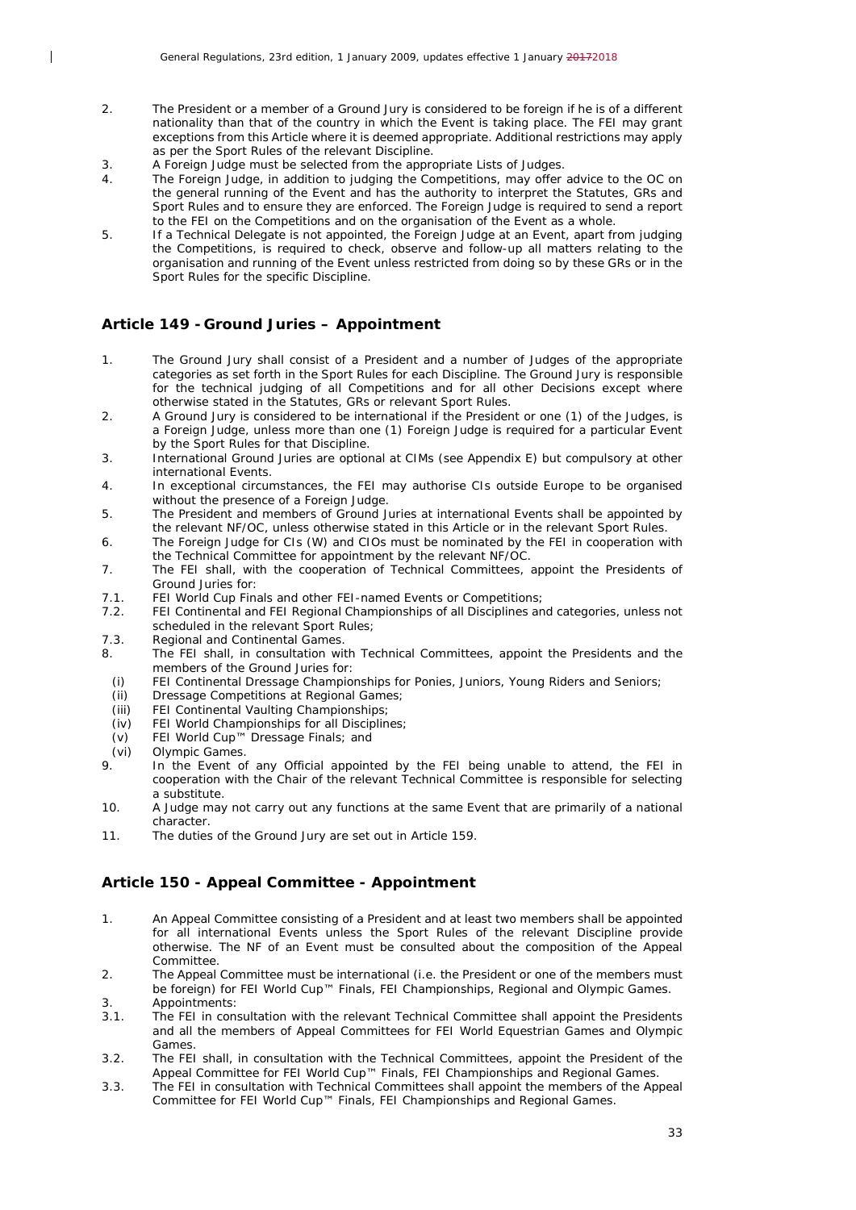2. The President or a member of a Ground Jury is considered to be foreign if he is of a different nationality than that of the country in which the Event is taking place. The FEI may grant exceptions from this Article where it is deemed appropriate. Additional restrictions may apply as per the Sport Rules of the relevant Discipline.
3. A Foreign Judge must be selected from the appropriate Lists of Judges.
4. The Foreign Judge, in addition to judging the Competitions, may offer advice to the OC on the general running of the Event and has the authority to interpret the Statutes, GRs and Sport Rules and to ensure they are enforced. The Foreign Judge is required to send a report to the FEI on the Competitions and on the organisation of the Event as a whole.
5. If a Technical Delegate is not appointed, the Foreign Judge at an Event, apart from judging the Competitions, is required to check, observe and follow-up all matters relating to the organisation and running of the Event unless restricted from doing so by these GRs or in the Sport Rules for the specific Discipline.

## Article 149 - Ground Juries – Appointment

1. The Ground Jury shall consist of a President and a number of Judges of the appropriate categories as set forth in the Sport Rules for each Discipline. The Ground Jury is responsible for the technical judging of all Competitions and for all other Decisions except where otherwise stated in the Statutes, GRs or relevant Sport Rules.
2. A Ground Jury is considered to be international if the President or one (1) of the Judges, is a Foreign Judge, unless more than one (1) Foreign Judge is required for a particular Event by the Sport Rules for that Discipline.
3. International Ground Juries are optional at CIMs (see Appendix E) but compulsory at other international Events.
4. In exceptional circumstances, the FEI may authorise CIs outside Europe to be organised without the presence of a Foreign Judge.
5. The President and members of Ground Juries at international Events shall be appointed by the relevant NF/OC, unless otherwise stated in this Article or in the relevant Sport Rules.
6. The Foreign Judge for CIs (W) and CIOs must be nominated by the FEI in cooperation with the Technical Committee for appointment by the relevant NF/OC.
7. The FEI shall, with the cooperation of Technical Committees, appoint the Presidents of Ground Juries for:

7.1. FEI World Cup Finals and other FEI-named Events or Competitions;

7.2. FEI Continental and FEI Regional Championships of all Disciplines and categories, unless not scheduled in the relevant Sport Rules;

7.3. Regional and Continental Games.

8. The FEI shall, in consultation with Technical Committees, appoint the Presidents and the members of the Ground Juries for:
   - (i) FEI Continental Dressage Championships for Ponies, Juniors, Young Riders and Seniors;
   - (ii) Dressage Competitions at Regional Games;
   - (iii) FEI Continental Vaulting Championships;
   - (iv) FEI World Championships for all Disciplines;
   - (v) FEI World Cup™ Dressage Finals; and
   - (vi) Olympic Games.
9. In the Event of any Official appointed by the FEI being unable to attend, the FEI in cooperation with the Chair of the relevant Technical Committee is responsible for selecting a substitute.
10. A Judge may not carry out any functions at the same Event that are primarily of a national character.
11. The duties of the Ground Jury are set out in Article 159.

## Article 150 - Appeal Committee - Appointment

1. An Appeal Committee consisting of a President and at least two members shall be appointed for all international Events unless the Sport Rules of the relevant Discipline provide otherwise. The NF of an Event must be consulted about the composition of the Appeal Committee.
2. The Appeal Committee must be international (i.e. the President or one of the members must be foreign) for FEI World Cup™ Finals, FEI Championships, Regional and Olympic Games.
3. Appointments:

3.1. The FEI in consultation with the relevant Technical Committee shall appoint the Presidents and all the members of Appeal Committees for FEI World Equestrian Games and Olympic Games.

3.2. The FEI shall, in consultation with the Technical Committees, appoint the President of the Appeal Committee for FEI World Cup™ Finals, FEI Championships and Regional Games.

3.3. The FEI in consultation with Technical Committees shall appoint the members of the Appeal Committee for FEI World Cup™ Finals, FEI Championships and Regional Games.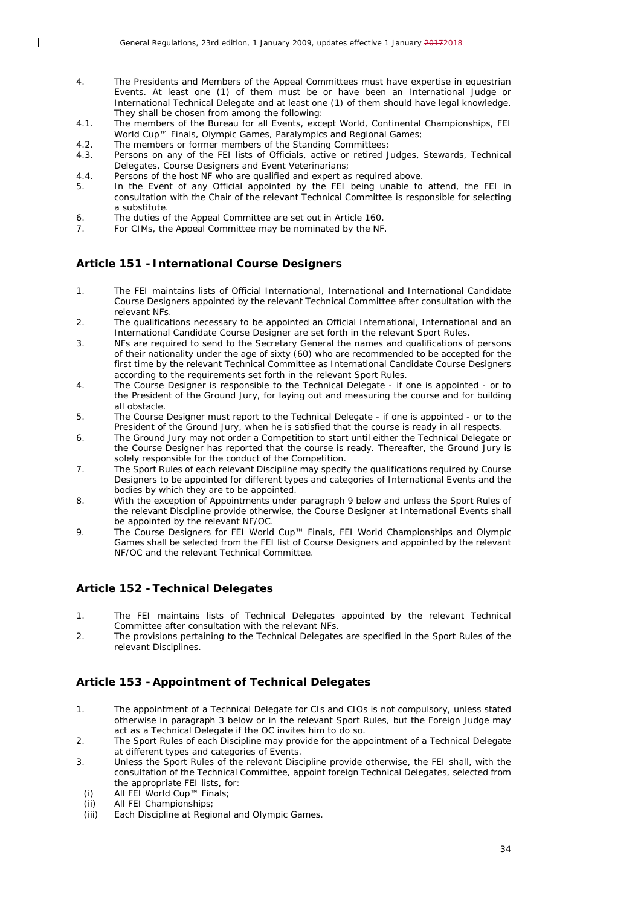4. The Presidents and Members of the Appeal Committees must have expertise in equestrian Events. At least one (1) of them must be or have been an International Judge or International Technical Delegate and at least one (1) of them should have legal knowledge. They shall be chosen from among the following:

4.1. The members of the Bureau for all Events, except World, Continental Championships, FEI World Cup™ Finals, Olympic Games, Paralympics and Regional Games;

4.2. The members or former members of the Standing Committees;

4.3. Persons on any of the FEI lists of Officials, active or retired Judges, Stewards, Technical Delegates, Course Designers and Event Veterinarians;

4.4. Persons of the host NF who are qualified and expert as required above.

5. In the Event of any Official appointed by the FEI being unable to attend, the FEI in consultation with the Chair of the relevant Technical Committee is responsible for selecting a substitute.

6. The duties of the Appeal Committee are set out in Article 160.

7. For CIMs, the Appeal Committee may be nominated by the NF.

## Article 151 - International Course Designers

1. The FEI maintains lists of Official International, International and International Candidate Course Designers appointed by the relevant Technical Committee after consultation with the relevant NFs.
2. The qualifications necessary to be appointed an Official International, International and an International Candidate Course Designer are set forth in the relevant Sport Rules.
3. NFs are required to send to the Secretary General the names and qualifications of persons of their nationality under the age of sixty (60) who are recommended to be accepted for the first time by the relevant Technical Committee as International Candidate Course Designers according to the requirements set forth in the relevant Sport Rules.
4. The Course Designer is responsible to the Technical Delegate - if one is appointed - or to the President of the Ground Jury, for laying out and measuring the course and for building all obstacle.
5. The Course Designer must report to the Technical Delegate - if one is appointed - or to the President of the Ground Jury, when he is satisfied that the course is ready in all respects.
6. The Ground Jury may not order a Competition to start until either the Technical Delegate or the Course Designer has reported that the course is ready. Thereafter, the Ground Jury is solely responsible for the conduct of the Competition.
7. The Sport Rules of each relevant Discipline may specify the qualifications required by Course Designers to be appointed for different types and categories of International Events and the bodies by which they are to be appointed.
8. With the exception of Appointments under paragraph 9 below and unless the Sport Rules of the relevant Discipline provide otherwise, the Course Designer at International Events shall be appointed by the relevant NF/OC.
9. The Course Designers for FEI World Cup™ Finals, FEI World Championships and Olympic Games shall be selected from the FEI list of Course Designers and appointed by the relevant NF/OC and the relevant Technical Committee.

## Article 152 - Technical Delegates

1. The FEI maintains lists of Technical Delegates appointed by the relevant Technical Committee after consultation with the relevant NFs.
2. The provisions pertaining to the Technical Delegates are specified in the Sport Rules of the relevant Disciplines.

## Article 153 - Appointment of Technical Delegates

1. The appointment of a Technical Delegate for CIs and CIOs is not compulsory, unless stated otherwise in paragraph 3 below or in the relevant Sport Rules, but the Foreign Judge may act as a Technical Delegate if the OC invites him to do so.
2. The Sport Rules of each Discipline may provide for the appointment of a Technical Delegate at different types and categories of Events.
3. Unless the Sport Rules of the relevant Discipline provide otherwise, the FEI shall, with the consultation of the Technical Committee, appoint foreign Technical Delegates, selected from the appropriate FEI lists, for:
   - (i) All FEI World Cup™ Finals;
   - (ii) All FEI Championships;
   - (iii) Each Discipline at Regional and Olympic Games.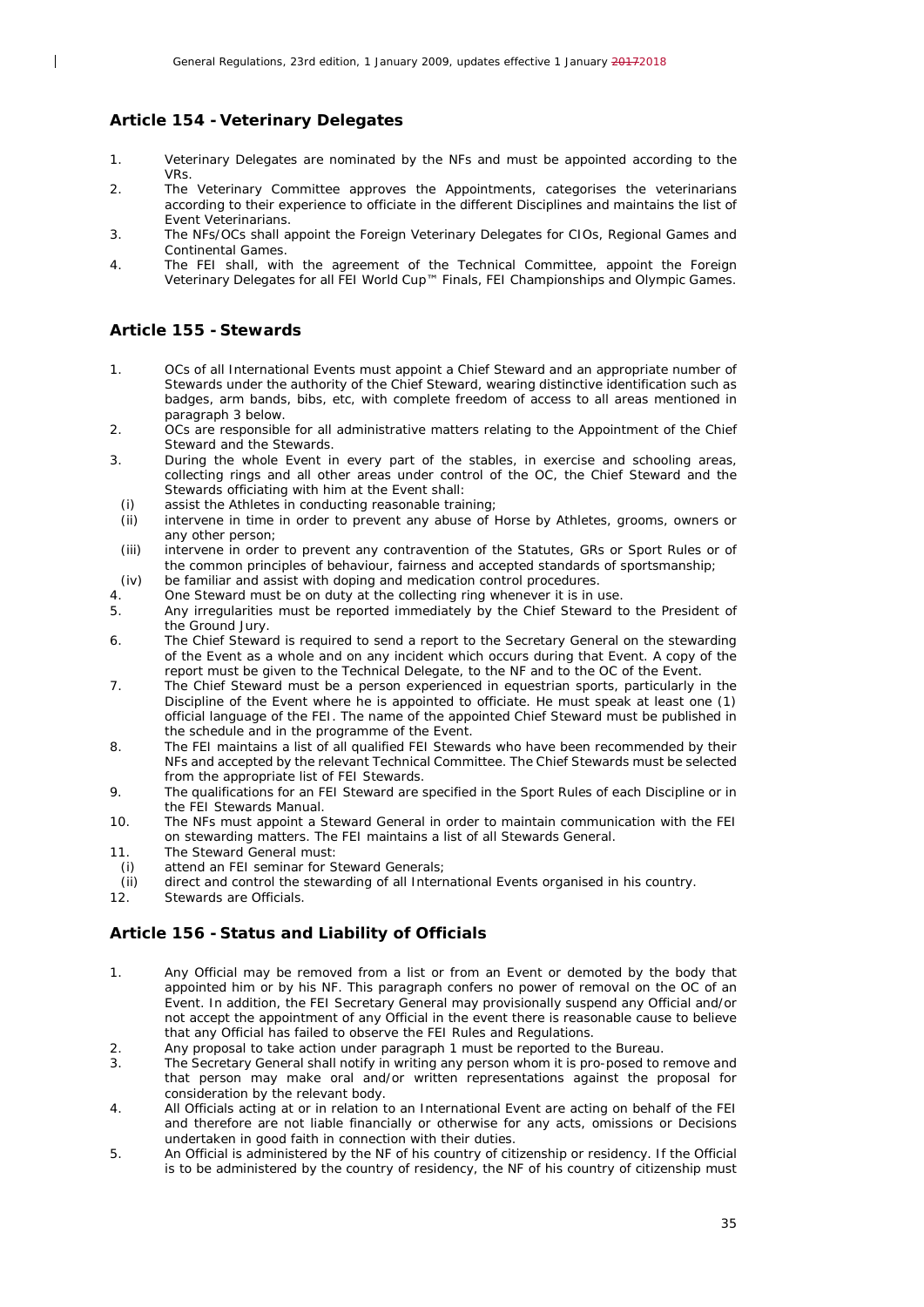## Article 154 - Veterinary Delegates

1. Veterinary Delegates are nominated by the NFs and must be appointed according to the VRs.
2. The Veterinary Committee approves the Appointments, categorises the veterinarians according to their experience to officiate in the different Disciplines and maintains the list of Event Veterinarians.
3. The NFs/OCs shall appoint the Foreign Veterinary Delegates for CIOs, Regional Games and Continental Games.
4. The FEI shall, with the agreement of the Technical Committee, appoint the Foreign Veterinary Delegates for all FEI World Cup™ Finals, FEI Championships and Olympic Games.

## Article 155 - Stewards

1. OCs of all International Events must appoint a Chief Steward and an appropriate number of Stewards under the authority of the Chief Steward, wearing distinctive identification such as badges, arm bands, bibs, etc, with complete freedom of access to all areas mentioned in paragraph 3 below.
2. OCs are responsible for all administrative matters relating to the Appointment of the Chief Steward and the Stewards.
3. During the whole Event in every part of the stables, in exercise and schooling areas, collecting rings and all other areas under control of the OC, the Chief Steward and the Stewards officiating with him at the Event shall:
   (i) assist the Athletes in conducting reasonable training;
   (ii) intervene in time in order to prevent any abuse of Horse by Athletes, grooms, owners or any other person;
   (iii) intervene in order to prevent any contravention of the Statutes, GRs or Sport Rules or of the common principles of behaviour, fairness and accepted standards of sportsmanship;
   (iv) be familiar and assist with doping and medication control procedures.
4. One Steward must be on duty at the collecting ring whenever it is in use.
5. Any irregularities must be reported immediately by the Chief Steward to the President of the Ground Jury.
6. The Chief Steward is required to send a report to the Secretary General on the stewarding of the Event as a whole and on any incident which occurs during that Event. A copy of the report must be given to the Technical Delegate, to the NF and to the OC of the Event.
7. The Chief Steward must be a person experienced in equestrian sports, particularly in the Discipline of the Event where he is appointed to officiate. He must speak at least one (1) official language of the FEI. The name of the appointed Chief Steward must be published in the schedule and in the programme of the Event.
8. The FEI maintains a list of all qualified FEI Stewards who have been recommended by their NFs and accepted by the relevant Technical Committee. The Chief Stewards must be selected from the appropriate list of FEI Stewards.
9. The qualifications for an FEI Steward are specified in the Sport Rules of each Discipline or in the FEI Stewards Manual.
10. The NFs must appoint a Steward General in order to maintain communication with the FEI on stewarding matters. The FEI maintains a list of all Stewards General.
11. The Steward General must:
    (i) attend an FEI seminar for Steward Generals;
    (ii) direct and control the stewarding of all International Events organised in his country.
12. Stewards are Officials.

## Article 156 - Status and Liability of Officials

1. Any Official may be removed from a list or from an Event or demoted by the body that appointed him or by his NF. This paragraph confers no power of removal on the OC of an Event. In addition, the FEI Secretary General may provisionally suspend any Official and/or not accept the appointment of any Official in the event there is reasonable cause to believe that any Official has failed to observe the FEI Rules and Regulations.
2. Any proposal to take action under paragraph 1 must be reported to the Bureau.
3. The Secretary General shall notify in writing any person whom it is pro-posed to remove and that person may make oral and/or written representations against the proposal for consideration by the relevant body.
4. All Officials acting at or in relation to an International Event are acting on behalf of the FEI and therefore are not liable financially or otherwise for any acts, omissions or Decisions undertaken in good faith in connection with their duties.
5. An Official is administered by the NF of his country of citizenship or residency. If the Official is to be administered by the country of residency, the NF of his country of citizenship must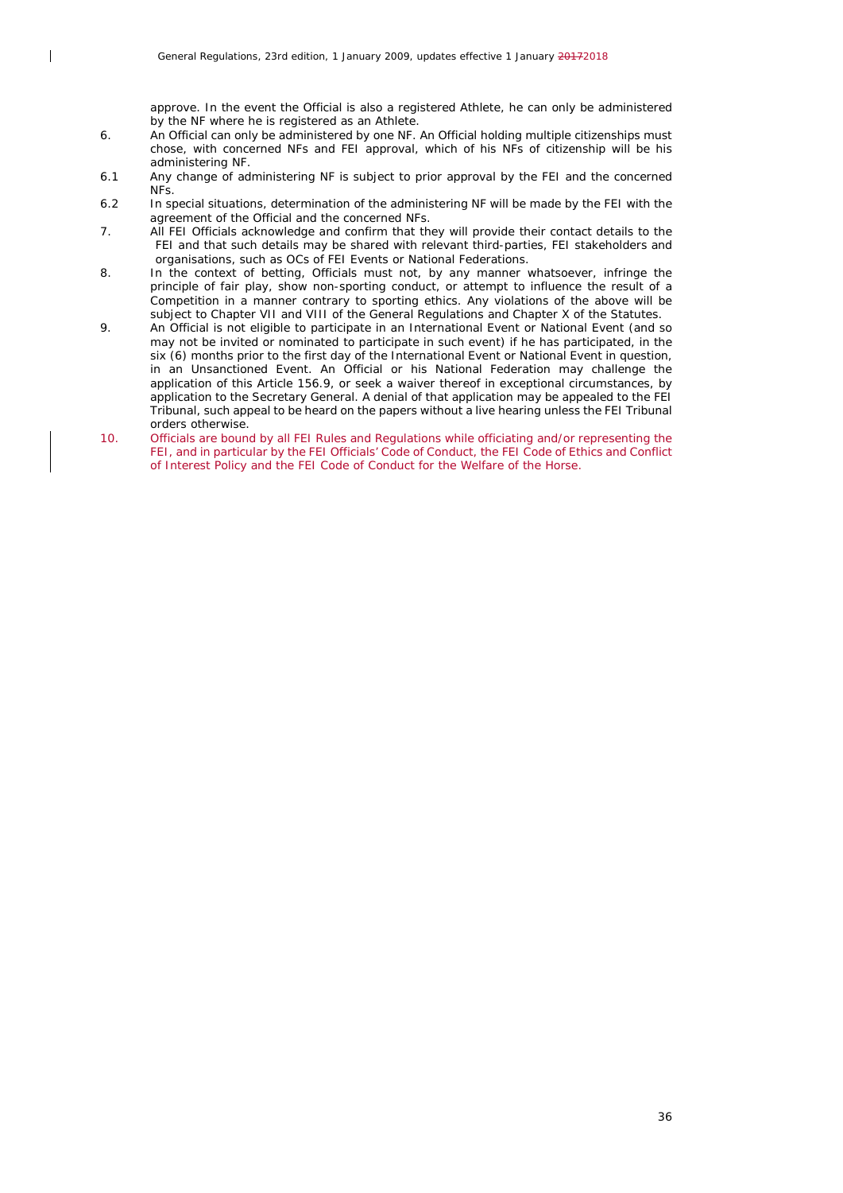approve. In the event the Official is also a registered Athlete, he can only be administered by the NF where he is registered as an Athlete.

6. An Official can only be administered by one NF. An Official holding multiple citizenships must chose, with concerned NFs and FEI approval, which of his NFs of citizenship will be his administering NF.

6.1 Any change of administering NF is subject to prior approval by the FEI and the concerned NFs.

6.2 In special situations, determination of the administering NF will be made by the FEI with the agreement of the Official and the concerned NFs.

7. All FEI Officials acknowledge and confirm that they will provide their contact details to the FEI and that such details may be shared with relevant third-parties, FEI stakeholders and organisations, such as OCs of FEI Events or National Federations.

8. In the context of betting, Officials must not, by any manner whatsoever, infringe the principle of fair play, show non-sporting conduct, or attempt to influence the result of a Competition in a manner contrary to sporting ethics. Any violations of the above will be subject to Chapter VII and VIII of the General Regulations and Chapter X of the Statutes.

9. An Official is not eligible to participate in an International Event or National Event (and so may not be invited or nominated to participate in such event) if he has participated, in the six (6) months prior to the first day of the International Event or National Event in question, in an Unsanctioned Event. An Official or his National Federation may challenge the application of this Article 156.9, or seek a waiver thereof in exceptional circumstances, by application to the Secretary General. A denial of that application may be appealed to the FEI Tribunal, such appeal to be heard on the papers without a live hearing unless the FEI Tribunal orders otherwise.

10. Officials are bound by all FEI Rules and Regulations while officiating and/or representing the FEI, and in particular by the FEI Officials' Code of Conduct, the FEI Code of Ethics and Conflict of Interest Policy and the FEI Code of Conduct for the Welfare of the Horse.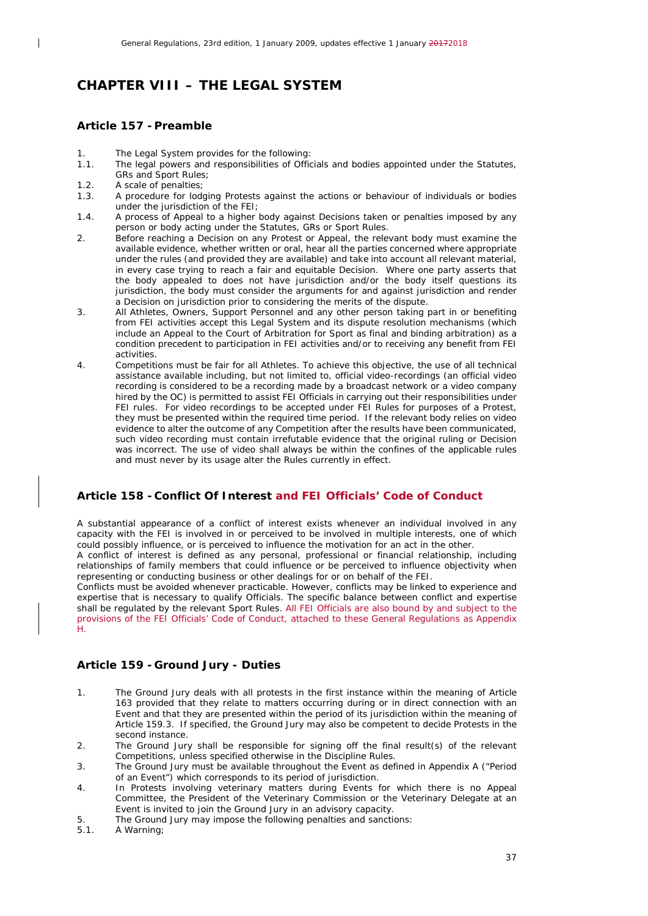# CHAPTER VIII – THE LEGAL SYSTEM

## Article 157 - Preamble

1. The Legal System provides for the following:

1.1. The legal powers and responsibilities of Officials and bodies appointed under the Statutes, GRs and Sport Rules;

1.2. A scale of penalties;

1.3. A procedure for lodging Protests against the actions or behaviour of individuals or bodies under the jurisdiction of the FEI;

1.4. A process of Appeal to a higher body against Decisions taken or penalties imposed by any person or body acting under the Statutes, GRs or Sport Rules.

2. Before reaching a Decision on any Protest or Appeal, the relevant body must examine the available evidence, whether written or oral, hear all the parties concerned where appropriate under the rules (and provided they are available) and take into account all relevant material, in every case trying to reach a fair and equitable Decision. Where one party asserts that the body appealed to does not have jurisdiction and/or the body itself questions its jurisdiction, the body must consider the arguments for and against jurisdiction and render a Decision on jurisdiction prior to considering the merits of the dispute.

3. All Athletes, Owners, Support Personnel and any other person taking part in or benefiting from FEI activities accept this Legal System and its dispute resolution mechanisms (which include an Appeal to the Court of Arbitration for Sport as final and binding arbitration) as a condition precedent to participation in FEI activities and/or to receiving any benefit from FEI activities.

4. Competitions must be fair for all Athletes. To achieve this objective, the use of all technical assistance available including, but not limited to, official video-recordings (an official video recording is considered to be a recording made by a broadcast network or a video company hired by the OC) is permitted to assist FEI Officials in carrying out their responsibilities under FEI rules. For video recordings to be accepted under FEI Rules for purposes of a Protest, they must be presented within the required time period. If the relevant body relies on video evidence to alter the outcome of any Competition after the results have been communicated, such video recording must contain irrefutable evidence that the original ruling or Decision was incorrect. The use of video shall always be within the confines of the applicable rules and must never by its usage alter the Rules currently in effect.

## Article 158 - Conflict Of Interest and FEI Officials' Code of Conduct

A substantial appearance of a conflict of interest exists whenever an individual involved in any capacity with the FEI is involved in or perceived to be involved in multiple interests, one of which could possibly influence, or is perceived to influence the motivation for an act in the other.

A conflict of interest is defined as any personal, professional or financial relationship, including relationships of family members that could influence or be perceived to influence objectivity when representing or conducting business or other dealings for or on behalf of the FEI.

Conflicts must be avoided whenever practicable. However, conflicts may be linked to experience and expertise that is necessary to qualify Officials. The specific balance between conflict and expertise shall be regulated by the relevant Sport Rules. All FEI Officials are also bound by and subject to the provisions of the FEI Officials' Code of Conduct, attached to these General Regulations as Appendix H.

## Article 159 - Ground Jury - Duties

1. The Ground Jury deals with all protests in the first instance within the meaning of Article 163 provided that they relate to matters occurring during or in direct connection with an Event and that they are presented within the period of its jurisdiction within the meaning of Article 159.3. If specified, the Ground Jury may also be competent to decide Protests in the second instance.

2. The Ground Jury shall be responsible for signing off the final result(s) of the relevant Competitions, unless specified otherwise in the Discipline Rules.

3. The Ground Jury must be available throughout the Event as defined in Appendix A ("Period of an Event") which corresponds to its period of jurisdiction.

4. In Protests involving veterinary matters during Events for which there is no Appeal Committee, the President of the Veterinary Commission or the Veterinary Delegate at an Event is invited to join the Ground Jury in an advisory capacity.

5. The Ground Jury may impose the following penalties and sanctions:

5.1. A Warning;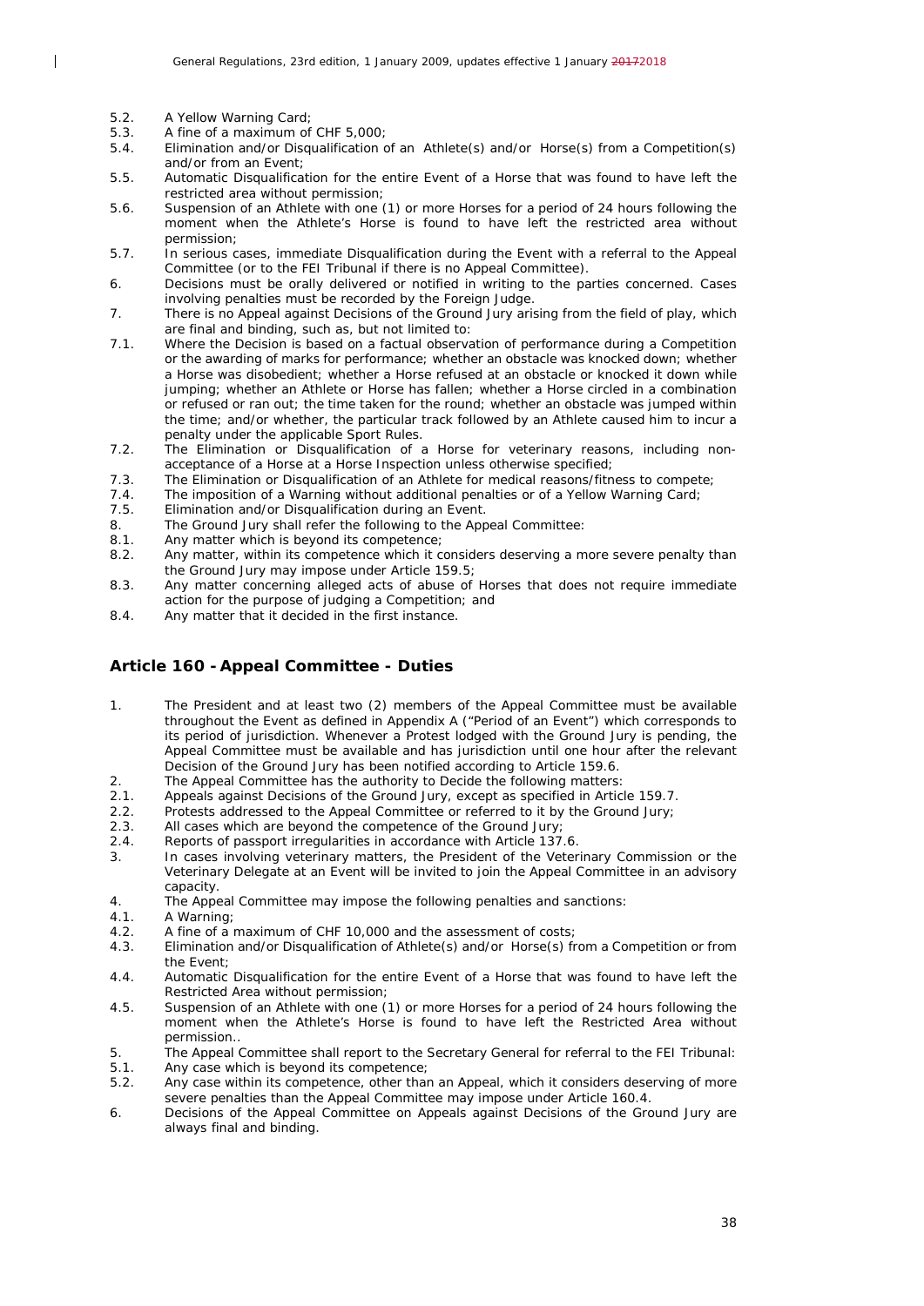5.2. A Yellow Warning Card;

5.3. A fine of a maximum of CHF 5,000;

5.4. Elimination and/or Disqualification of an Athlete(s) and/or Horse(s) from a Competition(s) and/or from an Event;

5.5. Automatic Disqualification for the entire Event of a Horse that was found to have left the restricted area without permission;

5.6. Suspension of an Athlete with one (1) or more Horses for a period of 24 hours following the moment when the Athlete's Horse is found to have left the restricted area without permission;

5.7. In serious cases, immediate Disqualification during the Event with a referral to the Appeal Committee (or to the FEI Tribunal if there is no Appeal Committee).

6. Decisions must be orally delivered or notified in writing to the parties concerned. Cases involving penalties must be recorded by the Foreign Judge.

7. There is no Appeal against Decisions of the Ground Jury arising from the field of play, which are final and binding, such as, but not limited to:

7.1. Where the Decision is based on a factual observation of performance during a Competition or the awarding of marks for performance; whether an obstacle was knocked down; whether a Horse was disobedient; whether a Horse refused at an obstacle or knocked it down while jumping; whether an Athlete or Horse has fallen; whether a Horse circled in a combination or refused or ran out; the time taken for the round; whether an obstacle was jumped within the time; and/or whether, the particular track followed by an Athlete caused him to incur a penalty under the applicable Sport Rules.

7.2. The Elimination or Disqualification of a Horse for veterinary reasons, including non-acceptance of a Horse at a Horse Inspection unless otherwise specified;

7.3. The Elimination or Disqualification of an Athlete for medical reasons/fitness to compete;

7.4. The imposition of a Warning without additional penalties or of a Yellow Warning Card;

7.5. Elimination and/or Disqualification during an Event.

8. The Ground Jury shall refer the following to the Appeal Committee:

8.1. Any matter which is beyond its competence;

8.2. Any matter, within its competence which it considers deserving a more severe penalty than the Ground Jury may impose under Article 159.5;

8.3. Any matter concerning alleged acts of abuse of Horses that does not require immediate action for the purpose of judging a Competition; and

8.4. Any matter that it decided in the first instance.

## Article 160 - Appeal Committee - Duties

1. The President and at least two (2) members of the Appeal Committee must be available throughout the Event as defined in Appendix A ("Period of an Event") which corresponds to its period of jurisdiction. Whenever a Protest lodged with the Ground Jury is pending, the Appeal Committee must be available and has jurisdiction until one hour after the relevant Decision of the Ground Jury has been notified according to Article 159.6.

2. The Appeal Committee has the authority to Decide the following matters:

2.1. Appeals against Decisions of the Ground Jury, except as specified in Article 159.7.

2.2. Protests addressed to the Appeal Committee or referred to it by the Ground Jury;

2.3. All cases which are beyond the competence of the Ground Jury;

2.4. Reports of passport irregularities in accordance with Article 137.6.

3. In cases involving veterinary matters, the President of the Veterinary Commission or the Veterinary Delegate at an Event will be invited to join the Appeal Committee in an advisory capacity.

4. The Appeal Committee may impose the following penalties and sanctions:

4.1. A Warning;

4.2. A fine of a maximum of CHF 10,000 and the assessment of costs;

4.3. Elimination and/or Disqualification of Athlete(s) and/or Horse(s) from a Competition or from the Event;

4.4. Automatic Disqualification for the entire Event of a Horse that was found to have left the Restricted Area without permission;

4.5. Suspension of an Athlete with one (1) or more Horses for a period of 24 hours following the moment when the Athlete's Horse is found to have left the Restricted Area without permission..

5. The Appeal Committee shall report to the Secretary General for referral to the FEI Tribunal:

5.1. Any case which is beyond its competence;

5.2. Any case within its competence, other than an Appeal, which it considers deserving of more severe penalties than the Appeal Committee may impose under Article 160.4.

6. Decisions of the Appeal Committee on Appeals against Decisions of the Ground Jury are always final and binding.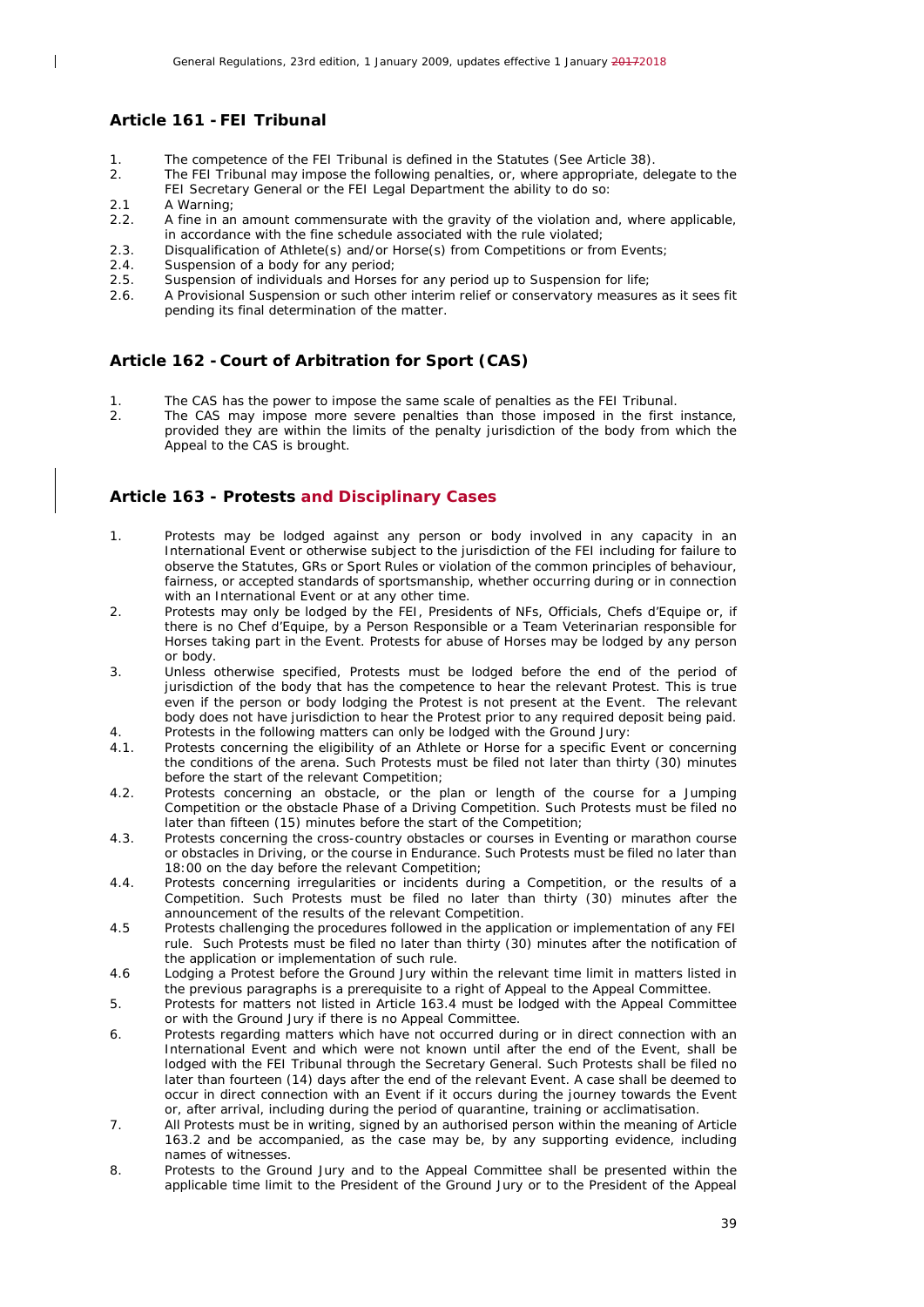## Article 161 - FEI Tribunal

1. The competence of the FEI Tribunal is defined in the Statutes (See Article 38).
2. The FEI Tribunal may impose the following penalties, or, where appropriate, delegate to the FEI Secretary General or the FEI Legal Department the ability to do so:
2.1 A Warning;
2.2. A fine in an amount commensurate with the gravity of the violation and, where applicable, in accordance with the fine schedule associated with the rule violated;
2.3. Disqualification of Athlete(s) and/or Horse(s) from Competitions or from Events;
2.4. Suspension of a body for any period;
2.5. Suspension of individuals and Horses for any period up to Suspension for life;
2.6. A Provisional Suspension or such other interim relief or conservatory measures as it sees fit pending its final determination of the matter.

## Article 162 - Court of Arbitration for Sport (CAS)

1. The CAS has the power to impose the same scale of penalties as the FEI Tribunal.
2. The CAS may impose more severe penalties than those imposed in the first instance, provided they are within the limits of the penalty jurisdiction of the body from which the Appeal to the CAS is brought.

## Article 163 - Protests and Disciplinary Cases

1. Protests may be lodged against any person or body involved in any capacity in an International Event or otherwise subject to the jurisdiction of the FEI including for failure to observe the Statutes, GRs or Sport Rules or violation of the common principles of behaviour, fairness, or accepted standards of sportsmanship, whether occurring during or in connection with an International Event or at any other time.
2. Protests may only be lodged by the FEI, Presidents of NFs, Officials, Chefs d'Equipe or, if there is no Chef d'Equipe, by a Person Responsible or a Team Veterinarian responsible for Horses taking part in the Event. Protests for abuse of Horses may be lodged by any person or body.
3. Unless otherwise specified, Protests must be lodged before the end of the period of jurisdiction of the body that has the competence to hear the relevant Protest. This is true even if the person or body lodging the Protest is not present at the Event. The relevant body does not have jurisdiction to hear the Protest prior to any required deposit being paid.
4. Protests in the following matters can only be lodged with the Ground Jury:
4.1. Protests concerning the eligibility of an Athlete or Horse for a specific Event or concerning the conditions of the arena. Such Protests must be filed not later than thirty (30) minutes before the start of the relevant Competition;
4.2. Protests concerning an obstacle, or the plan or length of the course for a Jumping Competition or the obstacle Phase of a Driving Competition. Such Protests must be filed no later than fifteen (15) minutes before the start of the Competition;
4.3. Protests concerning the cross-country obstacles or courses in Eventing or marathon course or obstacles in Driving, or the course in Endurance. Such Protests must be filed no later than 18:00 on the day before the relevant Competition;
4.4. Protests concerning irregularities or incidents during a Competition, or the results of a Competition. Such Protests must be filed no later than thirty (30) minutes after the announcement of the results of the relevant Competition.
4.5 Protests challenging the procedures followed in the application or implementation of any FEI rule. Such Protests must be filed no later than thirty (30) minutes after the notification of the application or implementation of such rule.
4.6 Lodging a Protest before the Ground Jury within the relevant time limit in matters listed in the previous paragraphs is a prerequisite to a right of Appeal to the Appeal Committee.
5. Protests for matters not listed in Article 163.4 must be lodged with the Appeal Committee or with the Ground Jury if there is no Appeal Committee.
6. Protests regarding matters which have not occurred during or in direct connection with an International Event and which were not known until after the end of the Event, shall be lodged with the FEI Tribunal through the Secretary General. Such Protests shall be filed no later than fourteen (14) days after the end of the relevant Event. A case shall be deemed to occur in direct connection with an Event if it occurs during the journey towards the Event or, after arrival, including during the period of quarantine, training or acclimatisation.
7. All Protests must be in writing, signed by an authorised person within the meaning of Article 163.2 and be accompanied, as the case may be, by any supporting evidence, including names of witnesses.
8. Protests to the Ground Jury and to the Appeal Committee shall be presented within the applicable time limit to the President of the Ground Jury or to the President of the Appeal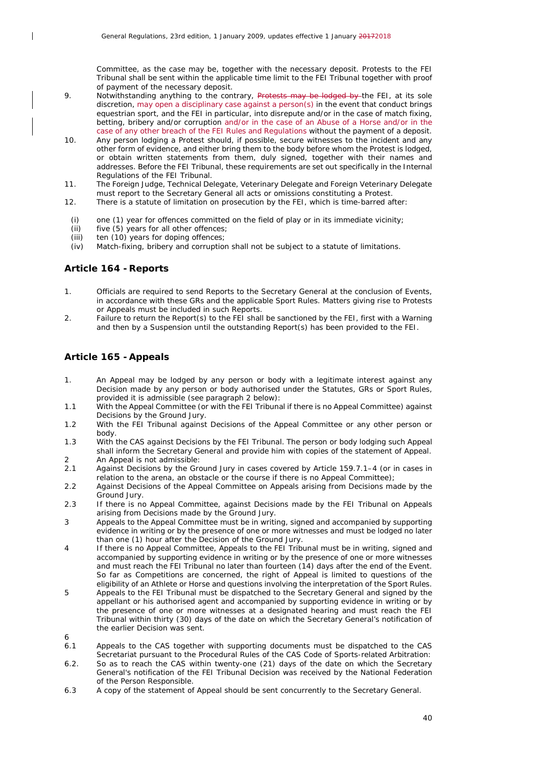Committee, as the case may be, together with the necessary deposit. Protests to the FEI Tribunal shall be sent within the applicable time limit to the FEI Tribunal together with proof of payment of the necessary deposit.

9. Notwithstanding anything to the contrary, ~~Protests may be lodged by~~ the FEI, at its sole discretion, may open a disciplinary case against a person(s) in the event that conduct brings equestrian sport, and the FEI in particular, into disrepute and/or in the case of match fixing, betting, bribery and/or corruption and/or in the case of an Abuse of a Horse and/or in the case of any other breach of the FEI Rules and Regulations without the payment of a deposit.
10. Any person lodging a Protest should, if possible, secure witnesses to the incident and any other form of evidence, and either bring them to the body before whom the Protest is lodged, or obtain written statements from them, duly signed, together with their names and addresses. Before the FEI Tribunal, these requirements are set out specifically in the Internal Regulations of the FEI Tribunal.
11. The Foreign Judge, Technical Delegate, Veterinary Delegate and Foreign Veterinary Delegate must report to the Secretary General all acts or omissions constituting a Protest.
12. There is a statute of limitation on prosecution by the FEI, which is time-barred after:

    (i) one (1) year for offences committed on the field of play or in its immediate vicinity;
    (ii) five (5) years for all other offences;
    (iii) ten (10) years for doping offences;
    (iv) Match-fixing, bribery and corruption shall not be subject to a statute of limitations.

## Article 164 - Reports

1. Officials are required to send Reports to the Secretary General at the conclusion of Events, in accordance with these GRs and the applicable Sport Rules. Matters giving rise to Protests or Appeals must be included in such Reports.
2. Failure to return the Report(s) to the FEI shall be sanctioned by the FEI, first with a Warning and then by a Suspension until the outstanding Report(s) has been provided to the FEI.

## Article 165 - Appeals

1. An Appeal may be lodged by any person or body with a legitimate interest against any Decision made by any person or body authorised under the Statutes, GRs or Sport Rules, provided it is admissible (see paragraph 2 below):

1.1 With the Appeal Committee (or with the FEI Tribunal if there is no Appeal Committee) against Decisions by the Ground Jury.

1.2 With the FEI Tribunal against Decisions of the Appeal Committee or any other person or body.

1.3 With the CAS against Decisions by the FEI Tribunal. The person or body lodging such Appeal shall inform the Secretary General and provide him with copies of the statement of Appeal.

2 An Appeal is not admissible:

2.1 Against Decisions by the Ground Jury in cases covered by Article 159.7.1–4 (or in cases in relation to the arena, an obstacle or the course if there is no Appeal Committee);

2.2 Against Decisions of the Appeal Committee on Appeals arising from Decisions made by the Ground Jury.

2.3 If there is no Appeal Committee, against Decisions made by the FEI Tribunal on Appeals arising from Decisions made by the Ground Jury.

3 Appeals to the Appeal Committee must be in writing, signed and accompanied by supporting evidence in writing or by the presence of one or more witnesses and must be lodged no later than one (1) hour after the Decision of the Ground Jury.

4 If there is no Appeal Committee, Appeals to the FEI Tribunal must be in writing, signed and accompanied by supporting evidence in writing or by the presence of one or more witnesses and must reach the FEI Tribunal no later than fourteen (14) days after the end of the Event. So far as Competitions are concerned, the right of Appeal is limited to questions of the eligibility of an Athlete or Horse and questions involving the interpretation of the Sport Rules.

5 Appeals to the FEI Tribunal must be dispatched to the Secretary General and signed by the appellant or his authorised agent and accompanied by supporting evidence in writing or by the presence of one or more witnesses at a designated hearing and must reach the FEI Tribunal within thirty (30) days of the date on which the Secretary General's notification of the earlier Decision was sent.

6

6.1 Appeals to the CAS together with supporting documents must be dispatched to the CAS Secretariat pursuant to the Procedural Rules of the CAS Code of Sports-related Arbitration:

6.2. So as to reach the CAS within twenty-one (21) days of the date on which the Secretary General's notification of the FEI Tribunal Decision was received by the National Federation of the Person Responsible.

6.3 A copy of the statement of Appeal should be sent concurrently to the Secretary General.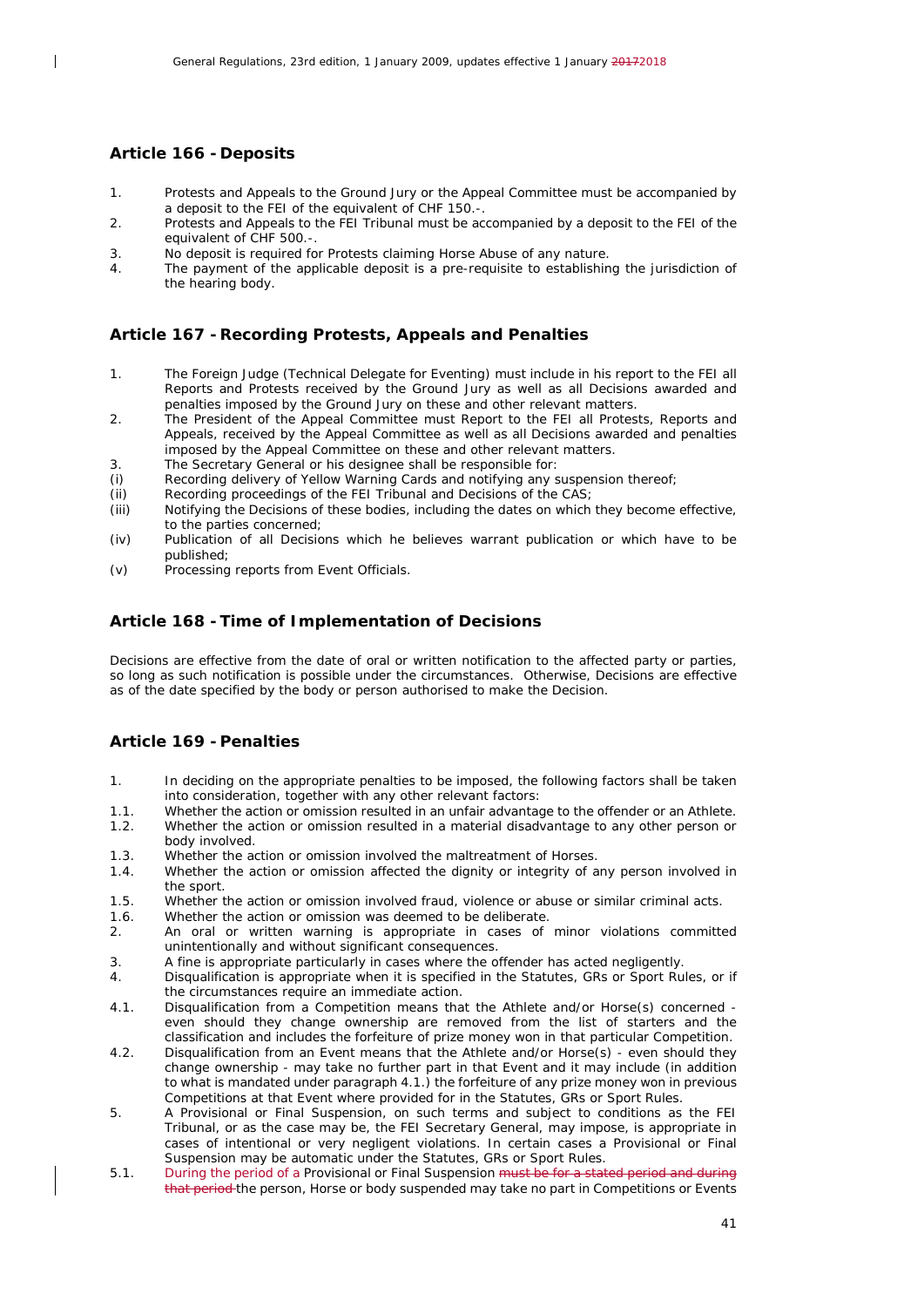## Article 166 - Deposits

1. Protests and Appeals to the Ground Jury or the Appeal Committee must be accompanied by a deposit to the FEI of the equivalent of CHF 150.-.
2. Protests and Appeals to the FEI Tribunal must be accompanied by a deposit to the FEI of the equivalent of CHF 500.-.
3. No deposit is required for Protests claiming Horse Abuse of any nature.
4. The payment of the applicable deposit is a pre-requisite to establishing the jurisdiction of the hearing body.

## Article 167 - Recording Protests, Appeals and Penalties

1. The Foreign Judge (Technical Delegate for Eventing) must include in his report to the FEI all Reports and Protests received by the Ground Jury as well as all Decisions awarded and penalties imposed by the Ground Jury on these and other relevant matters.
2. The President of the Appeal Committee must Report to the FEI all Protests, Reports and Appeals, received by the Appeal Committee as well as all Decisions awarded and penalties imposed by the Appeal Committee on these and other relevant matters.
3. The Secretary General or his designee shall be responsible for:

(i) Recording delivery of Yellow Warning Cards and notifying any suspension thereof;
(ii) Recording proceedings of the FEI Tribunal and Decisions of the CAS;
(iii) Notifying the Decisions of these bodies, including the dates on which they become effective, to the parties concerned;
(iv) Publication of all Decisions which he believes warrant publication or which have to be published;
(v) Processing reports from Event Officials.

## Article 168 - Time of Implementation of Decisions

Decisions are effective from the date of oral or written notification to the affected party or parties, so long as such notification is possible under the circumstances. Otherwise, Decisions are effective as of the date specified by the body or person authorised to make the Decision.

## Article 169 - Penalties

1. In deciding on the appropriate penalties to be imposed, the following factors shall be taken into consideration, together with any other relevant factors:

1.1. Whether the action or omission resulted in an unfair advantage to the offender or an Athlete.
1.2. Whether the action or omission resulted in a material disadvantage to any other person or body involved.
1.3. Whether the action or omission involved the maltreatment of Horses.
1.4. Whether the action or omission affected the dignity or integrity of any person involved in the sport.
1.5. Whether the action or omission involved fraud, violence or abuse or similar criminal acts.
1.6. Whether the action or omission was deemed to be deliberate.

2. An oral or written warning is appropriate in cases of minor violations committed unintentionally and without significant consequences.
3. A fine is appropriate particularly in cases where the offender has acted negligently.
4. Disqualification is appropriate when it is specified in the Statutes, GRs or Sport Rules, or if the circumstances require an immediate action.

4.1. Disqualification from a Competition means that the Athlete and/or Horse(s) concerned - even should they change ownership are removed from the list of starters and the classification and includes the forfeiture of prize money won in that particular Competition.
4.2. Disqualification from an Event means that the Athlete and/or Horse(s) - even should they change ownership - may take no further part in that Event and it may include (in addition to what is mandated under paragraph 4.1.) the forfeiture of any prize money won in previous Competitions at that Event where provided for in the Statutes, GRs or Sport Rules.

5. A Provisional or Final Suspension, on such terms and subject to conditions as the FEI Tribunal, or as the case may be, the FEI Secretary General, may impose, is appropriate in cases of intentional or very negligent violations. In certain cases a Provisional or Final Suspension may be automatic under the Statutes, GRs or Sport Rules.

5.1. During the period of a Provisional or Final Suspension ~~must be for a stated period and during that period~~ the person, Horse or body suspended may take no part in Competitions or Events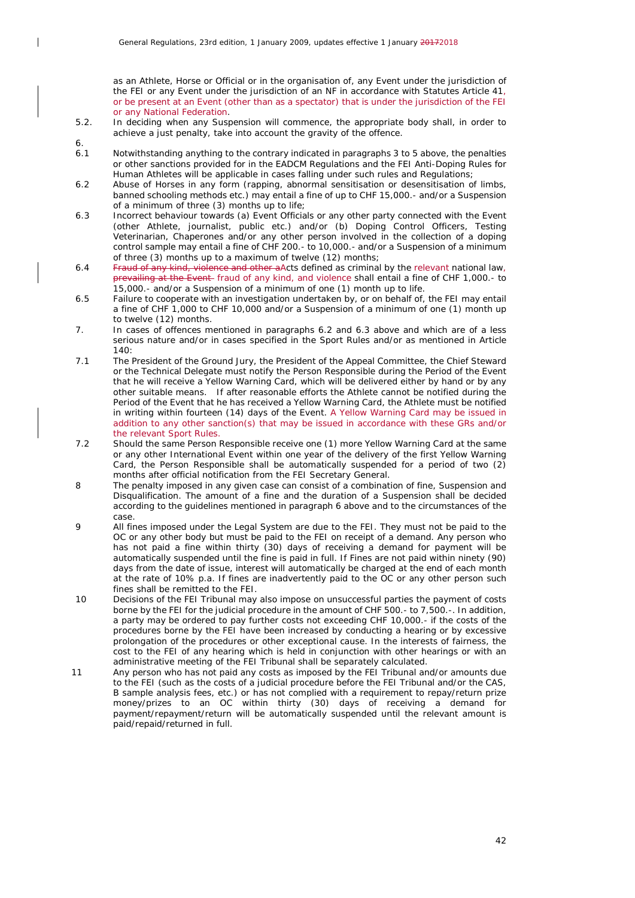as an Athlete, Horse or Official or in the organisation of, any Event under the jurisdiction of the FEI or any Event under the jurisdiction of an NF in accordance with Statutes Article 41, or be present at an Event (other than as a spectator) that is under the jurisdiction of the FEI or any National Federation.

5.2. In deciding when any Suspension will commence, the appropriate body shall, in order to achieve a just penalty, take into account the gravity of the offence.

6.

6.1 Notwithstanding anything to the contrary indicated in paragraphs 3 to 5 above, the penalties or other sanctions provided for in the EADCM Regulations and the FEI Anti-Doping Rules for Human Athletes will be applicable in cases falling under such rules and Regulations;

6.2 Abuse of Horses in any form (rapping, abnormal sensitisation or desensitisation of limbs, banned schooling methods etc.) may entail a fine of up to CHF 15,000.- and/or a Suspension of a minimum of three (3) months up to life;

6.3 Incorrect behaviour towards (a) Event Officials or any other party connected with the Event (other Athlete, journalist, public etc.) and/or (b) Doping Control Officers, Testing Veterinarian, Chaperones and/or any other person involved in the collection of a doping control sample may entail a fine of CHF 200.- to 10,000.- and/or a Suspension of a minimum of three (3) months up to a maximum of twelve (12) months;

6.4 ~~Fraud of any kind, violence and other a~~Acts defined as criminal by the relevant national law, ~~prevailing at the Event~~ fraud of any kind, and violence shall entail a fine of CHF 1,000.- to 15,000.- and/or a Suspension of a minimum of one (1) month up to life.

6.5 Failure to cooperate with an investigation undertaken by, or on behalf of, the FEI may entail a fine of CHF 1,000 to CHF 10,000 and/or a Suspension of a minimum of one (1) month up to twelve (12) months.

7. In cases of offences mentioned in paragraphs 6.2 and 6.3 above and which are of a less serious nature and/or in cases specified in the Sport Rules and/or as mentioned in Article 140:

7.1 The President of the Ground Jury, the President of the Appeal Committee, the Chief Steward or the Technical Delegate must notify the Person Responsible during the Period of the Event that he will receive a Yellow Warning Card, which will be delivered either by hand or by any other suitable means. If after reasonable efforts the Athlete cannot be notified during the Period of the Event that he has received a Yellow Warning Card, the Athlete must be notified in writing within fourteen (14) days of the Event. A Yellow Warning Card may be issued in addition to any other sanction(s) that may be issued in accordance with these GRs and/or the relevant Sport Rules.

7.2 Should the same Person Responsible receive one (1) more Yellow Warning Card at the same or any other International Event within one year of the delivery of the first Yellow Warning Card, the Person Responsible shall be automatically suspended for a period of two (2) months after official notification from the FEI Secretary General.

8 The penalty imposed in any given case can consist of a combination of fine, Suspension and Disqualification. The amount of a fine and the duration of a Suspension shall be decided according to the guidelines mentioned in paragraph 6 above and to the circumstances of the case.

9 All fines imposed under the Legal System are due to the FEI. They must not be paid to the OC or any other body but must be paid to the FEI on receipt of a demand. Any person who has not paid a fine within thirty (30) days of receiving a demand for payment will be automatically suspended until the fine is paid in full. If Fines are not paid within ninety (90) days from the date of issue, interest will automatically be charged at the end of each month at the rate of 10% p.a. If fines are inadvertently paid to the OC or any other person such fines shall be remitted to the FEI.

10 Decisions of the FEI Tribunal may also impose on unsuccessful parties the payment of costs borne by the FEI for the judicial procedure in the amount of CHF 500.- to 7,500.-. In addition, a party may be ordered to pay further costs not exceeding CHF 10,000.- if the costs of the procedures borne by the FEI have been increased by conducting a hearing or by excessive prolongation of the procedures or other exceptional cause. In the interests of fairness, the cost to the FEI of any hearing which is held in conjunction with other hearings or with an administrative meeting of the FEI Tribunal shall be separately calculated.

11 Any person who has not paid any costs as imposed by the FEI Tribunal and/or amounts due to the FEI (such as the costs of a judicial procedure before the FEI Tribunal and/or the CAS, B sample analysis fees, etc.) or has not complied with a requirement to repay/return prize money/prizes to an OC within thirty (30) days of receiving a demand for payment/repayment/return will be automatically suspended until the relevant amount is paid/repaid/returned in full.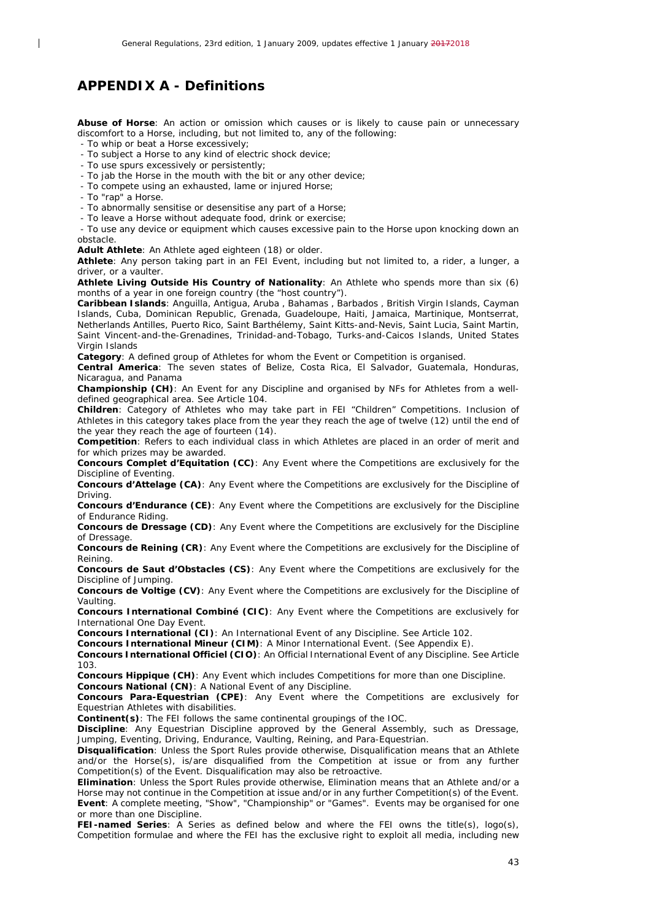# APPENDIX A - Definitions

**Abuse of Horse**: An action or omission which causes or is likely to cause pain or unnecessary discomfort to a Horse, including, but not limited to, any of the following:

- To whip or beat a Horse excessively;
- To subject a Horse to any kind of electric shock device;
- To use spurs excessively or persistently;
- To jab the Horse in the mouth with the bit or any other device;
- To compete using an exhausted, lame or injured Horse;
- To "rap" a Horse.
- To abnormally sensitise or desensitise any part of a Horse;
- To leave a Horse without adequate food, drink or exercise;
- To use any device or equipment which causes excessive pain to the Horse upon knocking down an obstacle.

**Adult Athlete**: An Athlete aged eighteen (18) or older.

**Athlete**: Any person taking part in an FEI Event, including but not limited to, a rider, a lunger, a driver, or a vaulter.

**Athlete Living Outside His Country of Nationality**: An Athlete who spends more than six (6) months of a year in one foreign country (the "host country").

**Caribbean Islands**: Anguilla, Antigua, Aruba , Bahamas , Barbados , British Virgin Islands, Cayman Islands, Cuba, Dominican Republic, Grenada, Guadeloupe, Haiti, Jamaica, Martinique, Montserrat, Netherlands Antilles, Puerto Rico, Saint Barthélemy, Saint Kitts-and-Nevis, Saint Lucia, Saint Martin, Saint Vincent-and-the-Grenadines, Trinidad-and-Tobago, Turks-and-Caicos Islands, United States Virgin Islands

**Category**: A defined group of Athletes for whom the Event or Competition is organised.

**Central America**: The seven states of Belize, Costa Rica, El Salvador, Guatemala, Honduras, Nicaragua, and Panama

**Championship (CH)**: An Event for any Discipline and organised by NFs for Athletes from a well-defined geographical area. See Article 104.

**Children**: Category of Athletes who may take part in FEI "Children" Competitions. Inclusion of Athletes in this category takes place from the year they reach the age of twelve (12) until the end of the year they reach the age of fourteen (14).

**Competition**: Refers to each individual class in which Athletes are placed in an order of merit and for which prizes may be awarded.

**Concours Complet d'Equitation (CC)**: Any Event where the Competitions are exclusively for the Discipline of Eventing.

**Concours d'Attelage (CA)**: Any Event where the Competitions are exclusively for the Discipline of Driving.

**Concours d'Endurance (CE)**: Any Event where the Competitions are exclusively for the Discipline of Endurance Riding.

**Concours de Dressage (CD)**: Any Event where the Competitions are exclusively for the Discipline of Dressage.

**Concours de Reining (CR)**: Any Event where the Competitions are exclusively for the Discipline of Reining.

**Concours de Saut d'Obstacles (CS)**: Any Event where the Competitions are exclusively for the Discipline of Jumping.

**Concours de Voltige (CV)**: Any Event where the Competitions are exclusively for the Discipline of Vaulting.

**Concours International Combiné (CIC)**: Any Event where the Competitions are exclusively for International One Day Event.

**Concours International (CI)**: An International Event of any Discipline. See Article 102.

**Concours International Mineur (CIM)**: A Minor International Event. (See Appendix E).

**Concours International Officiel (CIO)**: An Official International Event of any Discipline. See Article 103.

**Concours Hippique (CH)**: Any Event which includes Competitions for more than one Discipline.

**Concours National (CN)**: A National Event of any Discipline.

**Concours Para-Equestrian (CPE)**: Any Event where the Competitions are exclusively for Equestrian Athletes with disabilities.

**Continent(s)**: The FEI follows the same continental groupings of the IOC.

**Discipline**: Any Equestrian Discipline approved by the General Assembly, such as Dressage, Jumping, Eventing, Driving, Endurance, Vaulting, Reining, and Para-Equestrian.

**Disqualification**: Unless the Sport Rules provide otherwise, Disqualification means that an Athlete and/or the Horse(s), is/are disqualified from the Competition at issue or from any further Competition(s) of the Event. Disqualification may also be retroactive.

**Elimination**: Unless the Sport Rules provide otherwise, Elimination means that an Athlete and/or a Horse may not continue in the Competition at issue and/or in any further Competition(s) of the Event.

**Event**: A complete meeting, "Show", "Championship" or "Games". Events may be organised for one or more than one Discipline.

**FEI-named Series**: A Series as defined below and where the FEI owns the title(s), logo(s), Competition formulae and where the FEI has the exclusive right to exploit all media, including new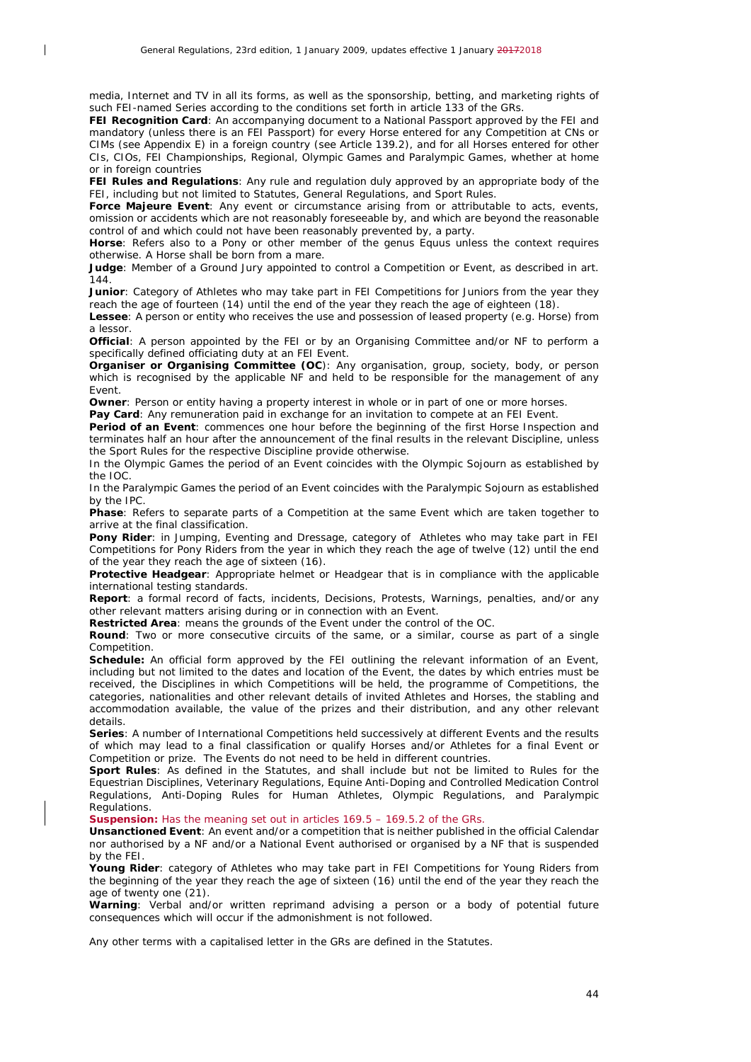media, Internet and TV in all its forms, as well as the sponsorship, betting, and marketing rights of such FEI-named Series according to the conditions set forth in article 133 of the GRs.

**FEI Recognition Card**: An accompanying document to a National Passport approved by the FEI and mandatory (unless there is an FEI Passport) for every Horse entered for any Competition at CNs or CIMs (see Appendix E) in a foreign country (see Article 139.2), and for all Horses entered for other CIs, CIOs, FEI Championships, Regional, Olympic Games and Paralympic Games, whether at home or in foreign countries

**FEI Rules and Regulations**: Any rule and regulation duly approved by an appropriate body of the FEI, including but not limited to Statutes, General Regulations, and Sport Rules.

**Force Majeure Event**: Any event or circumstance arising from or attributable to acts, events, omission or accidents which are not reasonably foreseeable by, and which are beyond the reasonable control of and which could not have been reasonably prevented by, a party.

**Horse**: Refers also to a Pony or other member of the genus Equus unless the context requires otherwise. A Horse shall be born from a mare.

**Judge**: Member of a Ground Jury appointed to control a Competition or Event, as described in art. 144.

**Junior**: Category of Athletes who may take part in FEI Competitions for Juniors from the year they reach the age of fourteen (14) until the end of the year they reach the age of eighteen (18).

**Lessee**: A person or entity who receives the use and possession of leased property (e.g. Horse) from a lessor.

**Official**: A person appointed by the FEI or by an Organising Committee and/or NF to perform a specifically defined officiating duty at an FEI Event.

**Organiser or Organising Committee (OC)**: Any organisation, group, society, body, or person which is recognised by the applicable NF and held to be responsible for the management of any Event.

**Owner**: Person or entity having a property interest in whole or in part of one or more horses.

**Pay Card**: Any remuneration paid in exchange for an invitation to compete at an FEI Event.

**Period of an Event**: commences one hour before the beginning of the first Horse Inspection and terminates half an hour after the announcement of the final results in the relevant Discipline, unless the Sport Rules for the respective Discipline provide otherwise.

In the Olympic Games the period of an Event coincides with the Olympic Sojourn as established by the IOC.

In the Paralympic Games the period of an Event coincides with the Paralympic Sojourn as established by the IPC.

**Phase**: Refers to separate parts of a Competition at the same Event which are taken together to arrive at the final classification.

**Pony Rider**: in Jumping, Eventing and Dressage, category of Athletes who may take part in FEI Competitions for Pony Riders from the year in which they reach the age of twelve (12) until the end of the year they reach the age of sixteen (16).

**Protective Headgear**: Appropriate helmet or Headgear that is in compliance with the applicable international testing standards.

**Report**: a formal record of facts, incidents, Decisions, Protests, Warnings, penalties, and/or any other relevant matters arising during or in connection with an Event.

**Restricted Area**: means the grounds of the Event under the control of the OC.

**Round**: Two or more consecutive circuits of the same, or a similar, course as part of a single Competition.

**Schedule:** An official form approved by the FEI outlining the relevant information of an Event, including but not limited to the dates and location of the Event, the dates by which entries must be received, the Disciplines in which Competitions will be held, the programme of Competitions, the categories, nationalities and other relevant details of invited Athletes and Horses, the stabling and accommodation available, the value of the prizes and their distribution, and any other relevant details.

**Series**: A number of International Competitions held successively at different Events and the results of which may lead to a final classification or qualify Horses and/or Athletes for a final Event or Competition or prize. The Events do not need to be held in different countries.

**Sport Rules**: As defined in the Statutes, and shall include but not be limited to Rules for the Equestrian Disciplines, Veterinary Regulations, Equine Anti-Doping and Controlled Medication Control Regulations, Anti-Doping Rules for Human Athletes, Olympic Regulations, and Paralympic Regulations.

**Suspension:** Has the meaning set out in articles 169.5 – 169.5.2 of the GRs.

**Unsanctioned Event**: An event and/or a competition that is neither published in the official Calendar nor authorised by a NF and/or a National Event authorised or organised by a NF that is suspended by the FEI.

**Young Rider**: category of Athletes who may take part in FEI Competitions for Young Riders from the beginning of the year they reach the age of sixteen (16) until the end of the year they reach the age of twenty one (21).

**Warning**: Verbal and/or written reprimand advising a person or a body of potential future consequences which will occur if the admonishment is not followed.

Any other terms with a capitalised letter in the GRs are defined in the Statutes.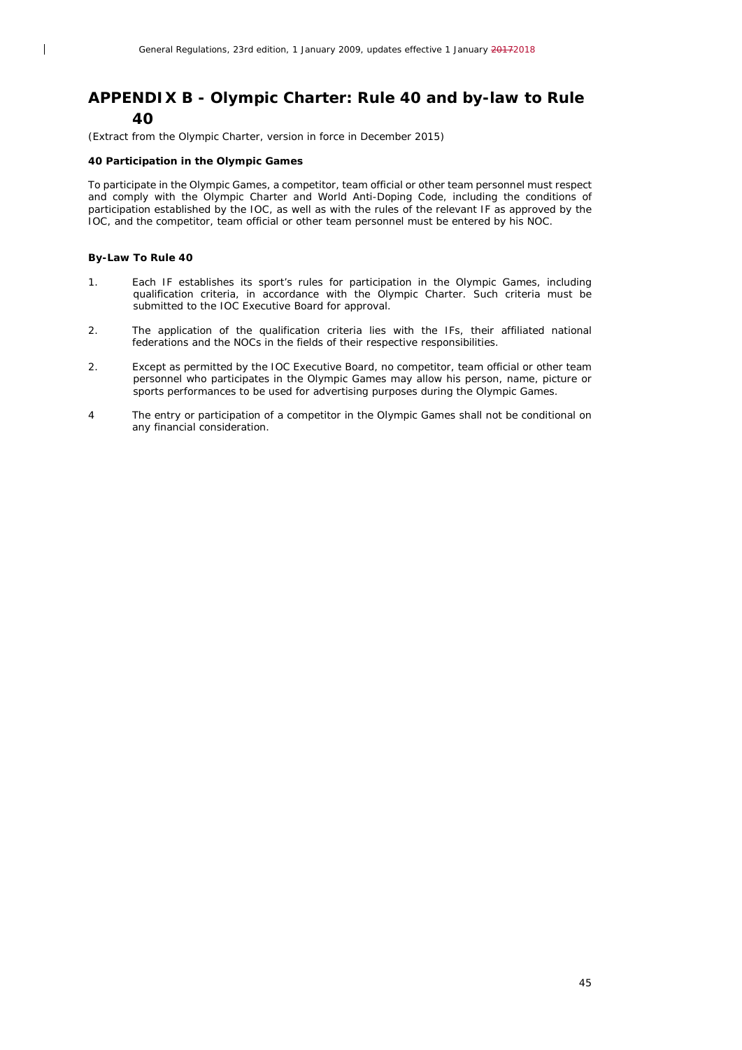# APPENDIX B - Olympic Charter: Rule 40 and by-law to Rule 40

*(Extract from the Olympic Charter, version in force in December 2015)*

**40 Participation in the Olympic Games**

To participate in the Olympic Games, a competitor, team official or other team personnel must respect and comply with the Olympic Charter and World Anti-Doping Code, including the conditions of participation established by the IOC, as well as with the rules of the relevant IF as approved by the IOC, and the competitor, team official or other team personnel must be entered by his NOC.

**By-Law To Rule 40**

1. Each IF establishes its sport's rules for participation in the Olympic Games, including qualification criteria, in accordance with the Olympic Charter. Such criteria must be submitted to the IOC Executive Board for approval.

2. The application of the qualification criteria lies with the IFs, their affiliated national federations and the NOCs in the fields of their respective responsibilities.

2. Except as permitted by the IOC Executive Board, no competitor, team official or other team personnel who participates in the Olympic Games may allow his person, name, picture or sports performances to be used for advertising purposes during the Olympic Games.

4 The entry or participation of a competitor in the Olympic Games shall not be conditional on any financial consideration.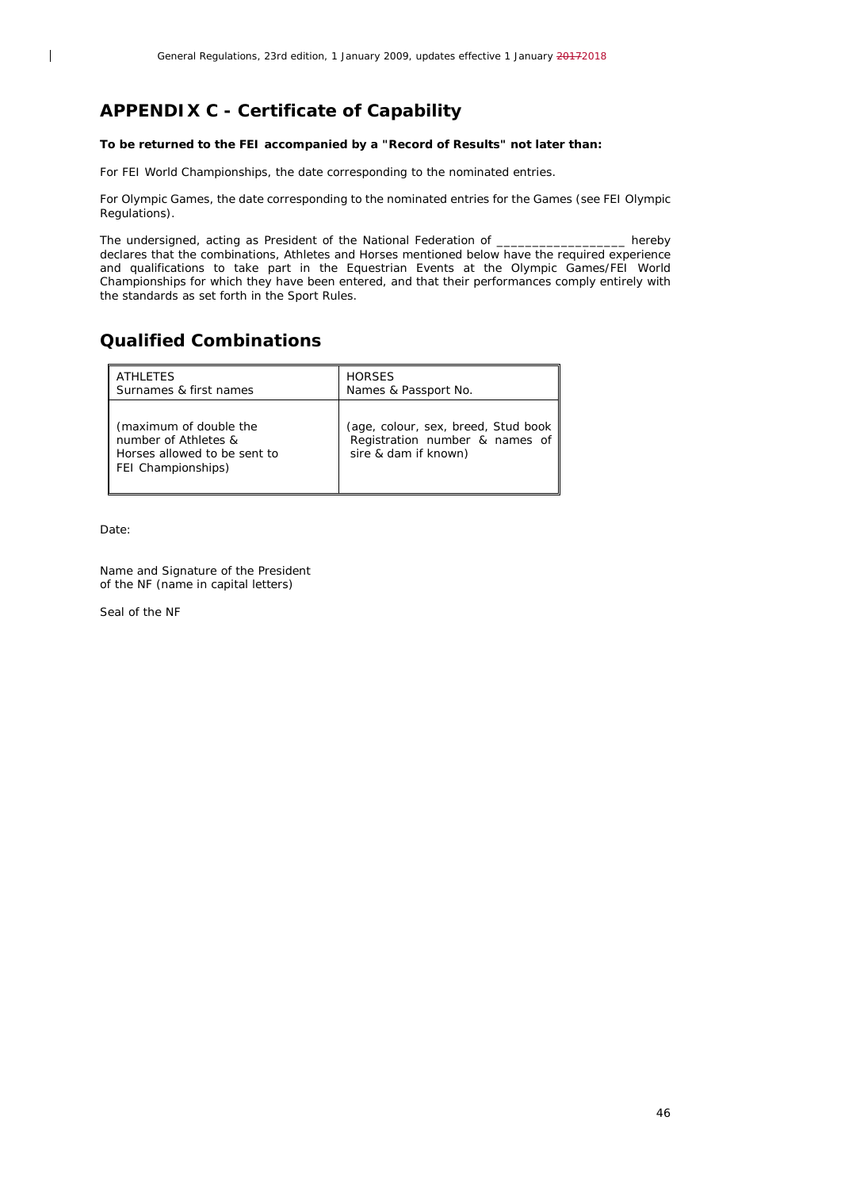## APPENDIX C - Certificate of Capability

**To be returned to the FEI accompanied by a "Record of Results" not later than:**

For FEI World Championships, the date corresponding to the nominated entries.

For Olympic Games, the date corresponding to the nominated entries for the Games (see FEI Olympic Regulations).

The undersigned, acting as President of the National Federation of _________________ hereby declares that the combinations, Athletes and Horses mentioned below have the required experience and qualifications to take part in the Equestrian Events at the Olympic Games/FEI World Championships for which they have been entered, and that their performances comply entirely with the standards as set forth in the Sport Rules.

## Qualified Combinations

| ATHLETES<br>Surnames & first names | HORSES<br>Names & Passport No. |
|---|---|
| (maximum of double the number of Athletes & Horses allowed to be sent to FEI Championships) | (age, colour, sex, breed, Stud book Registration number & names of sire & dam if known) |

Date:

Name and Signature of the President
of the NF (name in capital letters)

Seal of the NF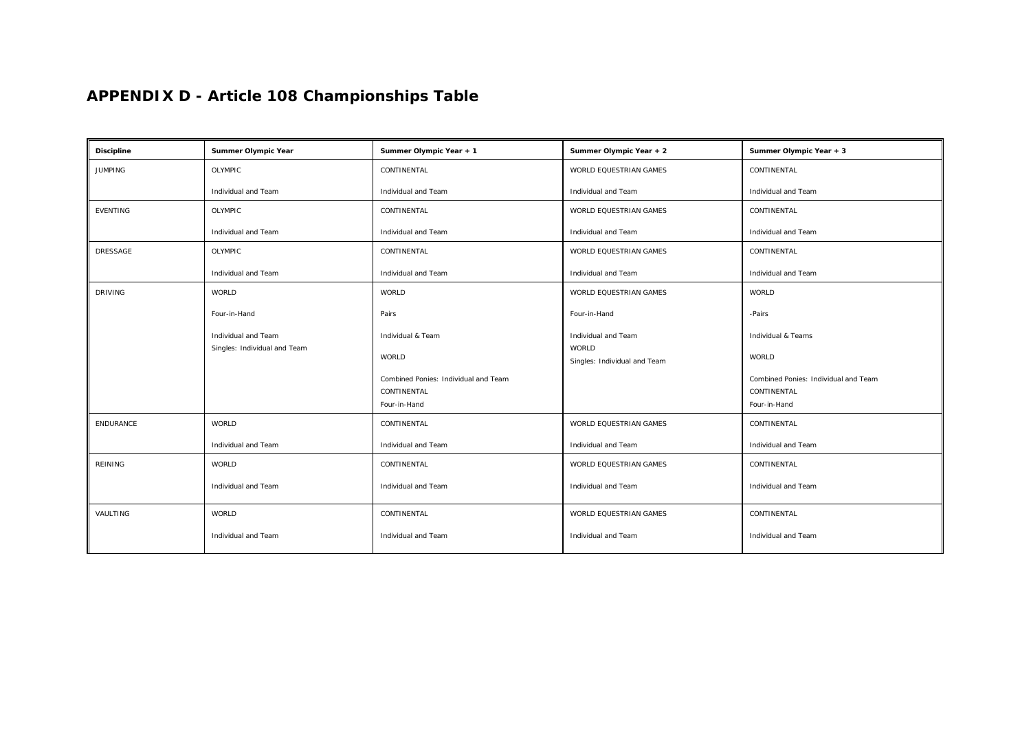# APPENDIX D - Article 108 Championships Table

| Discipline | Summer Olympic Year | Summer Olympic Year + 1 | Summer Olympic Year + 2 | Summer Olympic Year + 3 |
|---|---|---|---|---|
| JUMPING | OLYMPIC<br><br>Individual and Team | CONTINENTAL<br><br>Individual and Team | WORLD EQUESTRIAN GAMES<br><br>Individual and Team | CONTINENTAL<br><br>Individual and Team |
| EVENTING | OLYMPIC<br><br>Individual and Team | CONTINENTAL<br><br>Individual and Team | WORLD EQUESTRIAN GAMES<br><br>Individual and Team | CONTINENTAL<br><br>Individual and Team |
| DRESSAGE | OLYMPIC<br><br>Individual and Team | CONTINENTAL<br><br>Individual and Team | WORLD EQUESTRIAN GAMES<br><br>Individual and Team | CONTINENTAL<br><br>Individual and Team |
| DRIVING | WORLD<br><br>Four-in-Hand<br><br>Individual and Team<br>Singles: Individual and Team | WORLD<br><br>Pairs<br><br>Individual & Team<br><br>WORLD<br><br>Combined Ponies: Individual and Team<br>CONTINENTAL<br>Four-in-Hand | WORLD EQUESTRIAN GAMES<br><br>Four-in-Hand<br><br>Individual and Team<br>WORLD<br>Singles: Individual and Team | WORLD<br><br>-Pairs<br><br>Individual & Teams<br><br>WORLD<br><br>Combined Ponies: Individual and Team<br>CONTINENTAL<br>Four-in-Hand |
| ENDURANCE | WORLD<br><br>Individual and Team | CONTINENTAL<br><br>Individual and Team | WORLD EQUESTRIAN GAMES<br><br>Individual and Team | CONTINENTAL<br><br>Individual and Team |
| REINING | WORLD<br><br>Individual and Team | CONTINENTAL<br><br>Individual and Team | WORLD EQUESTRIAN GAMES<br><br>Individual and Team | CONTINENTAL<br><br>Individual and Team |
| VAULTING | WORLD<br><br>Individual and Team | CONTINENTAL<br><br>Individual and Team | WORLD EQUESTRIAN GAMES<br><br>Individual and Team | CONTINENTAL<br><br>Individual and Team |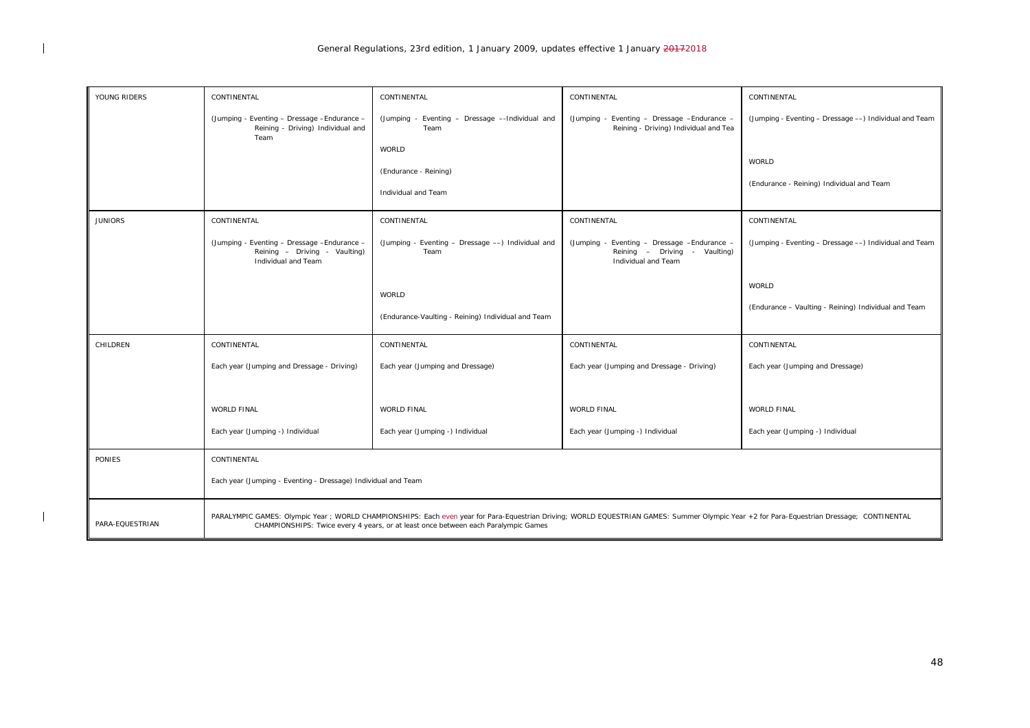| YOUNG RIDERS | CONTINENTAL<br><br>(Jumping - Eventing – Dressage –Endurance – Reining - Driving) Individual and Team | CONTINENTAL<br><br>(Jumping - Eventing – Dressage ––Individual and Team<br><br>WORLD<br><br>(Endurance - Reining)<br><br>Individual and Team | CONTINENTAL<br><br>(Jumping - Eventing – Dressage –Endurance – Reining - Driving) Individual and Tea | CONTINENTAL<br><br>(Jumping - Eventing – Dressage ––) Individual and Team<br><br>WORLD<br><br>(Endurance - Reining) Individual and Team |
|---|---|---|---|---|
| JUNIORS | CONTINENTAL<br><br>(Jumping - Eventing – Dressage –Endurance – Reining – Driving - Vaulting) Individual and Team | CONTINENTAL<br><br>(Jumping - Eventing – Dressage ––) Individual and Team<br><br>WORLD<br><br>(Endurance-Vaulting - Reining) Individual and Team | CONTINENTAL<br><br>(Jumping - Eventing – Dressage –Endurance – Reining – Driving - Vaulting) Individual and Team | CONTINENTAL<br><br>(Jumping - Eventing – Dressage ––) Individual and Team<br><br>WORLD<br><br>(Endurance – Vaulting - Reining) Individual and Team |
| CHILDREN | CONTINENTAL<br><br>Each year (Jumping and Dressage - Driving)<br><br>WORLD FINAL<br><br>Each year (Jumping -) Individual | CONTINENTAL<br><br>Each year (Jumping and Dressage)<br><br>WORLD FINAL<br><br>Each year (Jumping -) Individual | CONTINENTAL<br><br>Each year (Jumping and Dressage - Driving)<br><br>WORLD FINAL<br><br>Each year (Jumping -) Individual | CONTINENTAL<br><br>Each year (Jumping and Dressage)<br><br>WORLD FINAL<br><br>Each year (Jumping -) Individual |
| PONIES | CONTINENTAL<br><br>Each year (Jumping - Eventing - Dressage) Individual and Team | | | |
| PARA-EQUESTRIAN | PARALYMPIC GAMES: Olympic Year ; WORLD CHAMPIONSHIPS: Each even year for Para-Equestrian Driving; WORLD EQUESTRIAN GAMES: Summer Olympic Year +2 for Para-Equestrian Dressage; CONTINENTAL CHAMPIONSHIPS: Twice every 4 years, or at least once between each Paralympic Games | | | |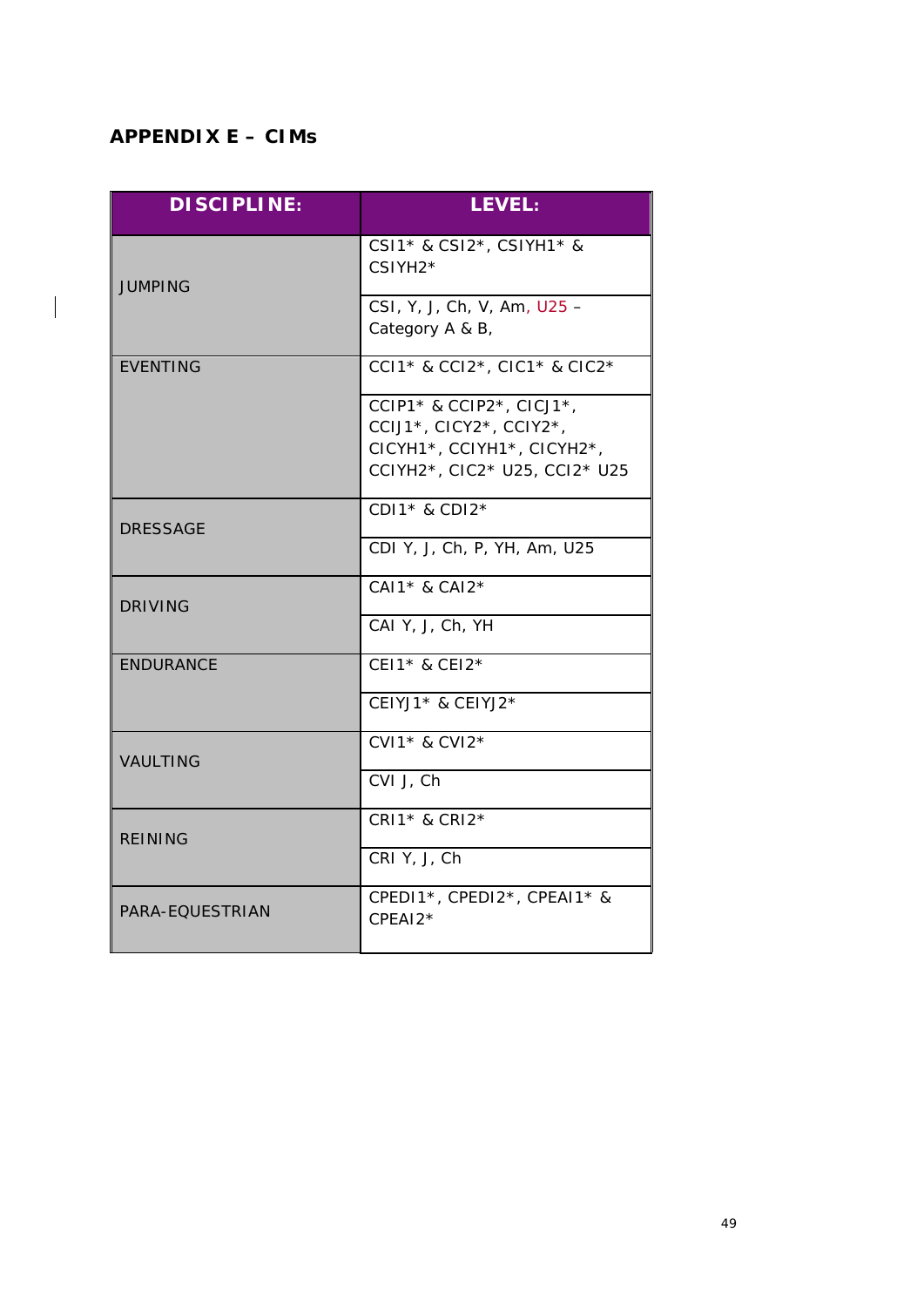## APPENDIX E – CIMs

| DISCIPLINE: | LEVEL: |
|---|---|
| JUMPING | CSI1* & CSI2*, CSIYH1* & CSIYH2* |
| | CSI, Y, J, Ch, V, Am, U25 – Category A & B, |
| EVENTING | CCI1* & CCI2*, CIC1* & CIC2* |
| | CCIP1* & CCIP2*, CICJ1*, CCIJ1*, CICY2*, CCIY2*, CICYH1*, CCIYH1*, CICYH2*, CCIYH2*, CIC2* U25, CCI2* U25 |
| DRESSAGE | CDI1* & CDI2* |
| | CDI Y, J, Ch, P, YH, Am, U25 |
| DRIVING | CAI1* & CAI2* |
| | CAI Y, J, Ch, YH |
| ENDURANCE | CEI1* & CEI2* |
| | CEIYJ1* & CEIYJ2* |
| VAULTING | CVI1* & CVI2* |
| | CVI J, Ch |
| REINING | CRI1* & CRI2* |
| | CRI Y, J, Ch |
| PARA-EQUESTRIAN | CPEDI1*, CPEDI2*, CPEAI1* & CPEAI2* |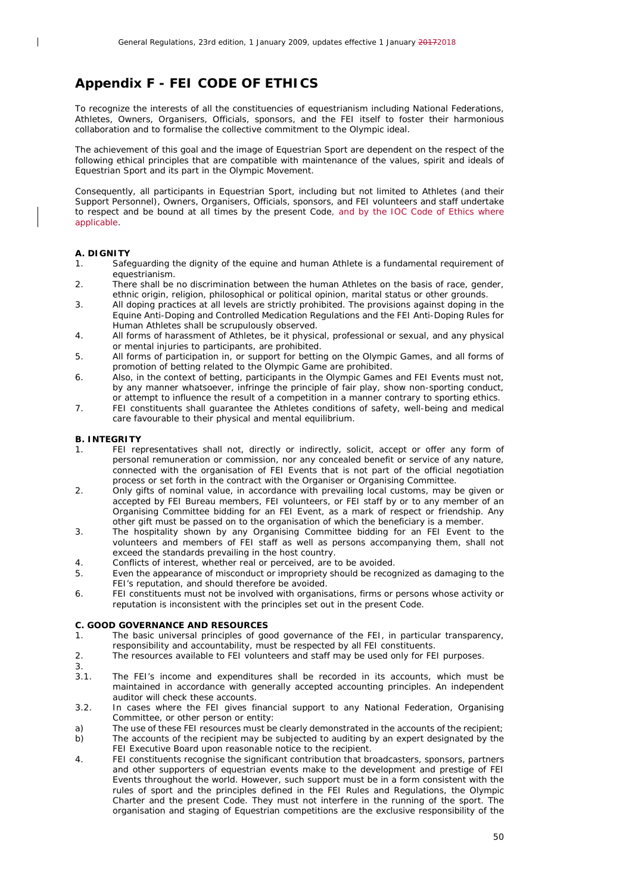## Appendix F - FEI CODE OF ETHICS

To recognize the interests of all the constituencies of equestrianism including National Federations, Athletes, Owners, Organisers, Officials, sponsors, and the FEI itself to foster their harmonious collaboration and to formalise the collective commitment to the Olympic ideal.

The achievement of this goal and the image of Equestrian Sport are dependent on the respect of the following ethical principles that are compatible with maintenance of the values, spirit and ideals of Equestrian Sport and its part in the Olympic Movement.

Consequently, all participants in Equestrian Sport, including but not limited to Athletes (and their Support Personnel), Owners, Organisers, Officials, sponsors, and FEI volunteers and staff undertake to respect and be bound at all times by the present Code, and by the IOC Code of Ethics where applicable.

**A. DIGNITY**

1. Safeguarding the dignity of the equine and human Athlete is a fundamental requirement of equestrianism.
2. There shall be no discrimination between the human Athletes on the basis of race, gender, ethnic origin, religion, philosophical or political opinion, marital status or other grounds.
3. All doping practices at all levels are strictly prohibited. The provisions against doping in the Equine Anti-Doping and Controlled Medication Regulations and the FEI Anti-Doping Rules for Human Athletes shall be scrupulously observed.
4. All forms of harassment of Athletes, be it physical, professional or sexual, and any physical or mental injuries to participants, are prohibited.
5. All forms of participation in, or support for betting on the Olympic Games, and all forms of promotion of betting related to the Olympic Game are prohibited.
6. Also, in the context of betting, participants in the Olympic Games and FEI Events must not, by any manner whatsoever, infringe the principle of fair play, show non-sporting conduct, or attempt to influence the result of a competition in a manner contrary to sporting ethics.
7. FEI constituents shall guarantee the Athletes conditions of safety, well-being and medical care favourable to their physical and mental equilibrium.

**B. INTEGRITY**

1. FEI representatives shall not, directly or indirectly, solicit, accept or offer any form of personal remuneration or commission, nor any concealed benefit or service of any nature, connected with the organisation of FEI Events that is not part of the official negotiation process or set forth in the contract with the Organiser or Organising Committee.
2. Only gifts of nominal value, in accordance with prevailing local customs, may be given or accepted by FEI Bureau members, FEI volunteers, or FEI staff by or to any member of an Organising Committee bidding for an FEI Event, as a mark of respect or friendship. Any other gift must be passed on to the organisation of which the beneficiary is a member.
3. The hospitality shown by any Organising Committee bidding for an FEI Event to the volunteers and members of FEI staff as well as persons accompanying them, shall not exceed the standards prevailing in the host country.
4. Conflicts of interest, whether real or perceived, are to be avoided.
5. Even the appearance of misconduct or impropriety should be recognized as damaging to the FEI's reputation, and should therefore be avoided.
6. FEI constituents must not be involved with organisations, firms or persons whose activity or reputation is inconsistent with the principles set out in the present Code.

**C. GOOD GOVERNANCE AND RESOURCES**

1. The basic universal principles of good governance of the FEI, in particular transparency, responsibility and accountability, must be respected by all FEI constituents.
2. The resources available to FEI volunteers and staff may be used only for FEI purposes.
3.

3.1. The FEI's income and expenditures shall be recorded in its accounts, which must be maintained in accordance with generally accepted accounting principles. An independent auditor will check these accounts.

3.2. In cases where the FEI gives financial support to any National Federation, Organising Committee, or other person or entity:

a) The use of these FEI resources must be clearly demonstrated in the accounts of the recipient;

b) The accounts of the recipient may be subjected to auditing by an expert designated by the FEI Executive Board upon reasonable notice to the recipient.

4. FEI constituents recognise the significant contribution that broadcasters, sponsors, partners and other supporters of equestrian events make to the development and prestige of FEI Events throughout the world. However, such support must be in a form consistent with the rules of sport and the principles defined in the FEI Rules and Regulations, the Olympic Charter and the present Code. They must not interfere in the running of the sport. The organisation and staging of Equestrian competitions are the exclusive responsibility of the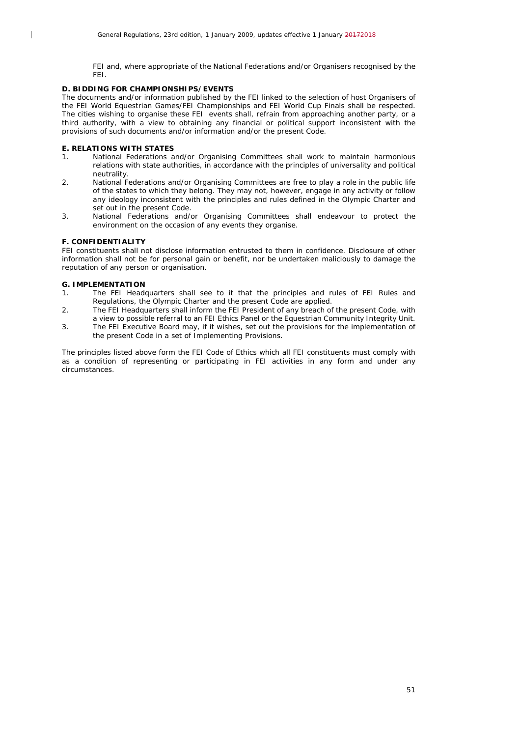FEI and, where appropriate of the National Federations and/or Organisers recognised by the FEI.

**D. BIDDING FOR CHAMPIONSHIPS/EVENTS**

The documents and/or information published by the FEI linked to the selection of host Organisers of the FEI World Equestrian Games/FEI Championships and FEI World Cup Finals shall be respected. The cities wishing to organise these FEI events shall, refrain from approaching another party, or a third authority, with a view to obtaining any financial or political support inconsistent with the provisions of such documents and/or information and/or the present Code.

**E. RELATIONS WITH STATES**

1. National Federations and/or Organising Committees shall work to maintain harmonious relations with state authorities, in accordance with the principles of universality and political neutrality.
2. National Federations and/or Organising Committees are free to play a role in the public life of the states to which they belong. They may not, however, engage in any activity or follow any ideology inconsistent with the principles and rules defined in the Olympic Charter and set out in the present Code.
3. National Federations and/or Organising Committees shall endeavour to protect the environment on the occasion of any events they organise.

**F. CONFIDENTIALITY**

FEI constituents shall not disclose information entrusted to them in confidence. Disclosure of other information shall not be for personal gain or benefit, nor be undertaken maliciously to damage the reputation of any person or organisation.

**G. IMPLEMENTATION**

1. The FEI Headquarters shall see to it that the principles and rules of FEI Rules and Regulations, the Olympic Charter and the present Code are applied.
2. The FEI Headquarters shall inform the FEI President of any breach of the present Code, with a view to possible referral to an FEI Ethics Panel or the Equestrian Community Integrity Unit.
3. The FEI Executive Board may, if it wishes, set out the provisions for the implementation of the present Code in a set of Implementing Provisions.

The principles listed above form the FEI Code of Ethics which all FEI constituents must comply with as a condition of representing or participating in FEI activities in any form and under any circumstances.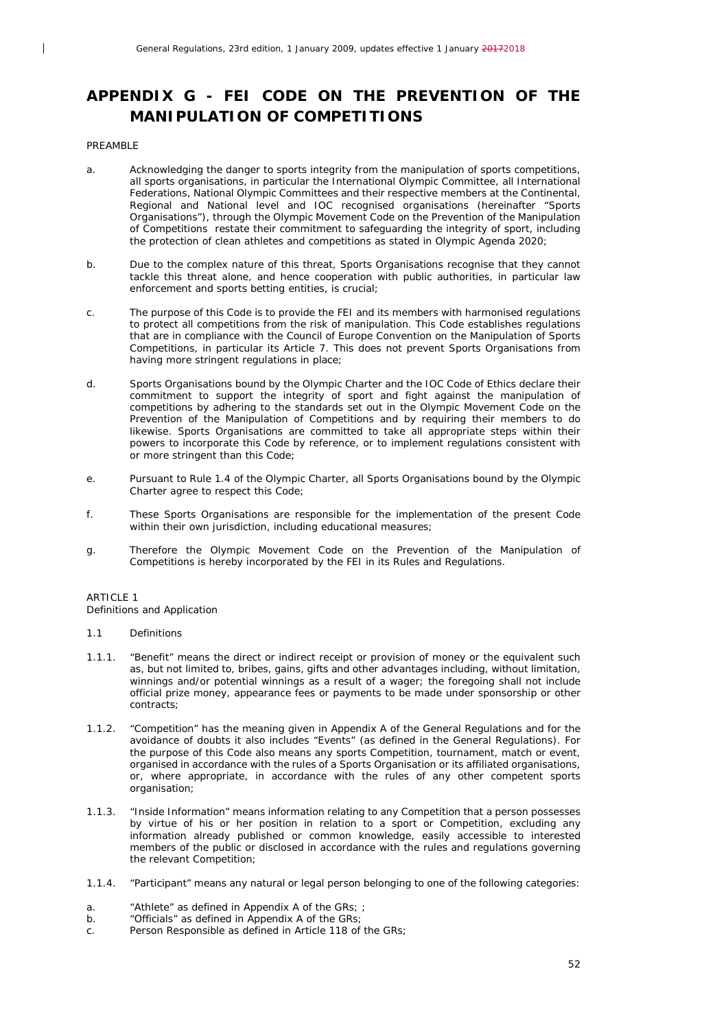# APPENDIX G - FEI CODE ON THE PREVENTION OF THE MANIPULATION OF COMPETITIONS

PREAMBLE

a. Acknowledging the danger to sports integrity from the manipulation of sports competitions, all sports organisations, in particular the International Olympic Committee, all International Federations, National Olympic Committees and their respective members at the Continental, Regional and National level and IOC recognised organisations (hereinafter "Sports Organisations"), through the Olympic Movement Code on the Prevention of the Manipulation of Competitions restate their commitment to safeguarding the integrity of sport, including the protection of clean athletes and competitions as stated in Olympic Agenda 2020;

b. Due to the complex nature of this threat, Sports Organisations recognise that they cannot tackle this threat alone, and hence cooperation with public authorities, in particular law enforcement and sports betting entities, is crucial;

c. The purpose of this Code is to provide the FEI and its members with harmonised regulations to protect all competitions from the risk of manipulation. This Code establishes regulations that are in compliance with the Council of Europe Convention on the Manipulation of Sports Competitions, in particular its Article 7. This does not prevent Sports Organisations from having more stringent regulations in place;

d. Sports Organisations bound by the Olympic Charter and the IOC Code of Ethics declare their commitment to support the integrity of sport and fight against the manipulation of competitions by adhering to the standards set out in the Olympic Movement Code on the Prevention of the Manipulation of Competitions and by requiring their members to do likewise. Sports Organisations are committed to take all appropriate steps within their powers to incorporate this Code by reference, or to implement regulations consistent with or more stringent than this Code;

e. Pursuant to Rule 1.4 of the Olympic Charter, all Sports Organisations bound by the Olympic Charter agree to respect this Code;

f. These Sports Organisations are responsible for the implementation of the present Code within their own jurisdiction, including educational measures;

g. Therefore the Olympic Movement Code on the Prevention of the Manipulation of Competitions is hereby incorporated by the FEI in its Rules and Regulations.

ARTICLE 1
Definitions and Application

1.1 Definitions

1.1.1. "Benefit" means the direct or indirect receipt or provision of money or the equivalent such as, but not limited to, bribes, gains, gifts and other advantages including, without limitation, winnings and/or potential winnings as a result of a wager; the foregoing shall not include official prize money, appearance fees or payments to be made under sponsorship or other contracts;

1.1.2. "Competition" has the meaning given in Appendix A of the General Regulations and for the avoidance of doubts it also includes "Events" (as defined in the General Regulations). For the purpose of this Code also means any sports Competition, tournament, match or event, organised in accordance with the rules of a Sports Organisation or its affiliated organisations, or, where appropriate, in accordance with the rules of any other competent sports organisation;

1.1.3. "Inside Information" means information relating to any Competition that a person possesses by virtue of his or her position in relation to a sport or Competition, excluding any information already published or common knowledge, easily accessible to interested members of the public or disclosed in accordance with the rules and regulations governing the relevant Competition;

1.1.4. "Participant" means any natural or legal person belonging to one of the following categories:

a. "Athlete" as defined in Appendix A of the GRs; ;
b. "Officials" as defined in Appendix A of the GRs;
c. Person Responsible as defined in Article 118 of the GRs;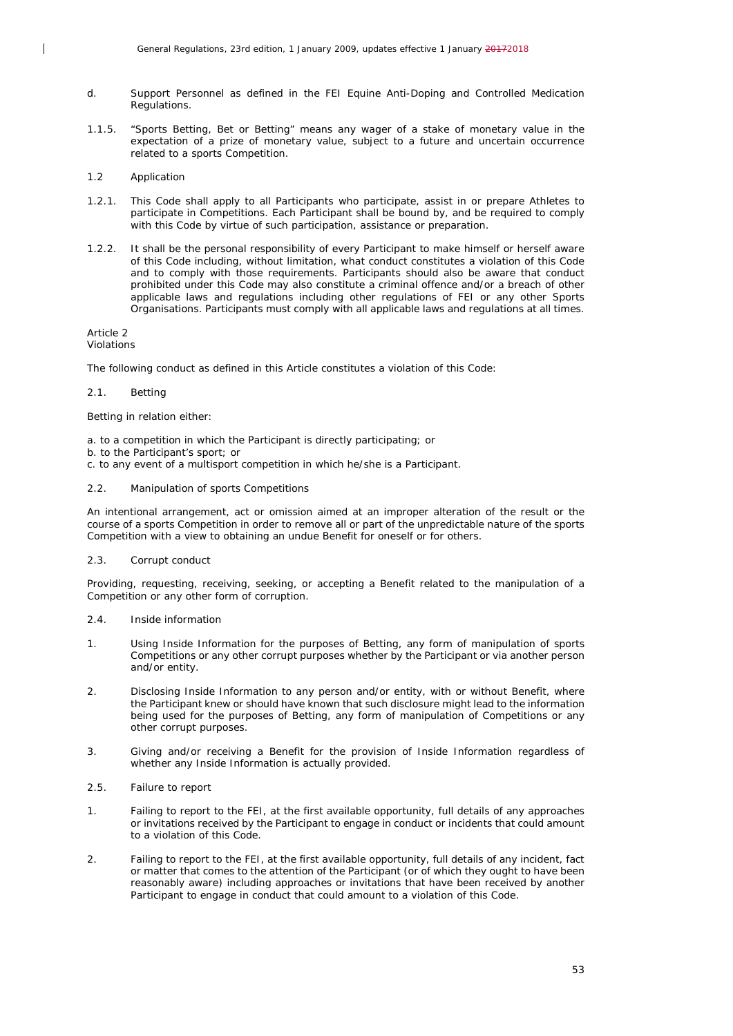d. Support Personnel as defined in the FEI Equine Anti-Doping and Controlled Medication Regulations.

1.1.5. "Sports Betting, Bet or Betting" means any wager of a stake of monetary value in the expectation of a prize of monetary value, subject to a future and uncertain occurrence related to a sports Competition.

1.2 Application

1.2.1. This Code shall apply to all Participants who participate, assist in or prepare Athletes to participate in Competitions. Each Participant shall be bound by, and be required to comply with this Code by virtue of such participation, assistance or preparation.

1.2.2. It shall be the personal responsibility of every Participant to make himself or herself aware of this Code including, without limitation, what conduct constitutes a violation of this Code and to comply with those requirements. Participants should also be aware that conduct prohibited under this Code may also constitute a criminal offence and/or a breach of other applicable laws and regulations including other regulations of FEI or any other Sports Organisations. Participants must comply with all applicable laws and regulations at all times.

Article 2
Violations

The following conduct as defined in this Article constitutes a violation of this Code:

2.1. Betting

Betting in relation either:

a. to a competition in which the Participant is directly participating; or
b. to the Participant's sport; or
c. to any event of a multisport competition in which he/she is a Participant.

2.2. Manipulation of sports Competitions

An intentional arrangement, act or omission aimed at an improper alteration of the result or the course of a sports Competition in order to remove all or part of the unpredictable nature of the sports Competition with a view to obtaining an undue Benefit for oneself or for others.

2.3. Corrupt conduct

Providing, requesting, receiving, seeking, or accepting a Benefit related to the manipulation of a Competition or any other form of corruption.

2.4. Inside information

1. Using Inside Information for the purposes of Betting, any form of manipulation of sports Competitions or any other corrupt purposes whether by the Participant or via another person and/or entity.

2. Disclosing Inside Information to any person and/or entity, with or without Benefit, where the Participant knew or should have known that such disclosure might lead to the information being used for the purposes of Betting, any form of manipulation of Competitions or any other corrupt purposes.

3. Giving and/or receiving a Benefit for the provision of Inside Information regardless of whether any Inside Information is actually provided.

2.5. Failure to report

1. Failing to report to the FEI, at the first available opportunity, full details of any approaches or invitations received by the Participant to engage in conduct or incidents that could amount to a violation of this Code.

2. Failing to report to the FEI, at the first available opportunity, full details of any incident, fact or matter that comes to the attention of the Participant (or of which they ought to have been reasonably aware) including approaches or invitations that have been received by another Participant to engage in conduct that could amount to a violation of this Code.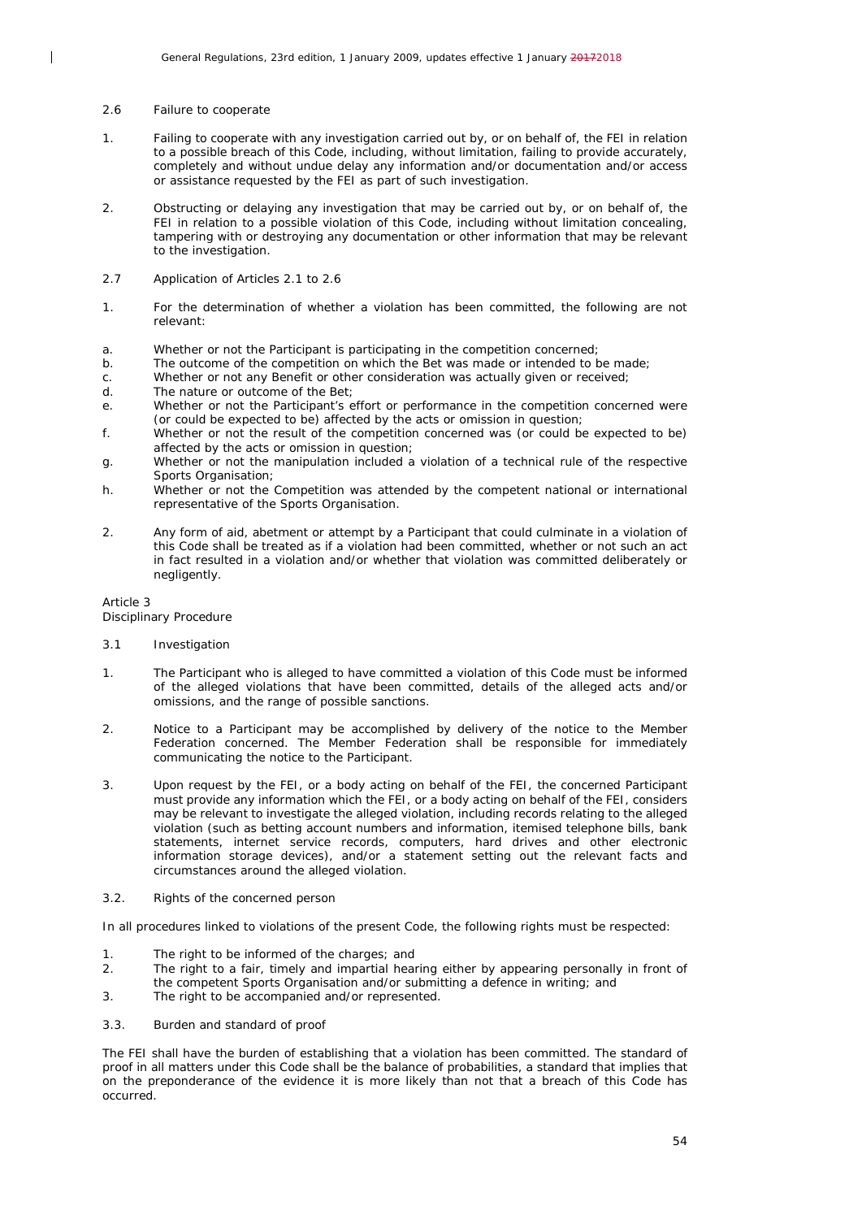2.6 Failure to cooperate

1. Failing to cooperate with any investigation carried out by, or on behalf of, the FEI in relation to a possible breach of this Code, including, without limitation, failing to provide accurately, completely and without undue delay any information and/or documentation and/or access or assistance requested by the FEI as part of such investigation.

2. Obstructing or delaying any investigation that may be carried out by, or on behalf of, the FEI in relation to a possible violation of this Code, including without limitation concealing, tampering with or destroying any documentation or other information that may be relevant to the investigation.

2.7 Application of Articles 2.1 to 2.6

1. For the determination of whether a violation has been committed, the following are not relevant:

a. Whether or not the Participant is participating in the competition concerned;
b. The outcome of the competition on which the Bet was made or intended to be made;
c. Whether or not any Benefit or other consideration was actually given or received;
d. The nature or outcome of the Bet;
e. Whether or not the Participant's effort or performance in the competition concerned were (or could be expected to be) affected by the acts or omission in question;
f. Whether or not the result of the competition concerned was (or could be expected to be) affected by the acts or omission in question;
g. Whether or not the manipulation included a violation of a technical rule of the respective Sports Organisation;
h. Whether or not the Competition was attended by the competent national or international representative of the Sports Organisation.

2. Any form of aid, abetment or attempt by a Participant that could culminate in a violation of this Code shall be treated as if a violation had been committed, whether or not such an act in fact resulted in a violation and/or whether that violation was committed deliberately or negligently.

Article 3
Disciplinary Procedure

3.1 Investigation

1. The Participant who is alleged to have committed a violation of this Code must be informed of the alleged violations that have been committed, details of the alleged acts and/or omissions, and the range of possible sanctions.

2. Notice to a Participant may be accomplished by delivery of the notice to the Member Federation concerned. The Member Federation shall be responsible for immediately communicating the notice to the Participant.

3. Upon request by the FEI, or a body acting on behalf of the FEI, the concerned Participant must provide any information which the FEI, or a body acting on behalf of the FEI, considers may be relevant to investigate the alleged violation, including records relating to the alleged violation (such as betting account numbers and information, itemised telephone bills, bank statements, internet service records, computers, hard drives and other electronic information storage devices), and/or a statement setting out the relevant facts and circumstances around the alleged violation.

3.2. Rights of the concerned person

In all procedures linked to violations of the present Code, the following rights must be respected:

1. The right to be informed of the charges; and
2. The right to a fair, timely and impartial hearing either by appearing personally in front of the competent Sports Organisation and/or submitting a defence in writing; and
3. The right to be accompanied and/or represented.

3.3. Burden and standard of proof

The FEI shall have the burden of establishing that a violation has been committed. The standard of proof in all matters under this Code shall be the balance of probabilities, a standard that implies that on the preponderance of the evidence it is more likely than not that a breach of this Code has occurred.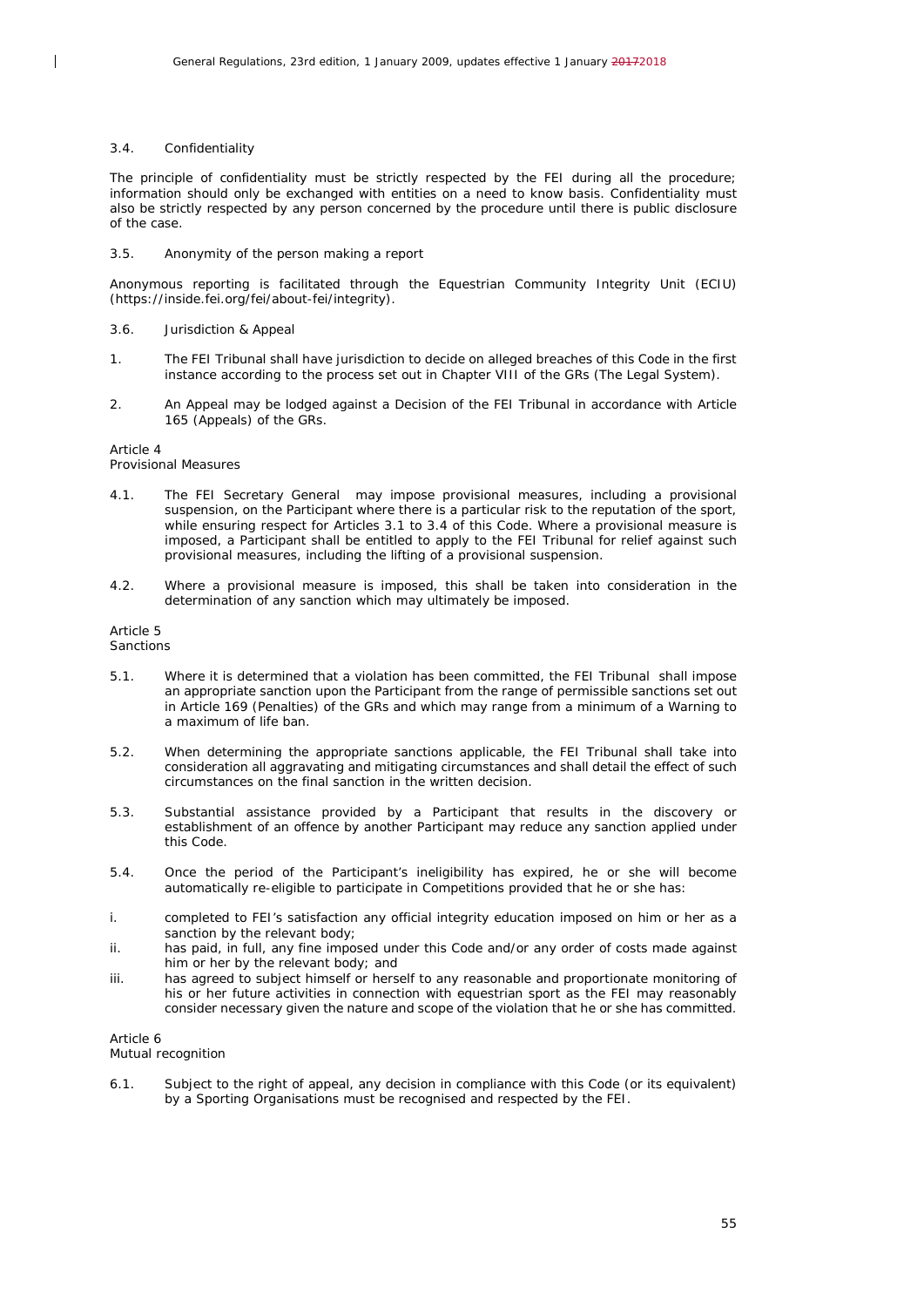3.4. Confidentiality

The principle of confidentiality must be strictly respected by the FEI during all the procedure; information should only be exchanged with entities on a need to know basis. Confidentiality must also be strictly respected by any person concerned by the procedure until there is public disclosure of the case.

3.5. Anonymity of the person making a report

Anonymous reporting is facilitated through the Equestrian Community Integrity Unit (ECIU) (https://inside.fei.org/fei/about-fei/integrity).

3.6. Jurisdiction & Appeal

1. The FEI Tribunal shall have jurisdiction to decide on alleged breaches of this Code in the first instance according to the process set out in Chapter VIII of the GRs (The Legal System).

2. An Appeal may be lodged against a Decision of the FEI Tribunal in accordance with Article 165 (Appeals) of the GRs.

## Article 4
Provisional Measures

4.1. The FEI Secretary General may impose provisional measures, including a provisional suspension, on the Participant where there is a particular risk to the reputation of the sport, while ensuring respect for Articles 3.1 to 3.4 of this Code. Where a provisional measure is imposed, a Participant shall be entitled to apply to the FEI Tribunal for relief against such provisional measures, including the lifting of a provisional suspension.

4.2. Where a provisional measure is imposed, this shall be taken into consideration in the determination of any sanction which may ultimately be imposed.

## Article 5
Sanctions

5.1. Where it is determined that a violation has been committed, the FEI Tribunal shall impose an appropriate sanction upon the Participant from the range of permissible sanctions set out in Article 169 (Penalties) of the GRs and which may range from a minimum of a Warning to a maximum of life ban.

5.2. When determining the appropriate sanctions applicable, the FEI Tribunal shall take into consideration all aggravating and mitigating circumstances and shall detail the effect of such circumstances on the final sanction in the written decision.

5.3. Substantial assistance provided by a Participant that results in the discovery or establishment of an offence by another Participant may reduce any sanction applied under this Code.

5.4. Once the period of the Participant's ineligibility has expired, he or she will become automatically re-eligible to participate in Competitions provided that he or she has:

i. completed to FEI's satisfaction any official integrity education imposed on him or her as a sanction by the relevant body;
ii. has paid, in full, any fine imposed under this Code and/or any order of costs made against him or her by the relevant body; and
iii. has agreed to subject himself or herself to any reasonable and proportionate monitoring of his or her future activities in connection with equestrian sport as the FEI may reasonably consider necessary given the nature and scope of the violation that he or she has committed.

## Article 6
Mutual recognition

6.1. Subject to the right of appeal, any decision in compliance with this Code (or its equivalent) by a Sporting Organisations must be recognised and respected by the FEI.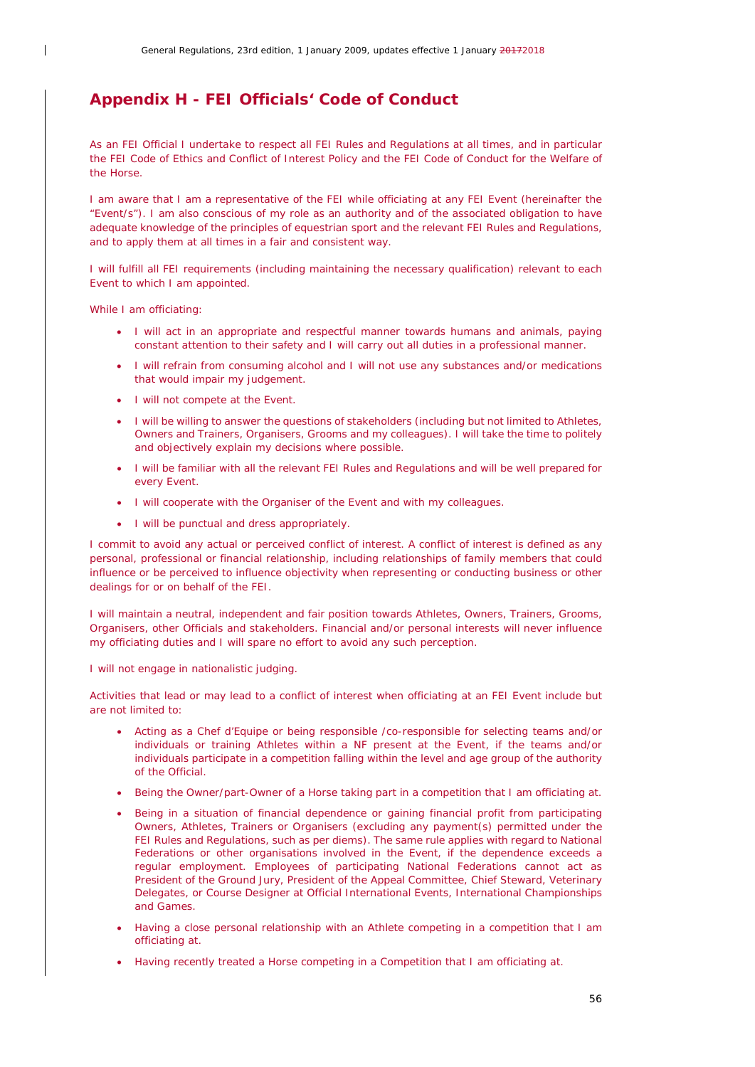## Appendix H - FEI Officials' Code of Conduct

As an FEI Official I undertake to respect all FEI Rules and Regulations at all times, and in particular the FEI Code of Ethics and Conflict of Interest Policy and the FEI Code of Conduct for the Welfare of the Horse.

I am aware that I am a representative of the FEI while officiating at any FEI Event (hereinafter the "Event/s"). I am also conscious of my role as an authority and of the associated obligation to have adequate knowledge of the principles of equestrian sport and the relevant FEI Rules and Regulations, and to apply them at all times in a fair and consistent way.

I will fulfill all FEI requirements (including maintaining the necessary qualification) relevant to each Event to which I am appointed.

While I am officiating:

- I will act in an appropriate and respectful manner towards humans and animals, paying constant attention to their safety and I will carry out all duties in a professional manner.
- I will refrain from consuming alcohol and I will not use any substances and/or medications that would impair my judgement.
- I will not compete at the Event.
- I will be willing to answer the questions of stakeholders (including but not limited to Athletes, Owners and Trainers, Organisers, Grooms and my colleagues). I will take the time to politely and objectively explain my decisions where possible.
- I will be familiar with all the relevant FEI Rules and Regulations and will be well prepared for every Event.
- I will cooperate with the Organiser of the Event and with my colleagues.
- I will be punctual and dress appropriately.

I commit to avoid any actual or perceived conflict of interest. A conflict of interest is defined as any personal, professional or financial relationship, including relationships of family members that could influence or be perceived to influence objectivity when representing or conducting business or other dealings for or on behalf of the FEI.

I will maintain a neutral, independent and fair position towards Athletes, Owners, Trainers, Grooms, Organisers, other Officials and stakeholders. Financial and/or personal interests will never influence my officiating duties and I will spare no effort to avoid any such perception.

I will not engage in nationalistic judging.

Activities that lead or may lead to a conflict of interest when officiating at an FEI Event include but are not limited to:

- Acting as a Chef d'Equipe or being responsible /co-responsible for selecting teams and/or individuals or training Athletes within a NF present at the Event, if the teams and/or individuals participate in a competition falling within the level and age group of the authority of the Official.
- Being the Owner/part-Owner of a Horse taking part in a competition that I am officiating at.
- Being in a situation of financial dependence or gaining financial profit from participating Owners, Athletes, Trainers or Organisers (excluding any payment(s) permitted under the FEI Rules and Regulations, such as per diems). The same rule applies with regard to National Federations or other organisations involved in the Event, if the dependence exceeds a regular employment. Employees of participating National Federations cannot act as President of the Ground Jury, President of the Appeal Committee, Chief Steward, Veterinary Delegates, or Course Designer at Official International Events, International Championships and Games.
- Having a close personal relationship with an Athlete competing in a competition that I am officiating at.
- Having recently treated a Horse competing in a Competition that I am officiating at.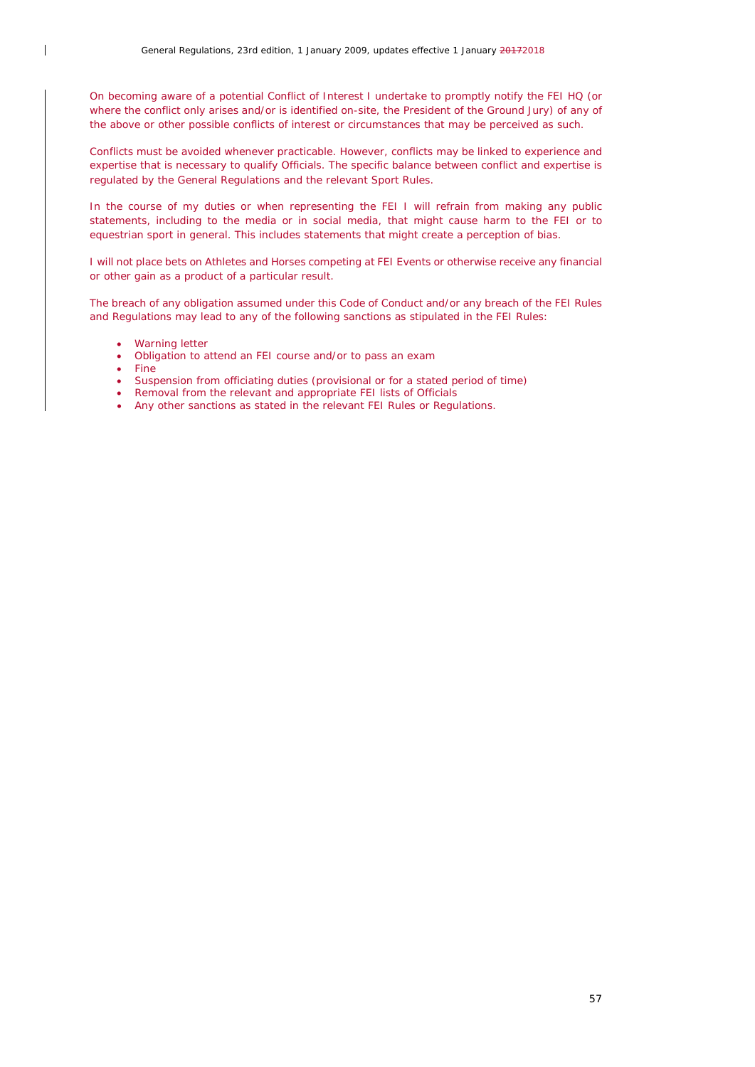On becoming aware of a potential Conflict of Interest I undertake to promptly notify the FEI HQ (or where the conflict only arises and/or is identified on-site, the President of the Ground Jury) of any of the above or other possible conflicts of interest or circumstances that may be perceived as such.

Conflicts must be avoided whenever practicable. However, conflicts may be linked to experience and expertise that is necessary to qualify Officials. The specific balance between conflict and expertise is regulated by the General Regulations and the relevant Sport Rules.

In the course of my duties or when representing the FEI I will refrain from making any public statements, including to the media or in social media, that might cause harm to the FEI or to equestrian sport in general. This includes statements that might create a perception of bias.

I will not place bets on Athletes and Horses competing at FEI Events or otherwise receive any financial or other gain as a product of a particular result.

The breach of any obligation assumed under this Code of Conduct and/or any breach of the FEI Rules and Regulations may lead to any of the following sanctions as stipulated in the FEI Rules:

- Warning letter
- Obligation to attend an FEI course and/or to pass an exam
- Fine
- Suspension from officiating duties (provisional or for a stated period of time)
- Removal from the relevant and appropriate FEI lists of Officials
- Any other sanctions as stated in the relevant FEI Rules or Regulations.